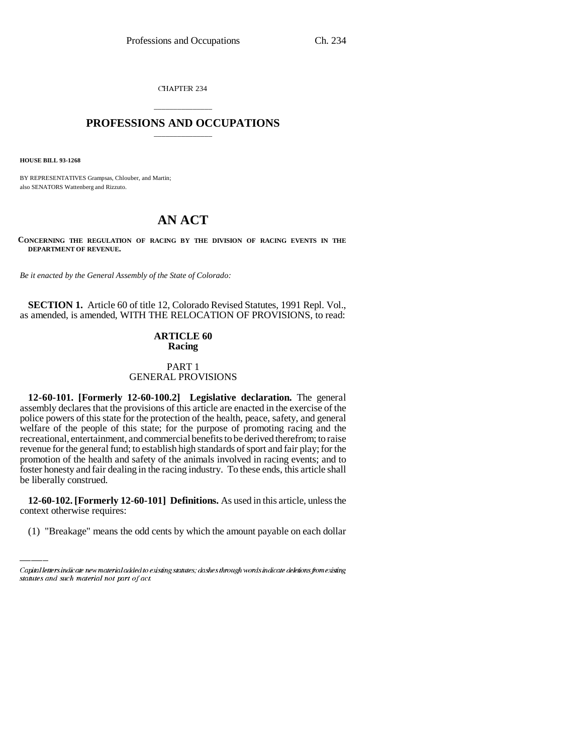CHAPTER 234

# PROFESSIONS AND OCCUPATIONS

**HOUSE BILL 93-1268**

BY REPRESENTATIVES Grampsas, Chlouber, and Martin;
also SENATORS Wattenberg and Rizzuto.

# AN ACT

**CONCERNING THE REGULATION OF RACING BY THE DIVISION OF RACING EVENTS IN THE DEPARTMENT OF REVENUE.**

*Be it enacted by the General Assembly of the State of Colorado:*

**SECTION 1.** Article 60 of title 12, Colorado Revised Statutes, 1991 Repl. Vol., as amended, is amended, WITH THE RELOCATION OF PROVISIONS, to read:

## ARTICLE 60
## Racing

### PART 1
### GENERAL PROVISIONS

**12-60-101. [Formerly 12-60-100.2] Legislative declaration.** The general assembly declares that the provisions of this article are enacted in the exercise of the police powers of this state for the protection of the health, peace, safety, and general welfare of the people of this state; for the purpose of promoting racing and the recreational, entertainment, and commercial benefits to be derived therefrom; to raise revenue for the general fund; to establish high standards of sport and fair play; for the promotion of the health and safety of the animals involved in racing events; and to foster honesty and fair dealing in the racing industry. To these ends, this article shall be liberally construed.

**12-60-102. [Formerly 12-60-101] Definitions.** As used in this article, unless the context otherwise requires:

(1) "Breakage" means the odd cents by which the amount payable on each dollar

Capital letters indicate new material added to existing statutes; dashes through words indicate deletions from existing statutes and such material not part of act.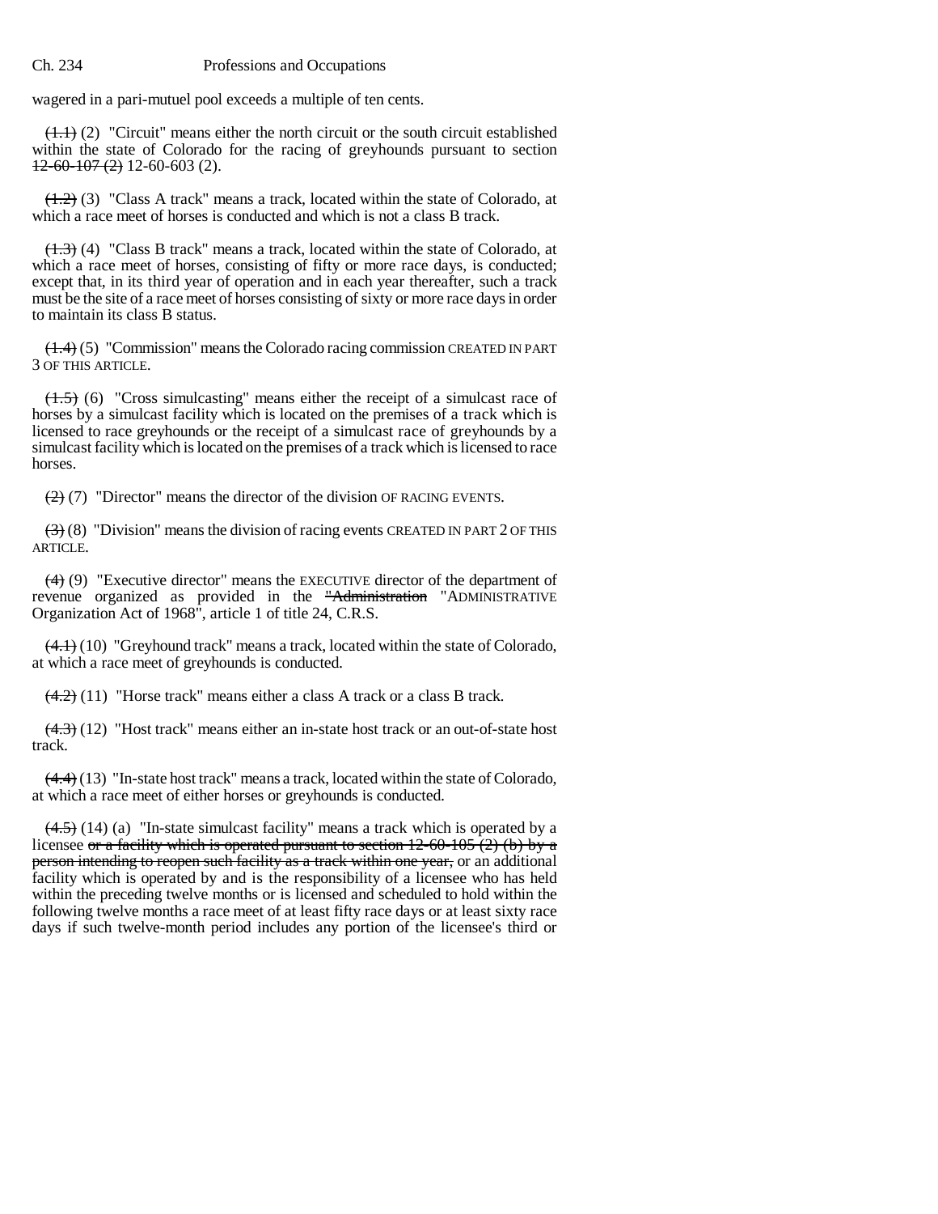wagered in a pari-mutuel pool exceeds a multiple of ten cents.

~~(1.1)~~ (2) "Circuit" means either the north circuit or the south circuit established within the state of Colorado for the racing of greyhounds pursuant to section ~~12-60-107 (2)~~ 12-60-603 (2).

~~(1.2)~~ (3) "Class A track" means a track, located within the state of Colorado, at which a race meet of horses is conducted and which is not a class B track.

~~(1.3)~~ (4) "Class B track" means a track, located within the state of Colorado, at which a race meet of horses, consisting of fifty or more race days, is conducted; except that, in its third year of operation and in each year thereafter, such a track must be the site of a race meet of horses consisting of sixty or more race days in order to maintain its class B status.

~~(1.4)~~ (5) "Commission" means the Colorado racing commission CREATED IN PART 3 OF THIS ARTICLE.

~~(1.5)~~ (6) "Cross simulcasting" means either the receipt of a simulcast race of horses by a simulcast facility which is located on the premises of a track which is licensed to race greyhounds or the receipt of a simulcast race of greyhounds by a simulcast facility which is located on the premises of a track which is licensed to race horses.

~~(2)~~ (7) "Director" means the director of the division OF RACING EVENTS.

~~(3)~~ (8) "Division" means the division of racing events CREATED IN PART 2 OF THIS ARTICLE.

~~(4)~~ (9) "Executive director" means the EXECUTIVE director of the department of revenue organized as provided in the ~~"Administration~~ "ADMINISTRATIVE Organization Act of 1968", article 1 of title 24, C.R.S.

~~(4.1)~~ (10) "Greyhound track" means a track, located within the state of Colorado, at which a race meet of greyhounds is conducted.

~~(4.2)~~ (11) "Horse track" means either a class A track or a class B track.

~~(4.3)~~ (12) "Host track" means either an in-state host track or an out-of-state host track.

~~(4.4)~~ (13) "In-state host track" means a track, located within the state of Colorado, at which a race meet of either horses or greyhounds is conducted.

~~(4.5)~~ (14) (a) "In-state simulcast facility" means a track which is operated by a licensee ~~or a facility which is operated pursuant to section 12-60-105 (2) (b) by a person intending to reopen such facility as a track within one year,~~ or an additional facility which is operated by and is the responsibility of a licensee who has held within the preceding twelve months or is licensed and scheduled to hold within the following twelve months a race meet of at least fifty race days or at least sixty race days if such twelve-month period includes any portion of the licensee's third or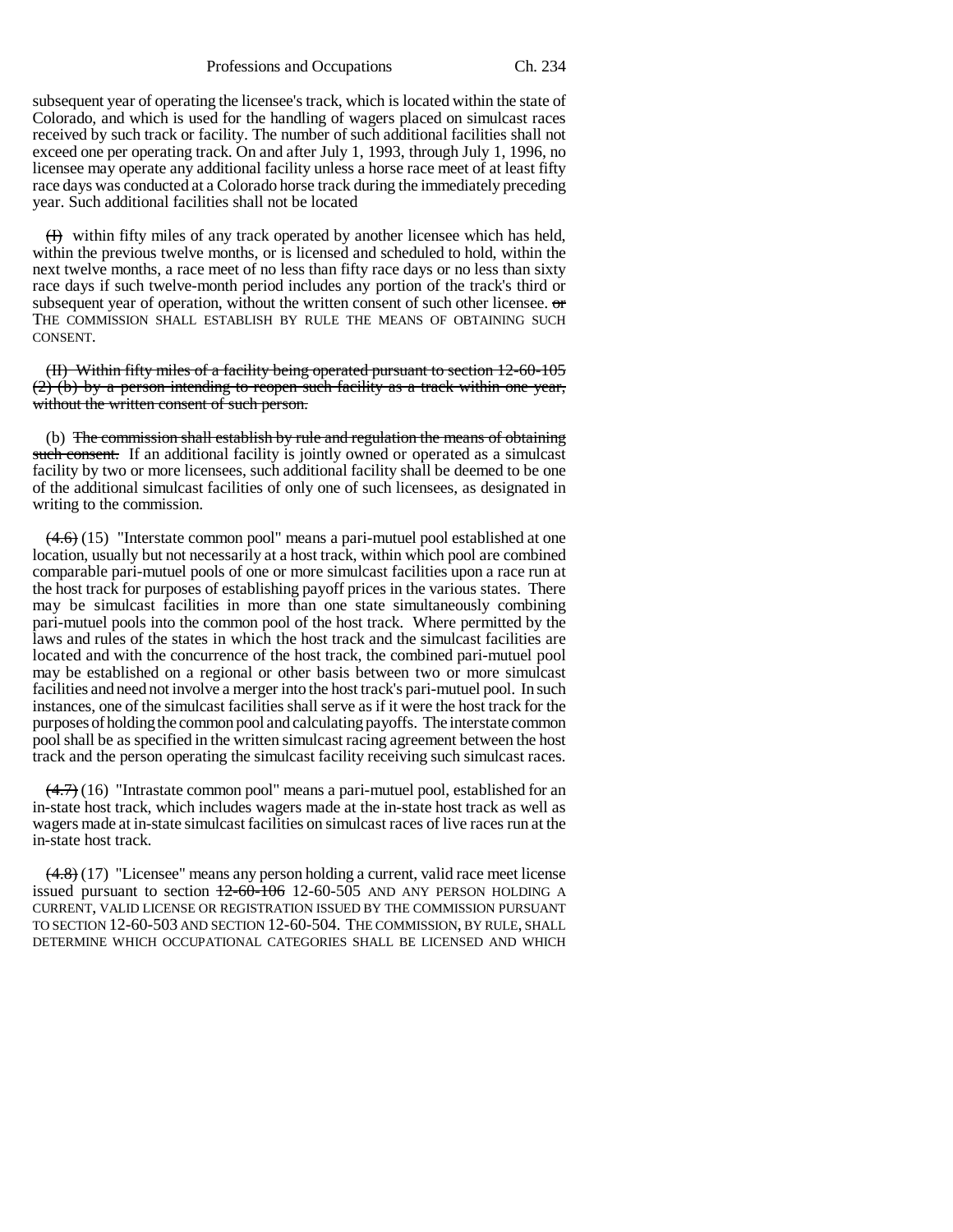subsequent year of operating the licensee's track, which is located within the state of Colorado, and which is used for the handling of wagers placed on simulcast races received by such track or facility. The number of such additional facilities shall not exceed one per operating track. On and after July 1, 1993, through July 1, 1996, no licensee may operate any additional facility unless a horse race meet of at least fifty race days was conducted at a Colorado horse track during the immediately preceding year. Such additional facilities shall not be located

~~(I)~~ within fifty miles of any track operated by another licensee which has held, within the previous twelve months, or is licensed and scheduled to hold, within the next twelve months, a race meet of no less than fifty race days or no less than sixty race days if such twelve-month period includes any portion of the track's third or subsequent year of operation, without the written consent of such other licensee. ~~or~~ THE COMMISSION SHALL ESTABLISH BY RULE THE MEANS OF OBTAINING SUCH CONSENT.

~~(II) Within fifty miles of a facility being operated pursuant to section 12-60-105 (2) (b) by a person intending to reopen such facility as a track within one year, without the written consent of such person.~~

(b) ~~The commission shall establish by rule and regulation the means of obtaining such consent.~~ If an additional facility is jointly owned or operated as a simulcast facility by two or more licensees, such additional facility shall be deemed to be one of the additional simulcast facilities of only one of such licensees, as designated in writing to the commission.

~~(4.6)~~ (15) "Interstate common pool" means a pari-mutuel pool established at one location, usually but not necessarily at a host track, within which pool are combined comparable pari-mutuel pools of one or more simulcast facilities upon a race run at the host track for purposes of establishing payoff prices in the various states. There may be simulcast facilities in more than one state simultaneously combining pari-mutuel pools into the common pool of the host track. Where permitted by the laws and rules of the states in which the host track and the simulcast facilities are located and with the concurrence of the host track, the combined pari-mutuel pool may be established on a regional or other basis between two or more simulcast facilities and need not involve a merger into the host track's pari-mutuel pool. In such instances, one of the simulcast facilities shall serve as if it were the host track for the purposes of holding the common pool and calculating payoffs. The interstate common pool shall be as specified in the written simulcast racing agreement between the host track and the person operating the simulcast facility receiving such simulcast races.

~~(4.7)~~ (16) "Intrastate common pool" means a pari-mutuel pool, established for an in-state host track, which includes wagers made at the in-state host track as well as wagers made at in-state simulcast facilities on simulcast races of live races run at the in-state host track.

~~(4.8)~~ (17) "Licensee" means any person holding a current, valid race meet license issued pursuant to section ~~12-60-106~~ 12-60-505 AND ANY PERSON HOLDING A CURRENT, VALID LICENSE OR REGISTRATION ISSUED BY THE COMMISSION PURSUANT TO SECTION 12-60-503 AND SECTION 12-60-504. THE COMMISSION, BY RULE, SHALL DETERMINE WHICH OCCUPATIONAL CATEGORIES SHALL BE LICENSED AND WHICH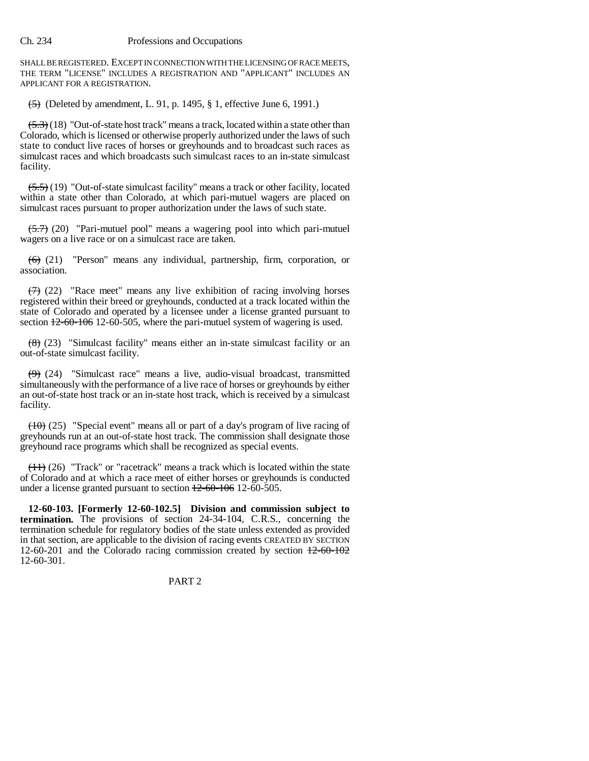SHALL BE REGISTERED. EXCEPT IN CONNECTION WITH THE LICENSING OF RACE MEETS, THE TERM "LICENSE" INCLUDES A REGISTRATION AND "APPLICANT" INCLUDES AN APPLICANT FOR A REGISTRATION.

~~(5)~~ (Deleted by amendment, L. 91, p. 1495, § 1, effective June 6, 1991.)

~~(5.3)~~ (18) "Out-of-state host track" means a track, located within a state other than Colorado, which is licensed or otherwise properly authorized under the laws of such state to conduct live races of horses or greyhounds and to broadcast such races as simulcast races and which broadcasts such simulcast races to an in-state simulcast facility.

~~(5.5)~~ (19) "Out-of-state simulcast facility" means a track or other facility, located within a state other than Colorado, at which pari-mutuel wagers are placed on simulcast races pursuant to proper authorization under the laws of such state.

~~(5.7)~~ (20) "Pari-mutuel pool" means a wagering pool into which pari-mutuel wagers on a live race or on a simulcast race are taken.

~~(6)~~ (21) "Person" means any individual, partnership, firm, corporation, or association.

~~(7)~~ (22) "Race meet" means any live exhibition of racing involving horses registered within their breed or greyhounds, conducted at a track located within the state of Colorado and operated by a licensee under a license granted pursuant to section ~~12-60-106~~ 12-60-505, where the pari-mutuel system of wagering is used.

~~(8)~~ (23) "Simulcast facility" means either an in-state simulcast facility or an out-of-state simulcast facility.

~~(9)~~ (24) "Simulcast race" means a live, audio-visual broadcast, transmitted simultaneously with the performance of a live race of horses or greyhounds by either an out-of-state host track or an in-state host track, which is received by a simulcast facility.

~~(10)~~ (25) "Special event" means all or part of a day's program of live racing of greyhounds run at an out-of-state host track. The commission shall designate those greyhound race programs which shall be recognized as special events.

~~(11)~~ (26) "Track" or "racetrack" means a track which is located within the state of Colorado and at which a race meet of either horses or greyhounds is conducted under a license granted pursuant to section ~~12-60-106~~ 12-60-505.

**12-60-103. [Formerly 12-60-102.5] Division and commission subject to termination.** The provisions of section 24-34-104, C.R.S., concerning the termination schedule for regulatory bodies of the state unless extended as provided in that section, are applicable to the division of racing events CREATED BY SECTION 12-60-201 and the Colorado racing commission created by section ~~12-60-102~~ 12-60-301.

PART 2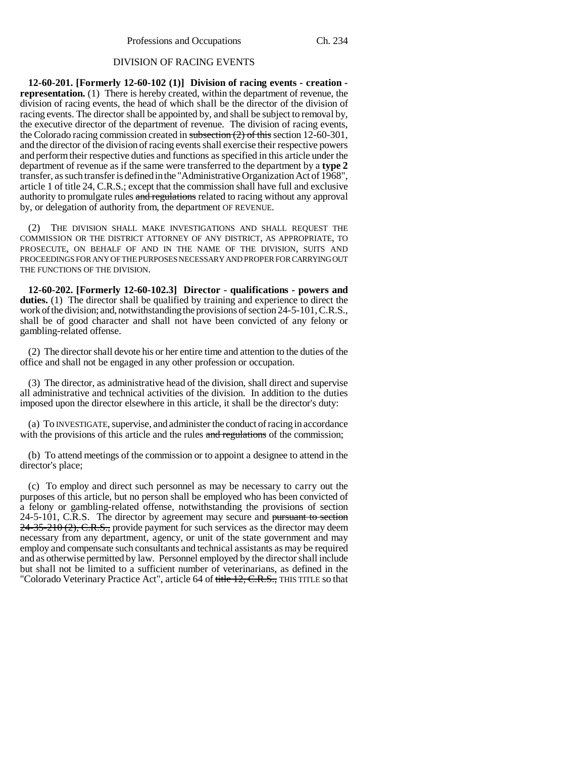DIVISION OF RACING EVENTS

**12-60-201. [Formerly 12-60-102 (1)] Division of racing events - creation - representation.** (1) There is hereby created, within the department of revenue, the division of racing events, the head of which shall be the director of the division of racing events. The director shall be appointed by, and shall be subject to removal by, the executive director of the department of revenue. The division of racing events, the Colorado racing commission created in ~~subsection (2) of this~~ section 12-60-301, and the director of the division of racing events shall exercise their respective powers and perform their respective duties and functions as specified in this article under the department of revenue as if the same were transferred to the department by a **type 2** transfer, as such transfer is defined in the "Administrative Organization Act of 1968", article 1 of title 24, C.R.S.; except that the commission shall have full and exclusive authority to promulgate rules ~~and regulations~~ related to racing without any approval by, or delegation of authority from, the department OF REVENUE.

(2) THE DIVISION SHALL MAKE INVESTIGATIONS AND SHALL REQUEST THE COMMISSION OR THE DISTRICT ATTORNEY OF ANY DISTRICT, AS APPROPRIATE, TO PROSECUTE, ON BEHALF OF AND IN THE NAME OF THE DIVISION, SUITS AND PROCEEDINGS FOR ANY OF THE PURPOSES NECESSARY AND PROPER FOR CARRYING OUT THE FUNCTIONS OF THE DIVISION.

**12-60-202. [Formerly 12-60-102.3] Director - qualifications - powers and duties.** (1) The director shall be qualified by training and experience to direct the work of the division; and, notwithstanding the provisions of section 24-5-101, C.R.S., shall be of good character and shall not have been convicted of any felony or gambling-related offense.

(2) The director shall devote his or her entire time and attention to the duties of the office and shall not be engaged in any other profession or occupation.

(3) The director, as administrative head of the division, shall direct and supervise all administrative and technical activities of the division. In addition to the duties imposed upon the director elsewhere in this article, it shall be the director's duty:

(a) To INVESTIGATE, supervise, and administer the conduct of racing in accordance with the provisions of this article and the rules ~~and regulations~~ of the commission;

(b) To attend meetings of the commission or to appoint a designee to attend in the director's place;

(c) To employ and direct such personnel as may be necessary to carry out the purposes of this article, but no person shall be employed who has been convicted of a felony or gambling-related offense, notwithstanding the provisions of section 24-5-101, C.R.S. The director by agreement may secure and ~~pursuant to section 24-35-210 (2), C.R.S.,~~ provide payment for such services as the director may deem necessary from any department, agency, or unit of the state government and may employ and compensate such consultants and technical assistants as may be required and as otherwise permitted by law. Personnel employed by the director shall include but shall not be limited to a sufficient number of veterinarians, as defined in the "Colorado Veterinary Practice Act", article 64 of ~~title 12, C.R.S.,~~ THIS TITLE so that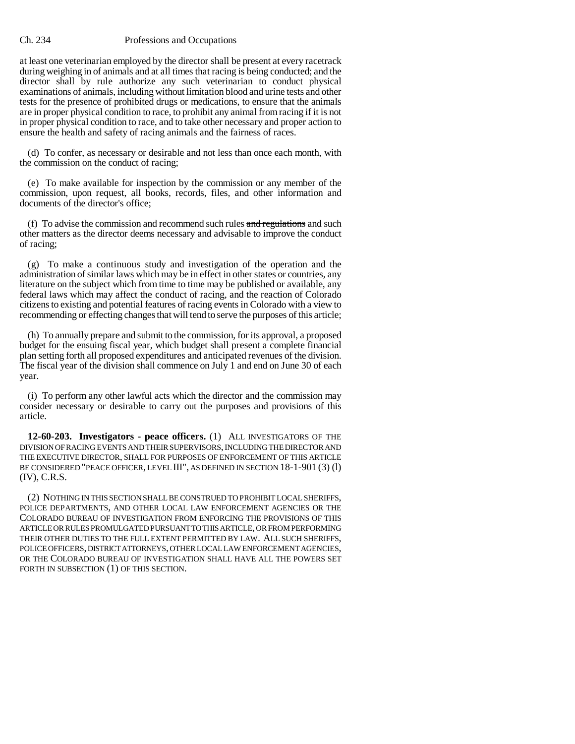at least one veterinarian employed by the director shall be present at every racetrack during weighing in of animals and at all times that racing is being conducted; and the director shall by rule authorize any such veterinarian to conduct physical examinations of animals, including without limitation blood and urine tests and other tests for the presence of prohibited drugs or medications, to ensure that the animals are in proper physical condition to race, to prohibit any animal from racing if it is not in proper physical condition to race, and to take other necessary and proper action to ensure the health and safety of racing animals and the fairness of races.

(d) To confer, as necessary or desirable and not less than once each month, with the commission on the conduct of racing;

(e) To make available for inspection by the commission or any member of the commission, upon request, all books, records, files, and other information and documents of the director's office;

(f) To advise the commission and recommend such rules ~~and regulations~~ and such other matters as the director deems necessary and advisable to improve the conduct of racing;

(g) To make a continuous study and investigation of the operation and the administration of similar laws which may be in effect in other states or countries, any literature on the subject which from time to time may be published or available, any federal laws which may affect the conduct of racing, and the reaction of Colorado citizens to existing and potential features of racing events in Colorado with a view to recommending or effecting changes that will tend to serve the purposes of this article;

(h) To annually prepare and submit to the commission, for its approval, a proposed budget for the ensuing fiscal year, which budget shall present a complete financial plan setting forth all proposed expenditures and anticipated revenues of the division. The fiscal year of the division shall commence on July 1 and end on June 30 of each year.

(i) To perform any other lawful acts which the director and the commission may consider necessary or desirable to carry out the purposes and provisions of this article.

**12-60-203. Investigators - peace officers.** (1) ALL INVESTIGATORS OF THE DIVISION OF RACING EVENTS AND THEIR SUPERVISORS, INCLUDING THE DIRECTOR AND THE EXECUTIVE DIRECTOR, SHALL FOR PURPOSES OF ENFORCEMENT OF THIS ARTICLE BE CONSIDERED "PEACE OFFICER, LEVEL III", AS DEFINED IN SECTION 18-1-901 (3) (l) (IV), C.R.S.

(2) NOTHING IN THIS SECTION SHALL BE CONSTRUED TO PROHIBIT LOCAL SHERIFFS, POLICE DEPARTMENTS, AND OTHER LOCAL LAW ENFORCEMENT AGENCIES OR THE COLORADO BUREAU OF INVESTIGATION FROM ENFORCING THE PROVISIONS OF THIS ARTICLE OR RULES PROMULGATED PURSUANT TO THIS ARTICLE, OR FROM PERFORMING THEIR OTHER DUTIES TO THE FULL EXTENT PERMITTED BY LAW. ALL SUCH SHERIFFS, POLICE OFFICERS, DISTRICT ATTORNEYS, OTHER LOCAL LAW ENFORCEMENT AGENCIES, OR THE COLORADO BUREAU OF INVESTIGATION SHALL HAVE ALL THE POWERS SET FORTH IN SUBSECTION (1) OF THIS SECTION.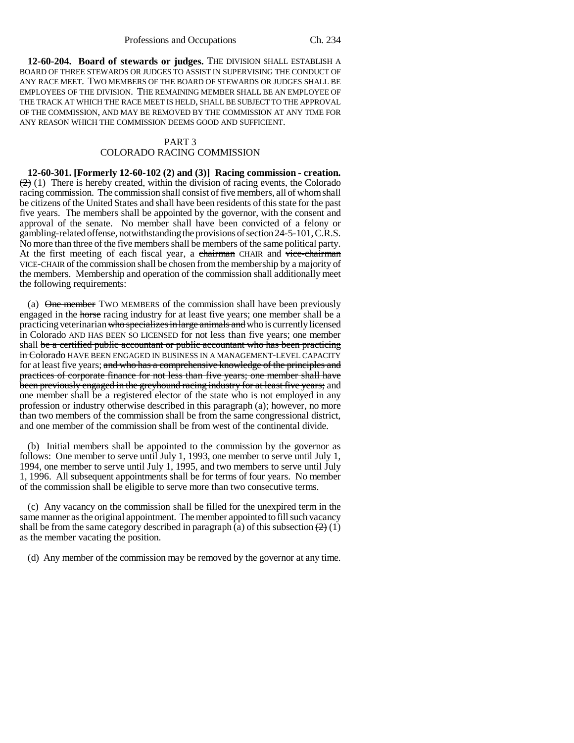**12-60-204. Board of stewards or judges.** THE DIVISION SHALL ESTABLISH A BOARD OF THREE STEWARDS OR JUDGES TO ASSIST IN SUPERVISING THE CONDUCT OF ANY RACE MEET. TWO MEMBERS OF THE BOARD OF STEWARDS OR JUDGES SHALL BE EMPLOYEES OF THE DIVISION. THE REMAINING MEMBER SHALL BE AN EMPLOYEE OF THE TRACK AT WHICH THE RACE MEET IS HELD, SHALL BE SUBJECT TO THE APPROVAL OF THE COMMISSION, AND MAY BE REMOVED BY THE COMMISSION AT ANY TIME FOR ANY REASON WHICH THE COMMISSION DEEMS GOOD AND SUFFICIENT.

## PART 3
## COLORADO RACING COMMISSION

**12-60-301. [Formerly 12-60-102 (2) and (3)] Racing commission - creation.** ~~(2)~~ (1) There is hereby created, within the division of racing events, the Colorado racing commission. The commission shall consist of five members, all of whom shall be citizens of the United States and shall have been residents of this state for the past five years. The members shall be appointed by the governor, with the consent and approval of the senate. No member shall have been convicted of a felony or gambling-related offense, notwithstanding the provisions of section 24-5-101, C.R.S. No more than three of the five members shall be members of the same political party. At the first meeting of each fiscal year, a ~~chairman~~ CHAIR and ~~vice-chairman~~ VICE-CHAIR of the commission shall be chosen from the membership by a majority of the members. Membership and operation of the commission shall additionally meet the following requirements:

(a) ~~One member~~ TWO MEMBERS of the commission shall have been previously engaged in the ~~horse~~ racing industry for at least five years; one member shall be a practicing veterinarian ~~who specializes in large animals and~~ who is currently licensed in Colorado AND HAS BEEN SO LICENSED for not less than five years; one member shall ~~be a certified public accountant or public accountant who has been practicing in Colorado~~ HAVE BEEN ENGAGED IN BUSINESS IN A MANAGEMENT-LEVEL CAPACITY for at least five years; ~~and who has a comprehensive knowledge of the principles and practices of corporate finance for not less than five years; one member shall have been previously engaged in the greyhound racing industry for at least five years;~~ and one member shall be a registered elector of the state who is not employed in any profession or industry otherwise described in this paragraph (a); however, no more than two members of the commission shall be from the same congressional district, and one member of the commission shall be from west of the continental divide.

(b) Initial members shall be appointed to the commission by the governor as follows: One member to serve until July 1, 1993, one member to serve until July 1, 1994, one member to serve until July 1, 1995, and two members to serve until July 1, 1996. All subsequent appointments shall be for terms of four years. No member of the commission shall be eligible to serve more than two consecutive terms.

(c) Any vacancy on the commission shall be filled for the unexpired term in the same manner as the original appointment. The member appointed to fill such vacancy shall be from the same category described in paragraph (a) of this subsection ~~(2)~~ (1) as the member vacating the position.

(d) Any member of the commission may be removed by the governor at any time.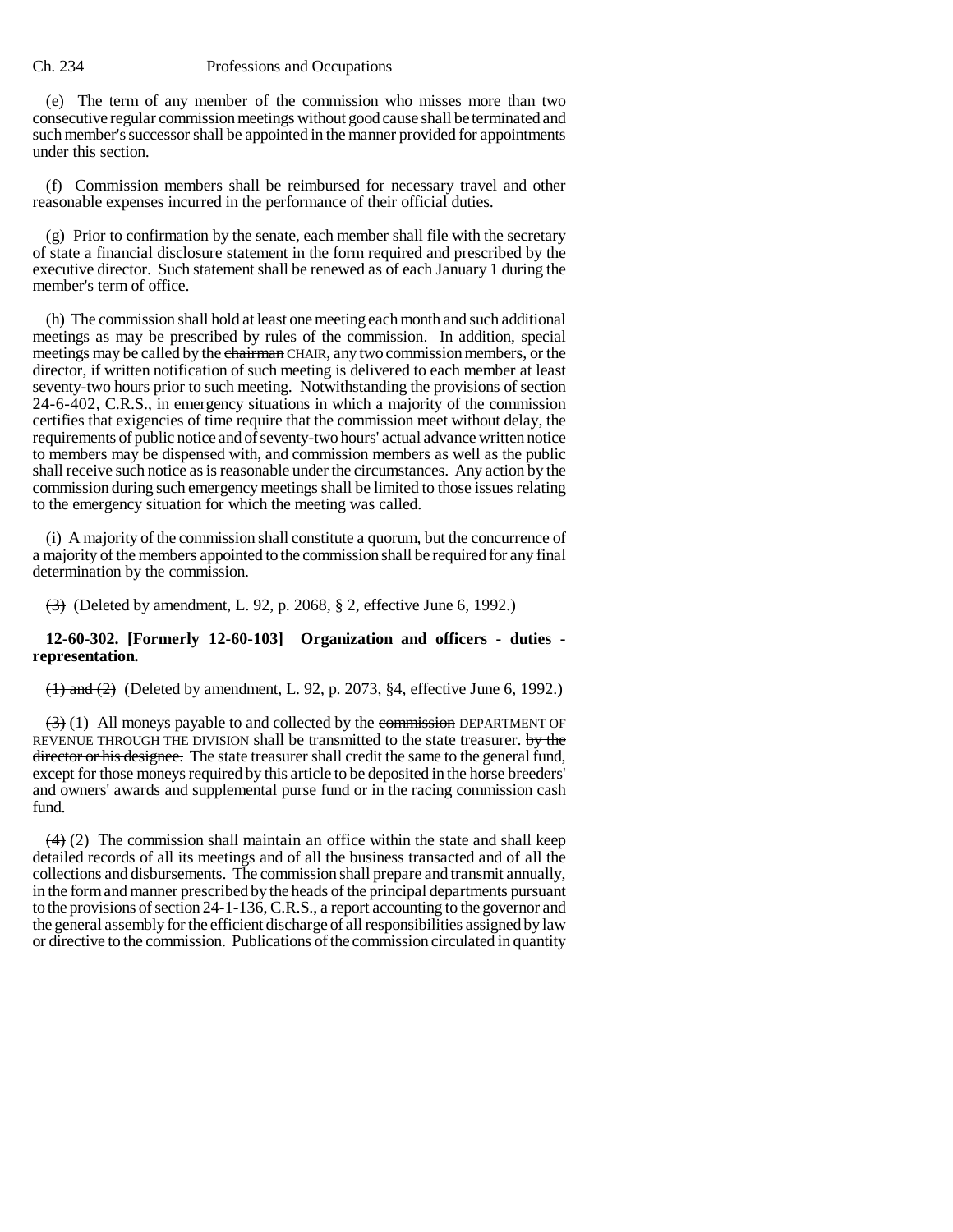(e) The term of any member of the commission who misses more than two consecutive regular commission meetings without good cause shall be terminated and such member's successor shall be appointed in the manner provided for appointments under this section.

(f) Commission members shall be reimbursed for necessary travel and other reasonable expenses incurred in the performance of their official duties.

(g) Prior to confirmation by the senate, each member shall file with the secretary of state a financial disclosure statement in the form required and prescribed by the executive director. Such statement shall be renewed as of each January 1 during the member's term of office.

(h) The commission shall hold at least one meeting each month and such additional meetings as may be prescribed by rules of the commission. In addition, special meetings may be called by the ~~chairman~~ CHAIR, any two commission members, or the director, if written notification of such meeting is delivered to each member at least seventy-two hours prior to such meeting. Notwithstanding the provisions of section 24-6-402, C.R.S., in emergency situations in which a majority of the commission certifies that exigencies of time require that the commission meet without delay, the requirements of public notice and of seventy-two hours' actual advance written notice to members may be dispensed with, and commission members as well as the public shall receive such notice as is reasonable under the circumstances. Any action by the commission during such emergency meetings shall be limited to those issues relating to the emergency situation for which the meeting was called.

(i) A majority of the commission shall constitute a quorum, but the concurrence of a majority of the members appointed to the commission shall be required for any final determination by the commission.

~~(3)~~ (Deleted by amendment, L. 92, p. 2068, § 2, effective June 6, 1992.)

**12-60-302. [Formerly 12-60-103] Organization and officers - duties - representation.**

~~(1) and (2)~~ (Deleted by amendment, L. 92, p. 2073, §4, effective June 6, 1992.)

~~(3)~~ (1) All moneys payable to and collected by the ~~commission~~ DEPARTMENT OF REVENUE THROUGH THE DIVISION shall be transmitted to the state treasurer. ~~by the director or his designee.~~ The state treasurer shall credit the same to the general fund, except for those moneys required by this article to be deposited in the horse breeders' and owners' awards and supplemental purse fund or in the racing commission cash fund.

~~(4)~~ (2) The commission shall maintain an office within the state and shall keep detailed records of all its meetings and of all the business transacted and of all the collections and disbursements. The commission shall prepare and transmit annually, in the form and manner prescribed by the heads of the principal departments pursuant to the provisions of section 24-1-136, C.R.S., a report accounting to the governor and the general assembly for the efficient discharge of all responsibilities assigned by law or directive to the commission. Publications of the commission circulated in quantity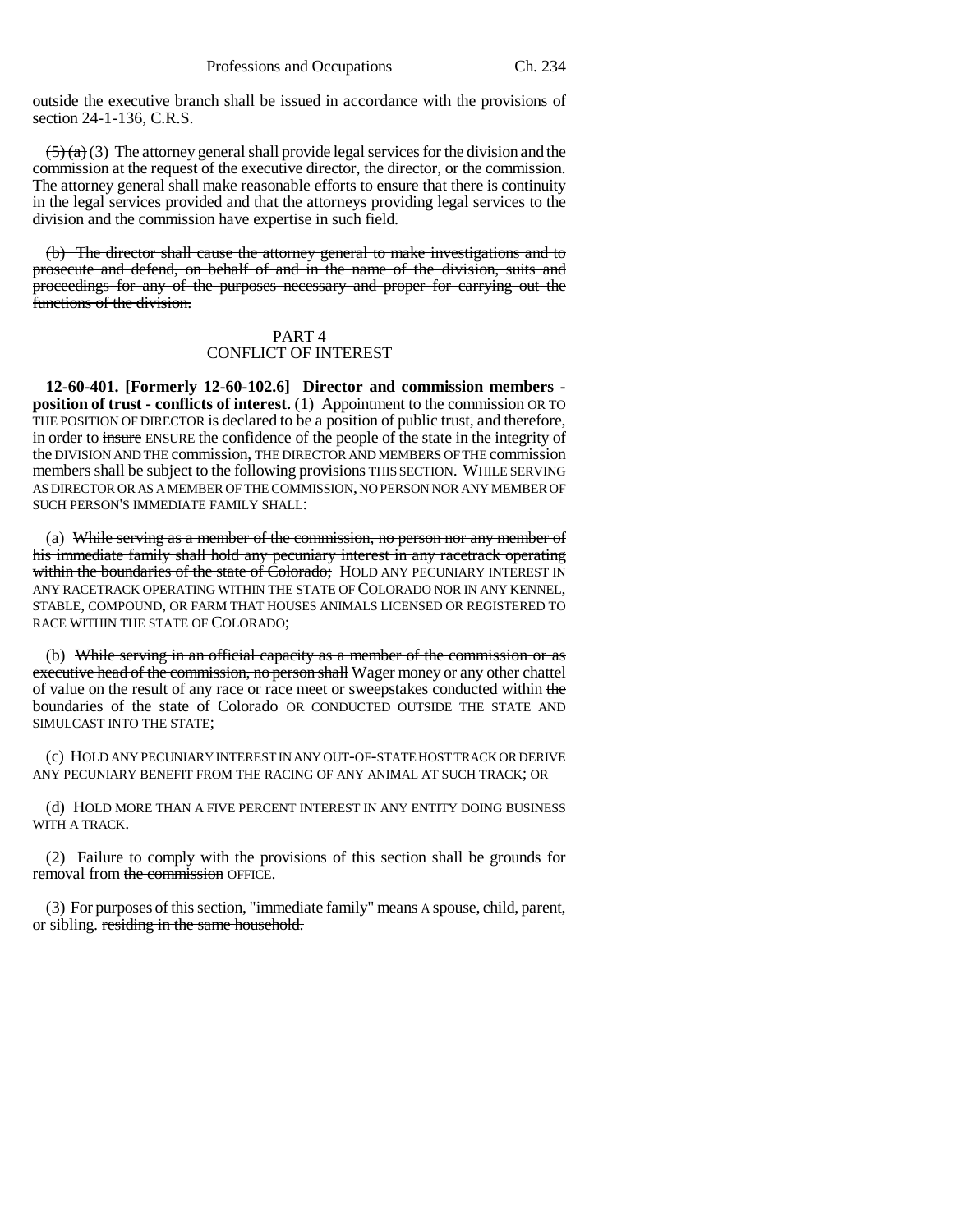outside the executive branch shall be issued in accordance with the provisions of section 24-1-136, C.R.S.

~~(5) (a)~~ (3) The attorney general shall provide legal services for the division and the commission at the request of the executive director, the director, or the commission. The attorney general shall make reasonable efforts to ensure that there is continuity in the legal services provided and that the attorneys providing legal services to the division and the commission have expertise in such field.

~~(b) The director shall cause the attorney general to make investigations and to prosecute and defend, on behalf of and in the name of the division, suits and proceedings for any of the purposes necessary and proper for carrying out the functions of the division.~~

## PART 4
## CONFLICT OF INTEREST

**12-60-401. [Formerly 12-60-102.6] Director and commission members - position of trust - conflicts of interest.** (1) Appointment to the commission OR TO THE POSITION OF DIRECTOR is declared to be a position of public trust, and therefore, in order to ~~insure~~ ENSURE the confidence of the people of the state in the integrity of the DIVISION AND THE commission, THE DIRECTOR AND MEMBERS OF THE commission ~~members~~ shall be subject to ~~the following provisions~~ THIS SECTION. WHILE SERVING AS DIRECTOR OR AS A MEMBER OF THE COMMISSION, NO PERSON NOR ANY MEMBER OF SUCH PERSON'S IMMEDIATE FAMILY SHALL:

(a) ~~While serving as a member of the commission, no person nor any member of his immediate family shall hold any pecuniary interest in any racetrack operating within the boundaries of the state of Colorado;~~ HOLD ANY PECUNIARY INTEREST IN ANY RACETRACK OPERATING WITHIN THE STATE OF COLORADO NOR IN ANY KENNEL, STABLE, COMPOUND, OR FARM THAT HOUSES ANIMALS LICENSED OR REGISTERED TO RACE WITHIN THE STATE OF COLORADO;

(b) ~~While serving in an official capacity as a member of the commission or as executive head of the commission, no person shall~~ Wager money or any other chattel of value on the result of any race or race meet or sweepstakes conducted within ~~the boundaries of~~ the state of Colorado OR CONDUCTED OUTSIDE THE STATE AND SIMULCAST INTO THE STATE;

(c) HOLD ANY PECUNIARY INTEREST IN ANY OUT-OF-STATE HOST TRACK OR DERIVE ANY PECUNIARY BENEFIT FROM THE RACING OF ANY ANIMAL AT SUCH TRACK; OR

(d) HOLD MORE THAN A FIVE PERCENT INTEREST IN ANY ENTITY DOING BUSINESS WITH A TRACK.

(2) Failure to comply with the provisions of this section shall be grounds for removal from ~~the commission~~ OFFICE.

(3) For purposes of this section, "immediate family" means A spouse, child, parent, or sibling. ~~residing in the same household.~~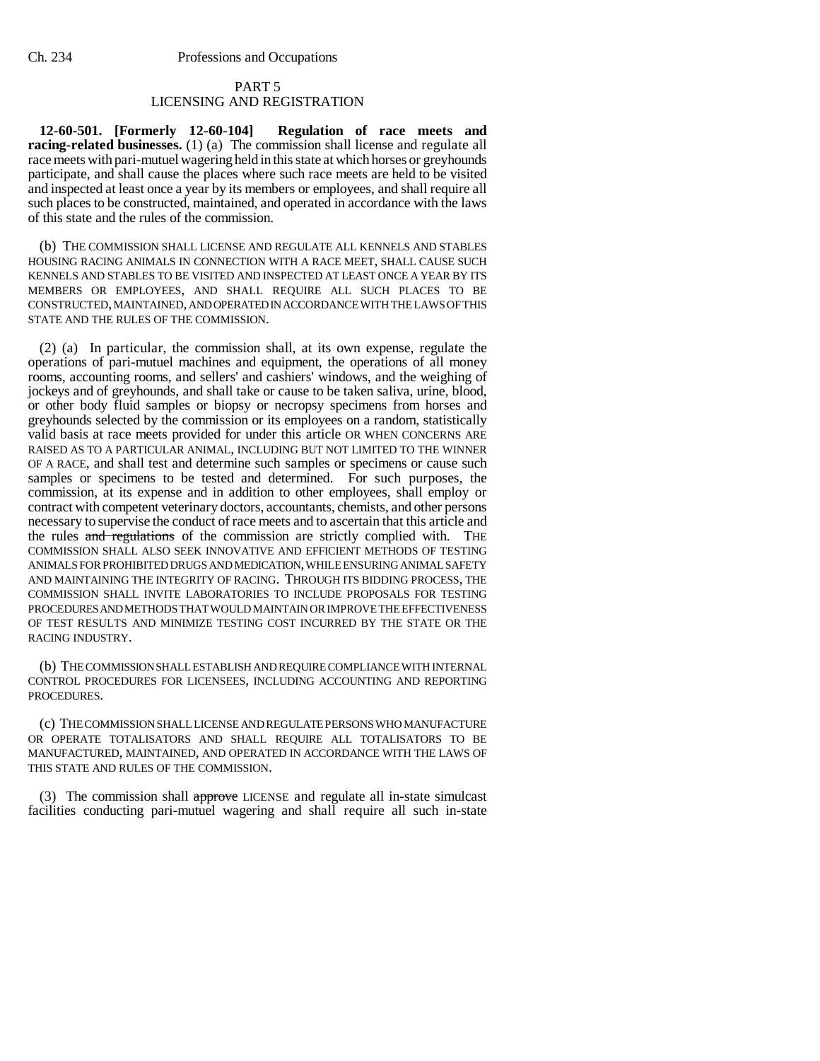## PART 5
## LICENSING AND REGISTRATION

**12-60-501. [Formerly 12-60-104] Regulation of race meets and racing-related businesses.** (1) (a) The commission shall license and regulate all race meets with pari-mutuel wagering held in this state at which horses or greyhounds participate, and shall cause the places where such race meets are held to be visited and inspected at least once a year by its members or employees, and shall require all such places to be constructed, maintained, and operated in accordance with the laws of this state and the rules of the commission.

(b) THE COMMISSION SHALL LICENSE AND REGULATE ALL KENNELS AND STABLES HOUSING RACING ANIMALS IN CONNECTION WITH A RACE MEET, SHALL CAUSE SUCH KENNELS AND STABLES TO BE VISITED AND INSPECTED AT LEAST ONCE A YEAR BY ITS MEMBERS OR EMPLOYEES, AND SHALL REQUIRE ALL SUCH PLACES TO BE CONSTRUCTED, MAINTAINED, AND OPERATED IN ACCORDANCE WITH THE LAWS OF THIS STATE AND THE RULES OF THE COMMISSION.

(2) (a) In particular, the commission shall, at its own expense, regulate the operations of pari-mutuel machines and equipment, the operations of all money rooms, accounting rooms, and sellers' and cashiers' windows, and the weighing of jockeys and of greyhounds, and shall take or cause to be taken saliva, urine, blood, or other body fluid samples or biopsy or necropsy specimens from horses and greyhounds selected by the commission or its employees on a random, statistically valid basis at race meets provided for under this article OR WHEN CONCERNS ARE RAISED AS TO A PARTICULAR ANIMAL, INCLUDING BUT NOT LIMITED TO THE WINNER OF A RACE, and shall test and determine such samples or specimens or cause such samples or specimens to be tested and determined. For such purposes, the commission, at its expense and in addition to other employees, shall employ or contract with competent veterinary doctors, accountants, chemists, and other persons necessary to supervise the conduct of race meets and to ascertain that this article and the rules ~~and regulations~~ of the commission are strictly complied with. THE COMMISSION SHALL ALSO SEEK INNOVATIVE AND EFFICIENT METHODS OF TESTING ANIMALS FOR PROHIBITED DRUGS AND MEDICATION, WHILE ENSURING ANIMAL SAFETY AND MAINTAINING THE INTEGRITY OF RACING. THROUGH ITS BIDDING PROCESS, THE COMMISSION SHALL INVITE LABORATORIES TO INCLUDE PROPOSALS FOR TESTING PROCEDURES AND METHODS THAT WOULD MAINTAIN OR IMPROVE THE EFFECTIVENESS OF TEST RESULTS AND MINIMIZE TESTING COST INCURRED BY THE STATE OR THE RACING INDUSTRY.

(b) THE COMMISSION SHALL ESTABLISH AND REQUIRE COMPLIANCE WITH INTERNAL CONTROL PROCEDURES FOR LICENSEES, INCLUDING ACCOUNTING AND REPORTING PROCEDURES.

(c) THE COMMISSION SHALL LICENSE AND REGULATE PERSONS WHO MANUFACTURE OR OPERATE TOTALISATORS AND SHALL REQUIRE ALL TOTALISATORS TO BE MANUFACTURED, MAINTAINED, AND OPERATED IN ACCORDANCE WITH THE LAWS OF THIS STATE AND RULES OF THE COMMISSION.

(3) The commission shall ~~approve~~ LICENSE and regulate all in-state simulcast facilities conducting pari-mutuel wagering and shall require all such in-state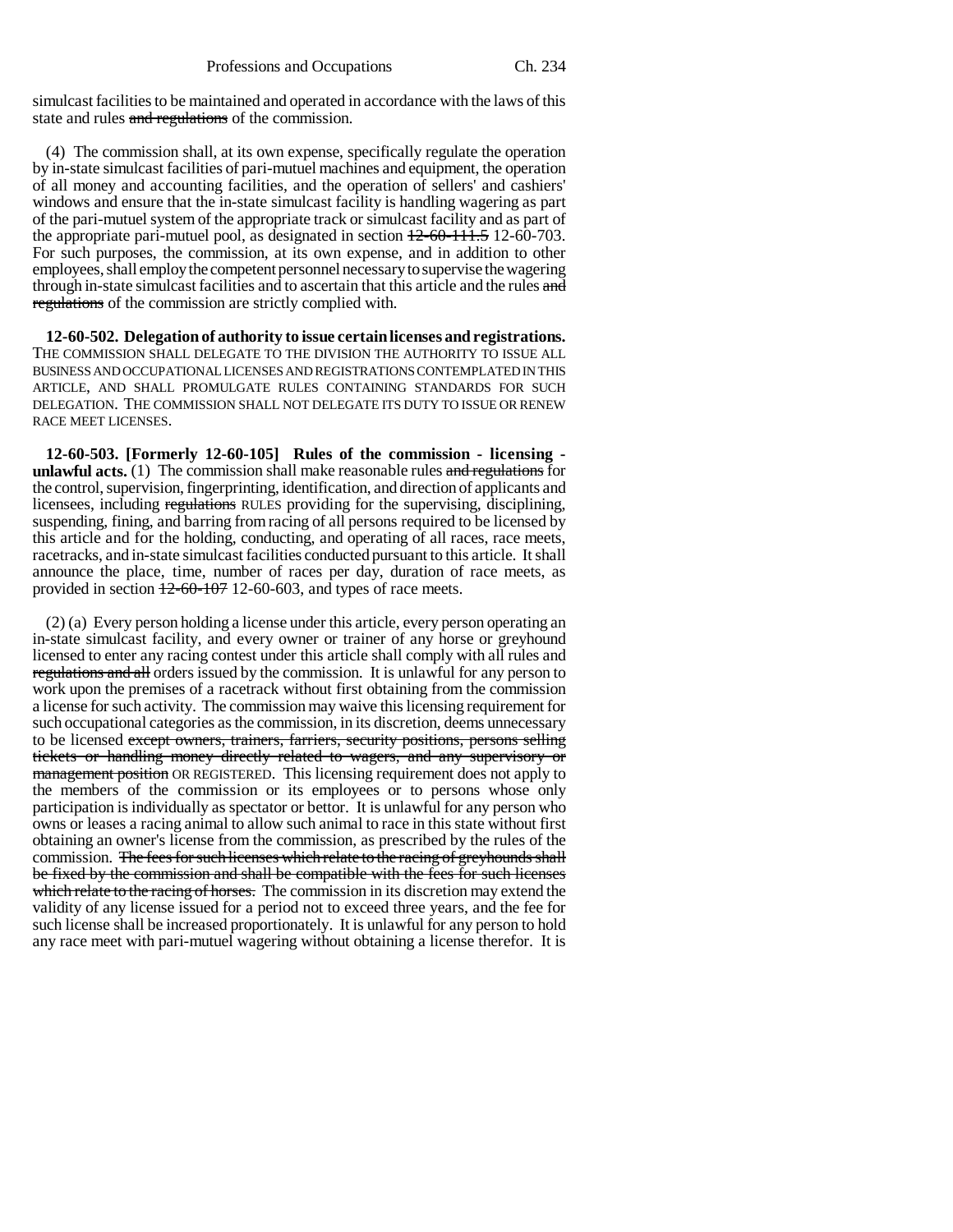simulcast facilities to be maintained and operated in accordance with the laws of this state and rules ~~and regulations~~ of the commission.

(4) The commission shall, at its own expense, specifically regulate the operation by in-state simulcast facilities of pari-mutuel machines and equipment, the operation of all money and accounting facilities, and the operation of sellers' and cashiers' windows and ensure that the in-state simulcast facility is handling wagering as part of the pari-mutuel system of the appropriate track or simulcast facility and as part of the appropriate pari-mutuel pool, as designated in section ~~12-60-111.5~~ 12-60-703. For such purposes, the commission, at its own expense, and in addition to other employees, shall employ the competent personnel necessary to supervise the wagering through in-state simulcast facilities and to ascertain that this article and the rules ~~and regulations~~ of the commission are strictly complied with.

**12-60-502. Delegation of authority to issue certain licenses and registrations.** THE COMMISSION SHALL DELEGATE TO THE DIVISION THE AUTHORITY TO ISSUE ALL BUSINESS AND OCCUPATIONAL LICENSES AND REGISTRATIONS CONTEMPLATED IN THIS ARTICLE, AND SHALL PROMULGATE RULES CONTAINING STANDARDS FOR SUCH DELEGATION. THE COMMISSION SHALL NOT DELEGATE ITS DUTY TO ISSUE OR RENEW RACE MEET LICENSES.

**12-60-503. [Formerly 12-60-105] Rules of the commission - licensing - unlawful acts.** (1) The commission shall make reasonable rules ~~and regulations~~ for the control, supervision, fingerprinting, identification, and direction of applicants and licensees, including ~~regulations~~ RULES providing for the supervising, disciplining, suspending, fining, and barring from racing of all persons required to be licensed by this article and for the holding, conducting, and operating of all races, race meets, racetracks, and in-state simulcast facilities conducted pursuant to this article. It shall announce the place, time, number of races per day, duration of race meets, as provided in section ~~12-60-107~~ 12-60-603, and types of race meets.

(2) (a) Every person holding a license under this article, every person operating an in-state simulcast facility, and every owner or trainer of any horse or greyhound licensed to enter any racing contest under this article shall comply with all rules and ~~regulations and all~~ orders issued by the commission. It is unlawful for any person to work upon the premises of a racetrack without first obtaining from the commission a license for such activity. The commission may waive this licensing requirement for such occupational categories as the commission, in its discretion, deems unnecessary to be licensed ~~except owners, trainers, farriers, security positions, persons selling tickets or handling money directly related to wagers, and any supervisory or management position~~ OR REGISTERED. This licensing requirement does not apply to the members of the commission or its employees or to persons whose only participation is individually as spectator or bettor. It is unlawful for any person who owns or leases a racing animal to allow such animal to race in this state without first obtaining an owner's license from the commission, as prescribed by the rules of the commission. ~~The fees for such licenses which relate to the racing of greyhounds shall be fixed by the commission and shall be compatible with the fees for such licenses which relate to the racing of horses.~~ The commission in its discretion may extend the validity of any license issued for a period not to exceed three years, and the fee for such license shall be increased proportionately. It is unlawful for any person to hold any race meet with pari-mutuel wagering without obtaining a license therefor. It is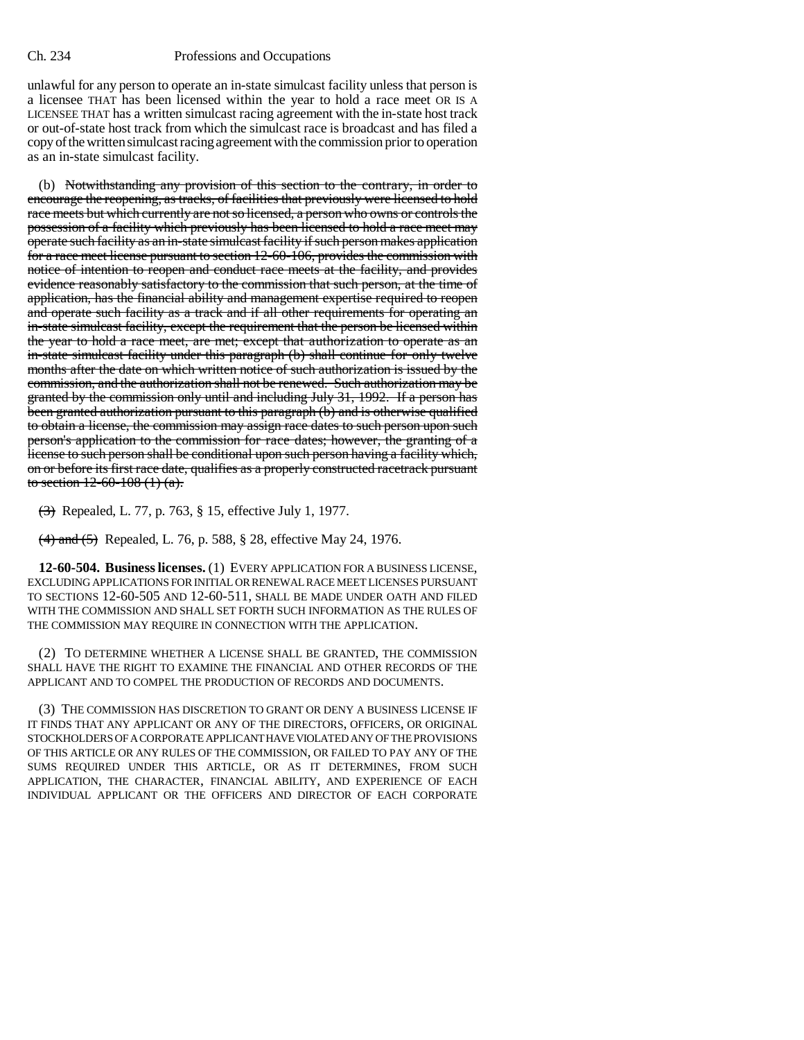unlawful for any person to operate an in-state simulcast facility unless that person is a licensee THAT has been licensed within the year to hold a race meet OR IS A LICENSEE THAT has a written simulcast racing agreement with the in-state host track or out-of-state host track from which the simulcast race is broadcast and has filed a copy of the written simulcast racing agreement with the commission prior to operation as an in-state simulcast facility.

(b) ~~Notwithstanding any provision of this section to the contrary, in order to encourage the reopening, as tracks, of facilities that previously were licensed to hold race meets but which currently are not so licensed, a person who owns or controls the possession of a facility which previously has been licensed to hold a race meet may operate such facility as an in-state simulcast facility if such person makes application for a race meet license pursuant to section 12-60-106, provides the commission with notice of intention to reopen and conduct race meets at the facility, and provides evidence reasonably satisfactory to the commission that such person, at the time of application, has the financial ability and management expertise required to reopen and operate such facility as a track and if all other requirements for operating an in-state simulcast facility, except the requirement that the person be licensed within the year to hold a race meet, are met; except that authorization to operate as an in-state simulcast facility under this paragraph (b) shall continue for only twelve months after the date on which written notice of such authorization is issued by the commission, and the authorization shall not be renewed. Such authorization may be granted by the commission only until and including July 31, 1992. If a person has been granted authorization pursuant to this paragraph (b) and is otherwise qualified to obtain a license, the commission may assign race dates to such person upon such person's application to the commission for race dates; however, the granting of a license to such person shall be conditional upon such person having a facility which, on or before its first race date, qualifies as a properly constructed racetrack pursuant to section 12-60-108 (1) (a).~~

~~(3)~~ Repealed, L. 77, p. 763, § 15, effective July 1, 1977.

~~(4) and (5)~~ Repealed, L. 76, p. 588, § 28, effective May 24, 1976.

**12-60-504. Business licenses.** (1) EVERY APPLICATION FOR A BUSINESS LICENSE, EXCLUDING APPLICATIONS FOR INITIAL OR RENEWAL RACE MEET LICENSES PURSUANT TO SECTIONS 12-60-505 AND 12-60-511, SHALL BE MADE UNDER OATH AND FILED WITH THE COMMISSION AND SHALL SET FORTH SUCH INFORMATION AS THE RULES OF THE COMMISSION MAY REQUIRE IN CONNECTION WITH THE APPLICATION.

(2) TO DETERMINE WHETHER A LICENSE SHALL BE GRANTED, THE COMMISSION SHALL HAVE THE RIGHT TO EXAMINE THE FINANCIAL AND OTHER RECORDS OF THE APPLICANT AND TO COMPEL THE PRODUCTION OF RECORDS AND DOCUMENTS.

(3) THE COMMISSION HAS DISCRETION TO GRANT OR DENY A BUSINESS LICENSE IF IT FINDS THAT ANY APPLICANT OR ANY OF THE DIRECTORS, OFFICERS, OR ORIGINAL STOCKHOLDERS OF A CORPORATE APPLICANT HAVE VIOLATED ANY OF THE PROVISIONS OF THIS ARTICLE OR ANY RULES OF THE COMMISSION, OR FAILED TO PAY ANY OF THE SUMS REQUIRED UNDER THIS ARTICLE, OR AS IT DETERMINES, FROM SUCH APPLICATION, THE CHARACTER, FINANCIAL ABILITY, AND EXPERIENCE OF EACH INDIVIDUAL APPLICANT OR THE OFFICERS AND DIRECTOR OF EACH CORPORATE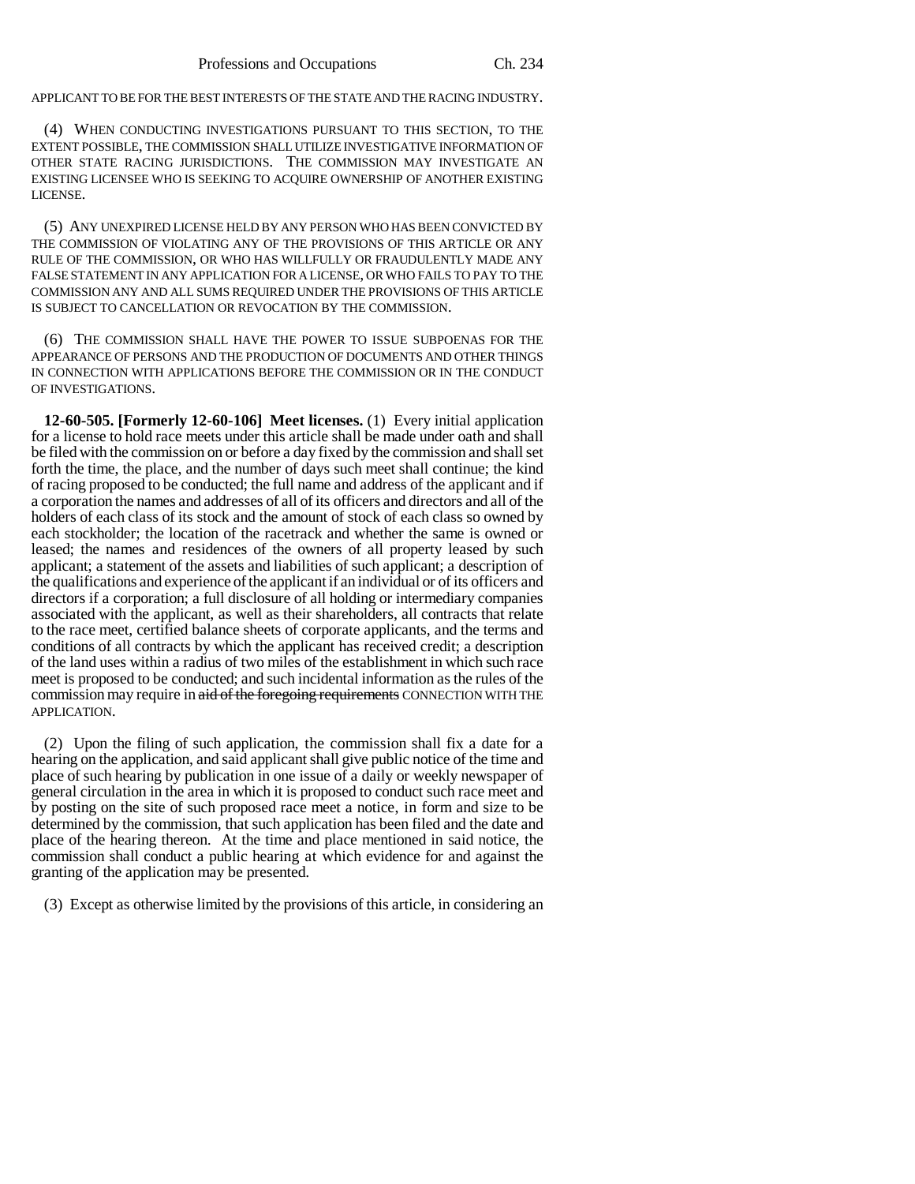APPLICANT TO BE FOR THE BEST INTERESTS OF THE STATE AND THE RACING INDUSTRY.

(4) WHEN CONDUCTING INVESTIGATIONS PURSUANT TO THIS SECTION, TO THE EXTENT POSSIBLE, THE COMMISSION SHALL UTILIZE INVESTIGATIVE INFORMATION OF OTHER STATE RACING JURISDICTIONS. THE COMMISSION MAY INVESTIGATE AN EXISTING LICENSEE WHO IS SEEKING TO ACQUIRE OWNERSHIP OF ANOTHER EXISTING LICENSE.

(5) ANY UNEXPIRED LICENSE HELD BY ANY PERSON WHO HAS BEEN CONVICTED BY THE COMMISSION OF VIOLATING ANY OF THE PROVISIONS OF THIS ARTICLE OR ANY RULE OF THE COMMISSION, OR WHO HAS WILLFULLY OR FRAUDULENTLY MADE ANY FALSE STATEMENT IN ANY APPLICATION FOR A LICENSE, OR WHO FAILS TO PAY TO THE COMMISSION ANY AND ALL SUMS REQUIRED UNDER THE PROVISIONS OF THIS ARTICLE IS SUBJECT TO CANCELLATION OR REVOCATION BY THE COMMISSION.

(6) THE COMMISSION SHALL HAVE THE POWER TO ISSUE SUBPOENAS FOR THE APPEARANCE OF PERSONS AND THE PRODUCTION OF DOCUMENTS AND OTHER THINGS IN CONNECTION WITH APPLICATIONS BEFORE THE COMMISSION OR IN THE CONDUCT OF INVESTIGATIONS.

**12-60-505. [Formerly 12-60-106] Meet licenses.** (1) Every initial application for a license to hold race meets under this article shall be made under oath and shall be filed with the commission on or before a day fixed by the commission and shall set forth the time, the place, and the number of days such meet shall continue; the kind of racing proposed to be conducted; the full name and address of the applicant and if a corporation the names and addresses of all of its officers and directors and all of the holders of each class of its stock and the amount of stock of each class so owned by each stockholder; the location of the racetrack and whether the same is owned or leased; the names and residences of the owners of all property leased by such applicant; a statement of the assets and liabilities of such applicant; a description of the qualifications and experience of the applicant if an individual or of its officers and directors if a corporation; a full disclosure of all holding or intermediary companies associated with the applicant, as well as their shareholders, all contracts that relate to the race meet, certified balance sheets of corporate applicants, and the terms and conditions of all contracts by which the applicant has received credit; a description of the land uses within a radius of two miles of the establishment in which such race meet is proposed to be conducted; and such incidental information as the rules of the commission may require in ~~aid of the foregoing requirements~~ CONNECTION WITH THE APPLICATION.

(2) Upon the filing of such application, the commission shall fix a date for a hearing on the application, and said applicant shall give public notice of the time and place of such hearing by publication in one issue of a daily or weekly newspaper of general circulation in the area in which it is proposed to conduct such race meet and by posting on the site of such proposed race meet a notice, in form and size to be determined by the commission, that such application has been filed and the date and place of the hearing thereon. At the time and place mentioned in said notice, the commission shall conduct a public hearing at which evidence for and against the granting of the application may be presented.

(3) Except as otherwise limited by the provisions of this article, in considering an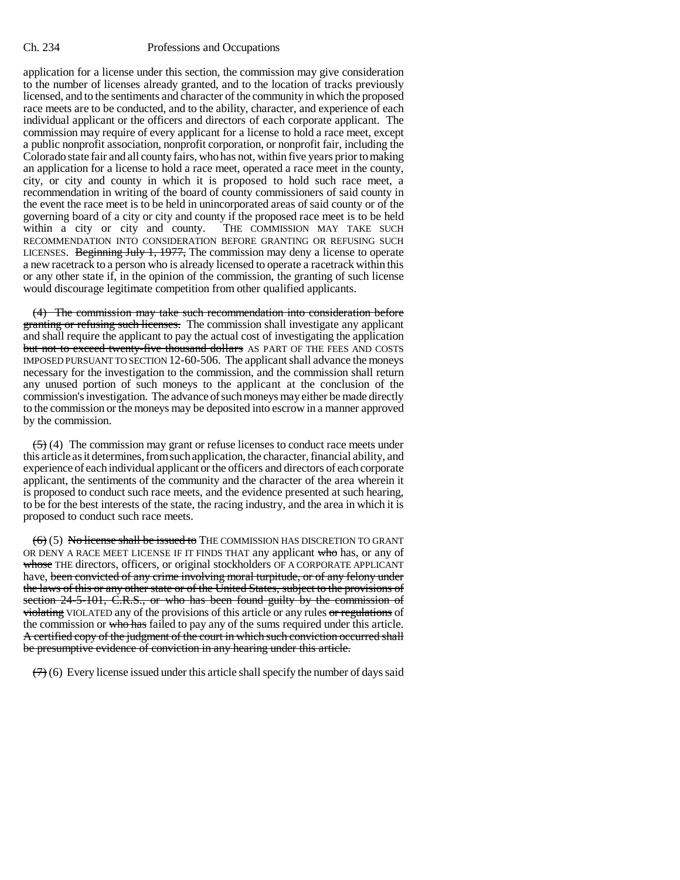application for a license under this section, the commission may give consideration to the number of licenses already granted, and to the location of tracks previously licensed, and to the sentiments and character of the community in which the proposed race meets are to be conducted, and to the ability, character, and experience of each individual applicant or the officers and directors of each corporate applicant. The commission may require of every applicant for a license to hold a race meet, except a public nonprofit association, nonprofit corporation, or nonprofit fair, including the Colorado state fair and all county fairs, who has not, within five years prior to making an application for a license to hold a race meet, operated a race meet in the county, city, or city and county in which it is proposed to hold such race meet, a recommendation in writing of the board of county commissioners of said county in the event the race meet is to be held in unincorporated areas of said county or of the governing board of a city or city and county if the proposed race meet is to be held within a city or city and county. THE COMMISSION MAY TAKE SUCH RECOMMENDATION INTO CONSIDERATION BEFORE GRANTING OR REFUSING SUCH LICENSES. ~~Beginning July 1, 1977,~~ The commission may deny a license to operate a new racetrack to a person who is already licensed to operate a racetrack within this or any other state if, in the opinion of the commission, the granting of such license would discourage legitimate competition from other qualified applicants.

~~(4) The commission may take such recommendation into consideration before granting or refusing such licenses.~~ The commission shall investigate any applicant and shall require the applicant to pay the actual cost of investigating the application ~~but not to exceed twenty-five thousand dollars~~ AS PART OF THE FEES AND COSTS IMPOSED PURSUANT TO SECTION 12-60-506. The applicant shall advance the moneys necessary for the investigation to the commission, and the commission shall return any unused portion of such moneys to the applicant at the conclusion of the commission's investigation. The advance of such moneys may either be made directly to the commission or the moneys may be deposited into escrow in a manner approved by the commission.

~~(5)~~ (4) The commission may grant or refuse licenses to conduct race meets under this article as it determines, from such application, the character, financial ability, and experience of each individual applicant or the officers and directors of each corporate applicant, the sentiments of the community and the character of the area wherein it is proposed to conduct such race meets, and the evidence presented at such hearing, to be for the best interests of the state, the racing industry, and the area in which it is proposed to conduct such race meets.

~~(6)~~ (5) ~~No license shall be issued to~~ THE COMMISSION HAS DISCRETION TO GRANT OR DENY A RACE MEET LICENSE IF IT FINDS THAT any applicant ~~who~~ has, or any of ~~whose~~ THE directors, officers, or original stockholders OF A CORPORATE APPLICANT have, ~~been convicted of any crime involving moral turpitude, or of any felony under the laws of this or any other state or of the United States, subject to the provisions of section 24-5-101, C.R.S., or who has been found guilty by the commission of violating~~ VIOLATED any of the provisions of this article or any rules ~~or regulations~~ of the commission or ~~who has~~ failed to pay any of the sums required under this article. ~~A certified copy of the judgment of the court in which such conviction occurred shall be presumptive evidence of conviction in any hearing under this article.~~

~~(7)~~ (6) Every license issued under this article shall specify the number of days said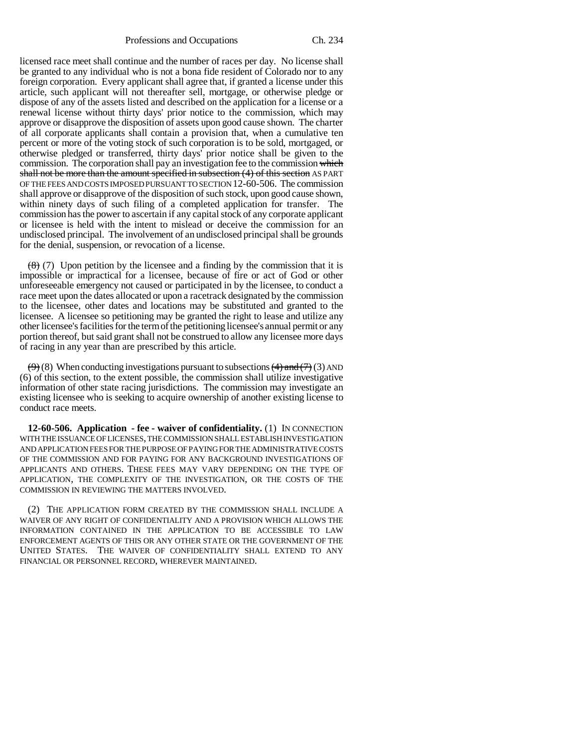licensed race meet shall continue and the number of races per day. No license shall be granted to any individual who is not a bona fide resident of Colorado nor to any foreign corporation. Every applicant shall agree that, if granted a license under this article, such applicant will not thereafter sell, mortgage, or otherwise pledge or dispose of any of the assets listed and described on the application for a license or a renewal license without thirty days' prior notice to the commission, which may approve or disapprove the disposition of assets upon good cause shown. The charter of all corporate applicants shall contain a provision that, when a cumulative ten percent or more of the voting stock of such corporation is to be sold, mortgaged, or otherwise pledged or transferred, thirty days' prior notice shall be given to the commission. The corporation shall pay an investigation fee to the commission ~~which shall not be more than the amount specified in subsection (4) of this section~~ AS PART OF THE FEES AND COSTS IMPOSED PURSUANT TO SECTION 12-60-506. The commission shall approve or disapprove of the disposition of such stock, upon good cause shown, within ninety days of such filing of a completed application for transfer. The commission has the power to ascertain if any capital stock of any corporate applicant or licensee is held with the intent to mislead or deceive the commission for an undisclosed principal. The involvement of an undisclosed principal shall be grounds for the denial, suspension, or revocation of a license.

~~(8)~~ (7) Upon petition by the licensee and a finding by the commission that it is impossible or impractical for a licensee, because of fire or act of God or other unforeseeable emergency not caused or participated in by the licensee, to conduct a race meet upon the dates allocated or upon a racetrack designated by the commission to the licensee, other dates and locations may be substituted and granted to the licensee. A licensee so petitioning may be granted the right to lease and utilize any other licensee's facilities for the term of the petitioning licensee's annual permit or any portion thereof, but said grant shall not be construed to allow any licensee more days of racing in any year than are prescribed by this article.

~~(9)~~ (8) When conducting investigations pursuant to subsections ~~(4) and (7)~~ (3) AND (6) of this section, to the extent possible, the commission shall utilize investigative information of other state racing jurisdictions. The commission may investigate an existing licensee who is seeking to acquire ownership of another existing license to conduct race meets.

**12-60-506. Application - fee - waiver of confidentiality.** (1) IN CONNECTION WITH THE ISSUANCE OF LICENSES, THE COMMISSION SHALL ESTABLISH INVESTIGATION AND APPLICATION FEES FOR THE PURPOSE OF PAYING FOR THE ADMINISTRATIVE COSTS OF THE COMMISSION AND FOR PAYING FOR ANY BACKGROUND INVESTIGATIONS OF APPLICANTS AND OTHERS. THESE FEES MAY VARY DEPENDING ON THE TYPE OF APPLICATION, THE COMPLEXITY OF THE INVESTIGATION, OR THE COSTS OF THE COMMISSION IN REVIEWING THE MATTERS INVOLVED.

(2) THE APPLICATION FORM CREATED BY THE COMMISSION SHALL INCLUDE A WAIVER OF ANY RIGHT OF CONFIDENTIALITY AND A PROVISION WHICH ALLOWS THE INFORMATION CONTAINED IN THE APPLICATION TO BE ACCESSIBLE TO LAW ENFORCEMENT AGENTS OF THIS OR ANY OTHER STATE OR THE GOVERNMENT OF THE UNITED STATES. THE WAIVER OF CONFIDENTIALITY SHALL EXTEND TO ANY FINANCIAL OR PERSONNEL RECORD, WHEREVER MAINTAINED.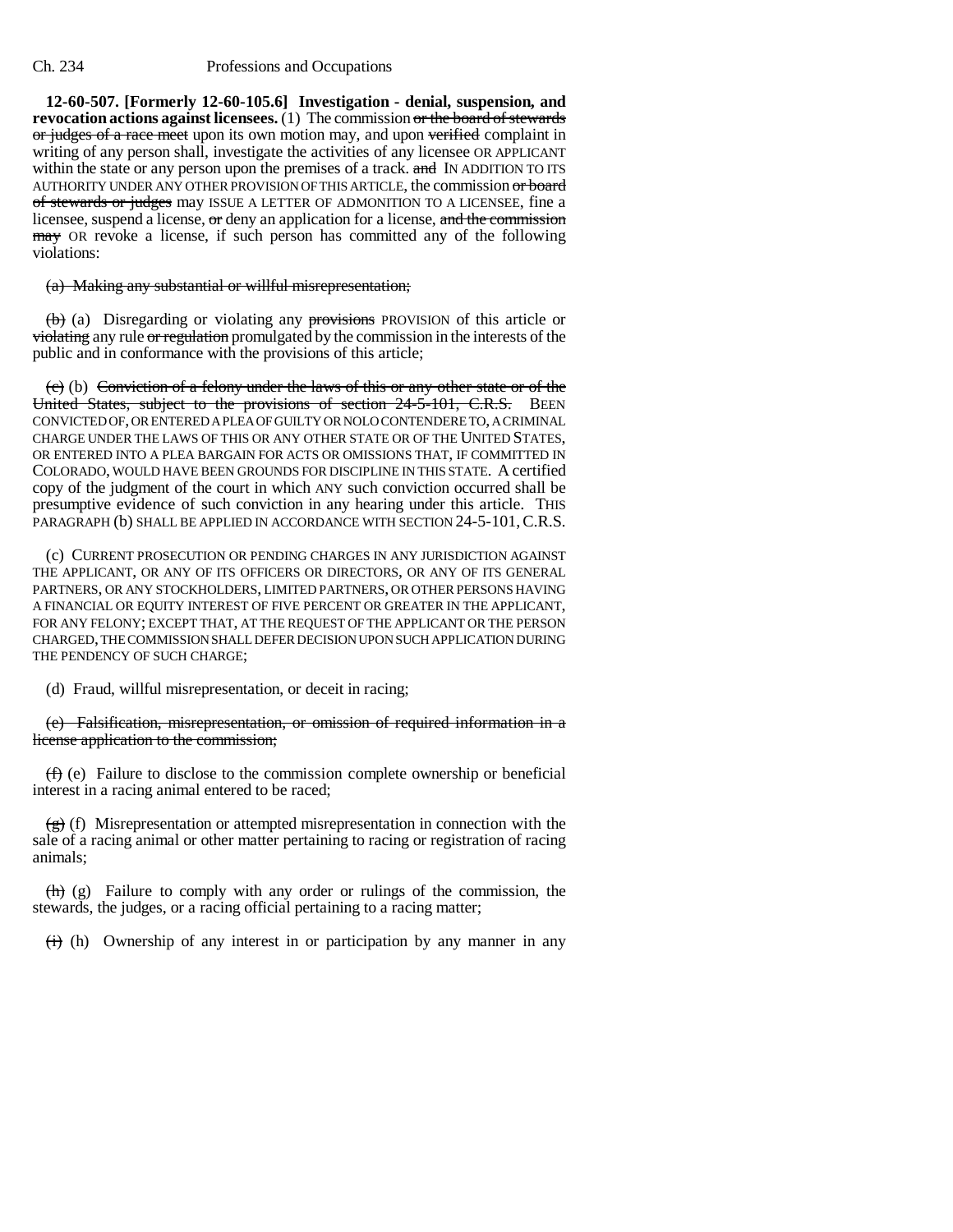**12-60-507. [Formerly 12-60-105.6] Investigation - denial, suspension, and revocation actions against licensees.** (1) The commission ~~or the board of stewards or judges of a race meet~~ upon its own motion may, and upon ~~verified~~ complaint in writing of any person shall, investigate the activities of any licensee OR APPLICANT within the state or any person upon the premises of a track. ~~and~~ IN ADDITION TO ITS AUTHORITY UNDER ANY OTHER PROVISION OF THIS ARTICLE, the commission ~~or board of stewards or judges~~ may ISSUE A LETTER OF ADMONITION TO A LICENSEE, fine a licensee, suspend a license, ~~or~~ deny an application for a license, ~~and the commission may~~ OR revoke a license, if such person has committed any of the following violations:

~~(a) Making any substantial or willful misrepresentation;~~

~~(b)~~ (a) Disregarding or violating any ~~provisions~~ PROVISION of this article or ~~violating~~ any rule ~~or regulation~~ promulgated by the commission in the interests of the public and in conformance with the provisions of this article;

~~(c)~~ (b) ~~Conviction of a felony under the laws of this or any other state or of the United States, subject to the provisions of section 24-5-101, C.R.S.~~ BEEN CONVICTED OF, OR ENTERED A PLEA OF GUILTY OR NOLO CONTENDERE TO, A CRIMINAL CHARGE UNDER THE LAWS OF THIS OR ANY OTHER STATE OR OF THE UNITED STATES, OR ENTERED INTO A PLEA BARGAIN FOR ACTS OR OMISSIONS THAT, IF COMMITTED IN COLORADO, WOULD HAVE BEEN GROUNDS FOR DISCIPLINE IN THIS STATE. A certified copy of the judgment of the court in which ANY such conviction occurred shall be presumptive evidence of such conviction in any hearing under this article. THIS PARAGRAPH (b) SHALL BE APPLIED IN ACCORDANCE WITH SECTION 24-5-101, C.R.S.

(c) CURRENT PROSECUTION OR PENDING CHARGES IN ANY JURISDICTION AGAINST THE APPLICANT, OR ANY OF ITS OFFICERS OR DIRECTORS, OR ANY OF ITS GENERAL PARTNERS, OR ANY STOCKHOLDERS, LIMITED PARTNERS, OR OTHER PERSONS HAVING A FINANCIAL OR EQUITY INTEREST OF FIVE PERCENT OR GREATER IN THE APPLICANT, FOR ANY FELONY; EXCEPT THAT, AT THE REQUEST OF THE APPLICANT OR THE PERSON CHARGED, THE COMMISSION SHALL DEFER DECISION UPON SUCH APPLICATION DURING THE PENDENCY OF SUCH CHARGE;

(d) Fraud, willful misrepresentation, or deceit in racing;

~~(e) Falsification, misrepresentation, or omission of required information in a license application to the commission;~~

~~(f)~~ (e) Failure to disclose to the commission complete ownership or beneficial interest in a racing animal entered to be raced;

~~(g)~~ (f) Misrepresentation or attempted misrepresentation in connection with the sale of a racing animal or other matter pertaining to racing or registration of racing animals;

~~(h)~~ (g) Failure to comply with any order or rulings of the commission, the stewards, the judges, or a racing official pertaining to a racing matter;

~~(i)~~ (h) Ownership of any interest in or participation by any manner in any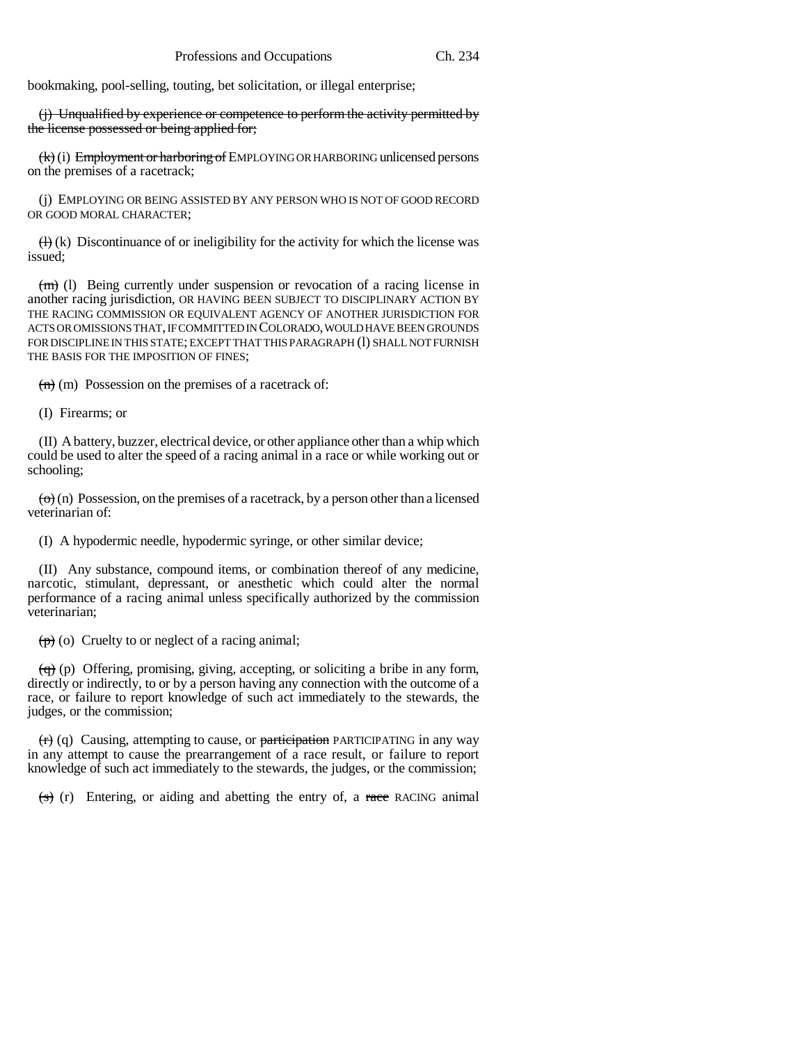bookmaking, pool-selling, touting, bet solicitation, or illegal enterprise;

~~(j) Unqualified by experience or competence to perform the activity permitted by the license possessed or being applied for;~~

~~(k)~~ (i) ~~Employment or harboring of~~ EMPLOYING OR HARBORING unlicensed persons on the premises of a racetrack;

(j) EMPLOYING OR BEING ASSISTED BY ANY PERSON WHO IS NOT OF GOOD RECORD OR GOOD MORAL CHARACTER;

~~(l)~~ (k) Discontinuance of or ineligibility for the activity for which the license was issued;

~~(m)~~ (l) Being currently under suspension or revocation of a racing license in another racing jurisdiction, OR HAVING BEEN SUBJECT TO DISCIPLINARY ACTION BY THE RACING COMMISSION OR EQUIVALENT AGENCY OF ANOTHER JURISDICTION FOR ACTS OR OMISSIONS THAT, IF COMMITTED IN COLORADO, WOULD HAVE BEEN GROUNDS FOR DISCIPLINE IN THIS STATE; EXCEPT THAT THIS PARAGRAPH (l) SHALL NOT FURNISH THE BASIS FOR THE IMPOSITION OF FINES;

~~(n)~~ (m) Possession on the premises of a racetrack of:

(I) Firearms; or

(II) A battery, buzzer, electrical device, or other appliance other than a whip which could be used to alter the speed of a racing animal in a race or while working out or schooling;

~~(o)~~ (n) Possession, on the premises of a racetrack, by a person other than a licensed veterinarian of:

(I) A hypodermic needle, hypodermic syringe, or other similar device;

(II) Any substance, compound items, or combination thereof of any medicine, narcotic, stimulant, depressant, or anesthetic which could alter the normal performance of a racing animal unless specifically authorized by the commission veterinarian;

~~(p)~~ (o) Cruelty to or neglect of a racing animal;

~~(q)~~ (p) Offering, promising, giving, accepting, or soliciting a bribe in any form, directly or indirectly, to or by a person having any connection with the outcome of a race, or failure to report knowledge of such act immediately to the stewards, the judges, or the commission;

~~(r)~~ (q) Causing, attempting to cause, or ~~participation~~ PARTICIPATING in any way in any attempt to cause the prearrangement of a race result, or failure to report knowledge of such act immediately to the stewards, the judges, or the commission;

~~(s)~~ (r) Entering, or aiding and abetting the entry of, a ~~race~~ RACING animal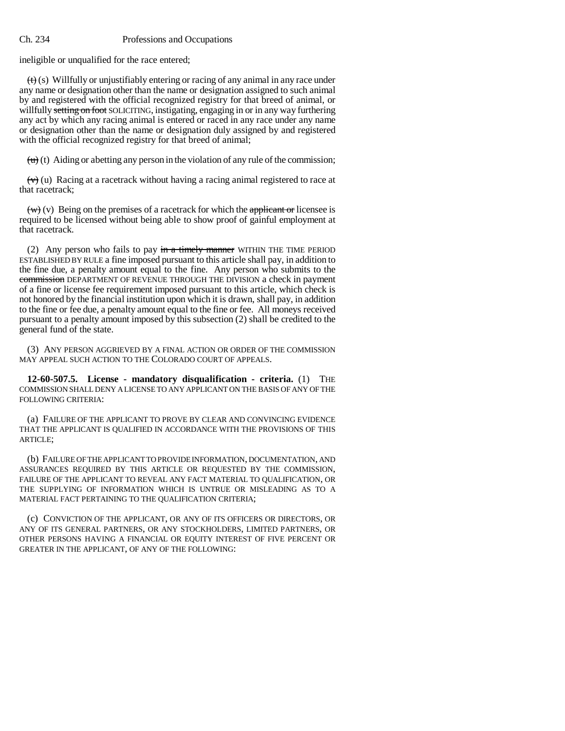ineligible or unqualified for the race entered;

~~(t)~~ (s) Willfully or unjustifiably entering or racing of any animal in any race under any name or designation other than the name or designation assigned to such animal by and registered with the official recognized registry for that breed of animal, or willfully ~~setting on foot~~ SOLICITING, instigating, engaging in or in any way furthering any act by which any racing animal is entered or raced in any race under any name or designation other than the name or designation duly assigned by and registered with the official recognized registry for that breed of animal;

~~(u)~~ (t) Aiding or abetting any person in the violation of any rule of the commission;

~~(v)~~ (u) Racing at a racetrack without having a racing animal registered to race at that racetrack;

~~(w)~~ (v) Being on the premises of a racetrack for which the ~~applicant or~~ licensee is required to be licensed without being able to show proof of gainful employment at that racetrack.

(2) Any person who fails to pay ~~in a timely manner~~ WITHIN THE TIME PERIOD ESTABLISHED BY RULE a fine imposed pursuant to this article shall pay, in addition to the fine due, a penalty amount equal to the fine. Any person who submits to the ~~commission~~ DEPARTMENT OF REVENUE THROUGH THE DIVISION a check in payment of a fine or license fee requirement imposed pursuant to this article, which check is not honored by the financial institution upon which it is drawn, shall pay, in addition to the fine or fee due, a penalty amount equal to the fine or fee. All moneys received pursuant to a penalty amount imposed by this subsection (2) shall be credited to the general fund of the state.

(3) ANY PERSON AGGRIEVED BY A FINAL ACTION OR ORDER OF THE COMMISSION MAY APPEAL SUCH ACTION TO THE COLORADO COURT OF APPEALS.

**12-60-507.5. License - mandatory disqualification - criteria.** (1) THE COMMISSION SHALL DENY A LICENSE TO ANY APPLICANT ON THE BASIS OF ANY OF THE FOLLOWING CRITERIA:

(a) FAILURE OF THE APPLICANT TO PROVE BY CLEAR AND CONVINCING EVIDENCE THAT THE APPLICANT IS QUALIFIED IN ACCORDANCE WITH THE PROVISIONS OF THIS ARTICLE;

(b) FAILURE OF THE APPLICANT TO PROVIDE INFORMATION, DOCUMENTATION, AND ASSURANCES REQUIRED BY THIS ARTICLE OR REQUESTED BY THE COMMISSION, FAILURE OF THE APPLICANT TO REVEAL ANY FACT MATERIAL TO QUALIFICATION, OR THE SUPPLYING OF INFORMATION WHICH IS UNTRUE OR MISLEADING AS TO A MATERIAL FACT PERTAINING TO THE QUALIFICATION CRITERIA;

(c) CONVICTION OF THE APPLICANT, OR ANY OF ITS OFFICERS OR DIRECTORS, OR ANY OF ITS GENERAL PARTNERS, OR ANY STOCKHOLDERS, LIMITED PARTNERS, OR OTHER PERSONS HAVING A FINANCIAL OR EQUITY INTEREST OF FIVE PERCENT OR GREATER IN THE APPLICANT, OF ANY OF THE FOLLOWING: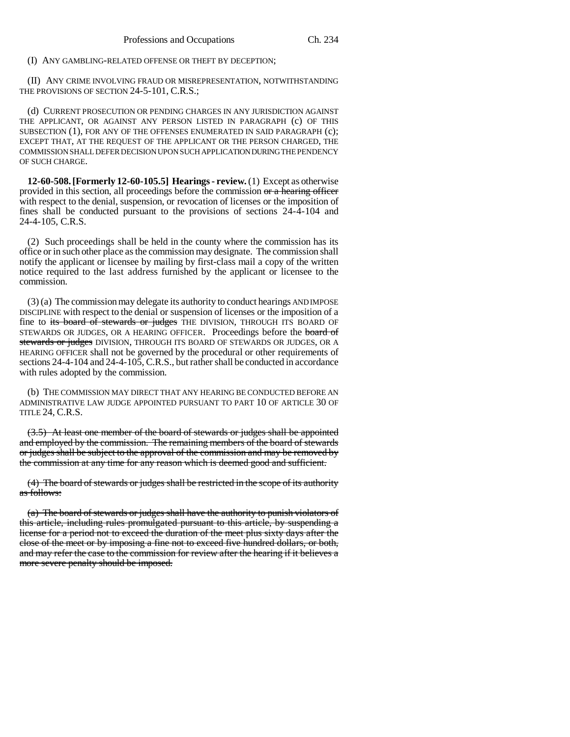(I) ANY GAMBLING-RELATED OFFENSE OR THEFT BY DECEPTION;

(II) ANY CRIME INVOLVING FRAUD OR MISREPRESENTATION, NOTWITHSTANDING THE PROVISIONS OF SECTION 24-5-101, C.R.S.;

(d) CURRENT PROSECUTION OR PENDING CHARGES IN ANY JURISDICTION AGAINST THE APPLICANT, OR AGAINST ANY PERSON LISTED IN PARAGRAPH (c) OF THIS SUBSECTION (1), FOR ANY OF THE OFFENSES ENUMERATED IN SAID PARAGRAPH (c); EXCEPT THAT, AT THE REQUEST OF THE APPLICANT OR THE PERSON CHARGED, THE COMMISSION SHALL DEFER DECISION UPON SUCH APPLICATION DURING THE PENDENCY OF SUCH CHARGE.

**12-60-508. [Formerly 12-60-105.5] Hearings - review.** (1) Except as otherwise provided in this section, all proceedings before the commission ~~or a hearing officer~~ with respect to the denial, suspension, or revocation of licenses or the imposition of fines shall be conducted pursuant to the provisions of sections 24-4-104 and 24-4-105, C.R.S.

(2) Such proceedings shall be held in the county where the commission has its office or in such other place as the commission may designate. The commission shall notify the applicant or licensee by mailing by first-class mail a copy of the written notice required to the last address furnished by the applicant or licensee to the commission.

(3) (a) The commission may delegate its authority to conduct hearings AND IMPOSE DISCIPLINE with respect to the denial or suspension of licenses or the imposition of a fine to ~~its board of stewards or judges~~ THE DIVISION, THROUGH ITS BOARD OF STEWARDS OR JUDGES, OR A HEARING OFFICER. Proceedings before the ~~board of stewards or judges~~ DIVISION, THROUGH ITS BOARD OF STEWARDS OR JUDGES, OR A HEARING OFFICER shall not be governed by the procedural or other requirements of sections 24-4-104 and 24-4-105, C.R.S., but rather shall be conducted in accordance with rules adopted by the commission.

(b) THE COMMISSION MAY DIRECT THAT ANY HEARING BE CONDUCTED BEFORE AN ADMINISTRATIVE LAW JUDGE APPOINTED PURSUANT TO PART 10 OF ARTICLE 30 OF TITLE 24, C.R.S.

~~(3.5) At least one member of the board of stewards or judges shall be appointed and employed by the commission. The remaining members of the board of stewards or judges shall be subject to the approval of the commission and may be removed by the commission at any time for any reason which is deemed good and sufficient.~~

~~(4) The board of stewards or judges shall be restricted in the scope of its authority as follows:~~

~~(a) The board of stewards or judges shall have the authority to punish violators of this article, including rules promulgated pursuant to this article, by suspending a license for a period not to exceed the duration of the meet plus sixty days after the close of the meet or by imposing a fine not to exceed five hundred dollars, or both, and may refer the case to the commission for review after the hearing if it believes a more severe penalty should be imposed.~~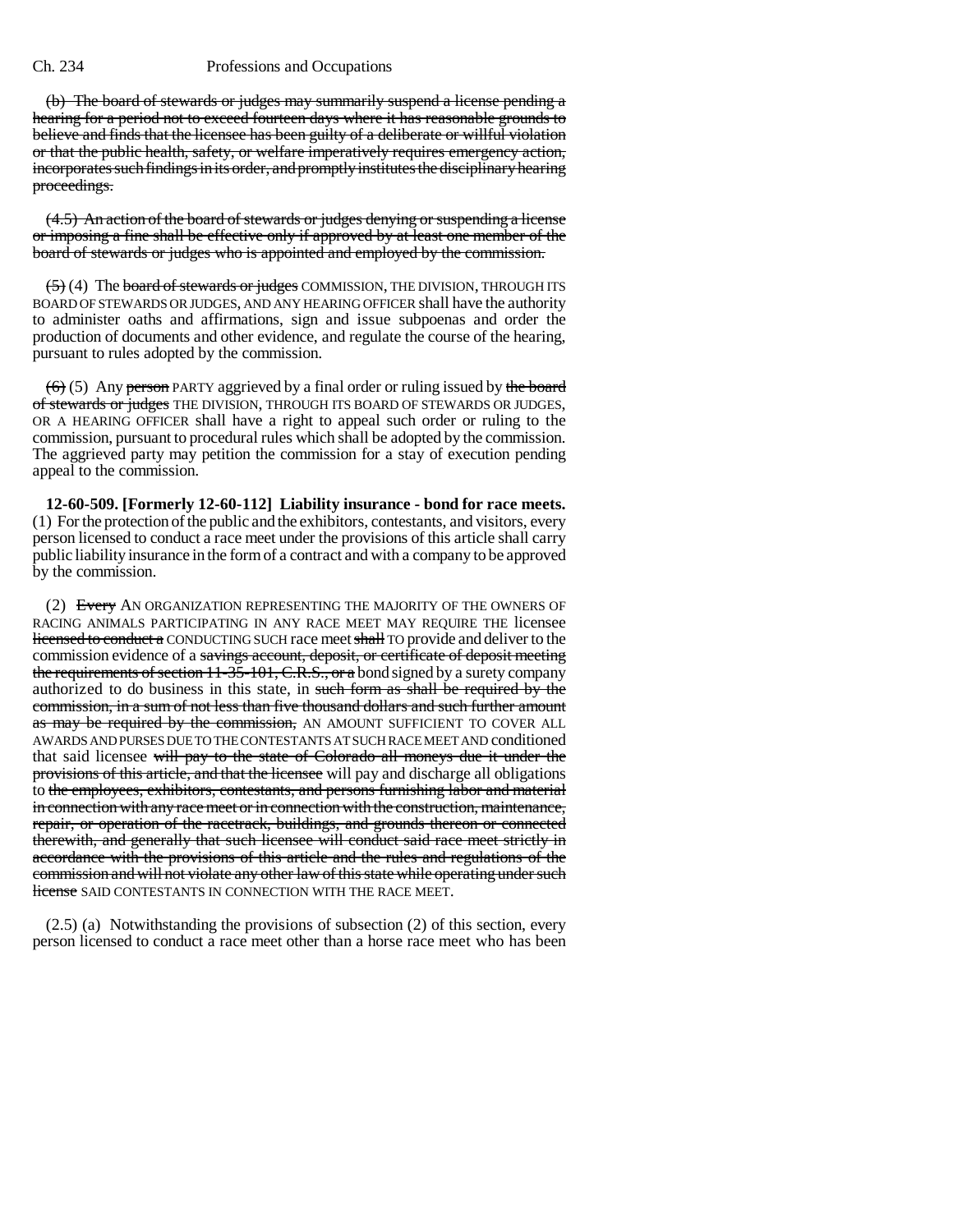(b) The board of stewards or judges may summarily suspend a license pending a hearing for a period not to exceed fourteen days where it has reasonable grounds to believe and finds that the licensee has been guilty of a deliberate or willful violation or that the public health, safety, or welfare imperatively requires emergency action, incorporates such findings in its order, and promptly institutes the disciplinary hearing proceedings.

(4.5) An action of the board of stewards or judges denying or suspending a license or imposing a fine shall be effective only if approved by at least one member of the board of stewards or judges who is appointed and employed by the commission.

(5) (4) The board of stewards or judges COMMISSION, THE DIVISION, THROUGH ITS BOARD OF STEWARDS OR JUDGES, AND ANY HEARING OFFICER shall have the authority to administer oaths and affirmations, sign and issue subpoenas and order the production of documents and other evidence, and regulate the course of the hearing, pursuant to rules adopted by the commission.

(6) (5) Any person PARTY aggrieved by a final order or ruling issued by the board of stewards or judges THE DIVISION, THROUGH ITS BOARD OF STEWARDS OR JUDGES, OR A HEARING OFFICER shall have a right to appeal such order or ruling to the commission, pursuant to procedural rules which shall be adopted by the commission. The aggrieved party may petition the commission for a stay of execution pending appeal to the commission.

**12-60-509. [Formerly 12-60-112] Liability insurance - bond for race meets.** (1) For the protection of the public and the exhibitors, contestants, and visitors, every person licensed to conduct a race meet under the provisions of this article shall carry public liability insurance in the form of a contract and with a company to be approved by the commission.

(2) Every AN ORGANIZATION REPRESENTING THE MAJORITY OF THE OWNERS OF RACING ANIMALS PARTICIPATING IN ANY RACE MEET MAY REQUIRE THE licensee licensed to conduct a CONDUCTING SUCH race meet shall TO provide and deliver to the commission evidence of a savings account, deposit, or certificate of deposit meeting the requirements of section 11-35-101, C.R.S., or a bond signed by a surety company authorized to do business in this state, in such form as shall be required by the commission, in a sum of not less than five thousand dollars and such further amount as may be required by the commission, AN AMOUNT SUFFICIENT TO COVER ALL AWARDS AND PURSES DUE TO THE CONTESTANTS AT SUCH RACE MEET AND conditioned that said licensee will pay to the state of Colorado all moneys due it under the provisions of this article, and that the licensee will pay and discharge all obligations to the employees, exhibitors, contestants, and persons furnishing labor and material in connection with any race meet or in connection with the construction, maintenance, repair, or operation of the racetrack, buildings, and grounds thereon or connected therewith, and generally that such licensee will conduct said race meet strictly in accordance with the provisions of this article and the rules and regulations of the commission and will not violate any other law of this state while operating under such license SAID CONTESTANTS IN CONNECTION WITH THE RACE MEET.

(2.5) (a) Notwithstanding the provisions of subsection (2) of this section, every person licensed to conduct a race meet other than a horse race meet who has been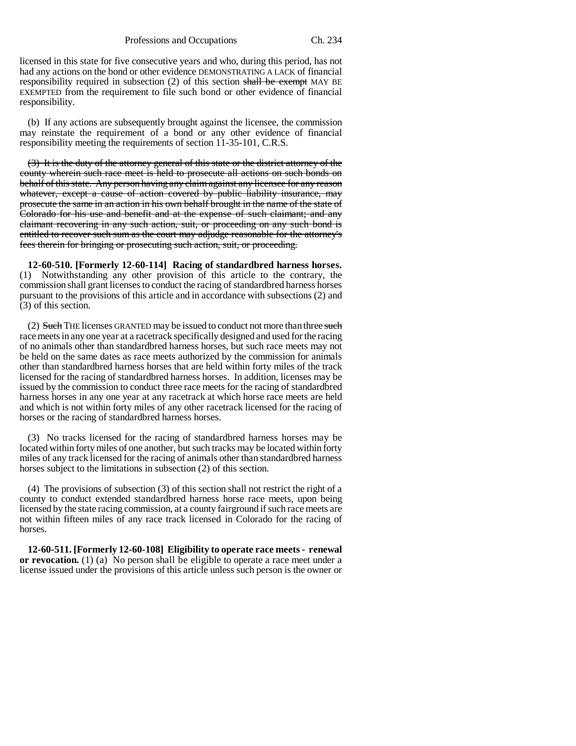licensed in this state for five consecutive years and who, during this period, has not had any actions on the bond or other evidence DEMONSTRATING A LACK of financial responsibility required in subsection (2) of this section ~~shall be exempt~~ MAY BE EXEMPTED from the requirement to file such bond or other evidence of financial responsibility.

(b) If any actions are subsequently brought against the licensee, the commission may reinstate the requirement of a bond or any other evidence of financial responsibility meeting the requirements of section 11-35-101, C.R.S.

~~(3) It is the duty of the attorney general of this state or the district attorney of the county wherein such race meet is held to prosecute all actions on such bonds on behalf of this state. Any person having any claim against any licensee for any reason whatever, except a cause of action covered by public liability insurance, may prosecute the same in an action in his own behalf brought in the name of the state of Colorado for his use and benefit and at the expense of such claimant; and any claimant recovering in any such action, suit, or proceeding on any such bond is entitled to recover such sum as the court may adjudge reasonable for the attorney's fees therein for bringing or prosecuting such action, suit, or proceeding.~~

**12-60-510. [Formerly 12-60-114] Racing of standardbred harness horses.** (1) Notwithstanding any other provision of this article to the contrary, the commission shall grant licenses to conduct the racing of standardbred harness horses pursuant to the provisions of this article and in accordance with subsections (2) and (3) of this section.

(2) ~~Such~~ THE licenses GRANTED may be issued to conduct not more than three ~~such~~ race meets in any one year at a racetrack specifically designed and used for the racing of no animals other than standardbred harness horses, but such race meets may not be held on the same dates as race meets authorized by the commission for animals other than standardbred harness horses that are held within forty miles of the track licensed for the racing of standardbred harness horses. In addition, licenses may be issued by the commission to conduct three race meets for the racing of standardbred harness horses in any one year at any racetrack at which horse race meets are held and which is not within forty miles of any other racetrack licensed for the racing of horses or the racing of standardbred harness horses.

(3) No tracks licensed for the racing of standardbred harness horses may be located within forty miles of one another, but such tracks may be located within forty miles of any track licensed for the racing of animals other than standardbred harness horses subject to the limitations in subsection (2) of this section.

(4) The provisions of subsection (3) of this section shall not restrict the right of a county to conduct extended standardbred harness horse race meets, upon being licensed by the state racing commission, at a county fairground if such race meets are not within fifteen miles of any race track licensed in Colorado for the racing of horses.

**12-60-511. [Formerly 12-60-108] Eligibility to operate race meets - renewal or revocation.** (1) (a) No person shall be eligible to operate a race meet under a license issued under the provisions of this article unless such person is the owner or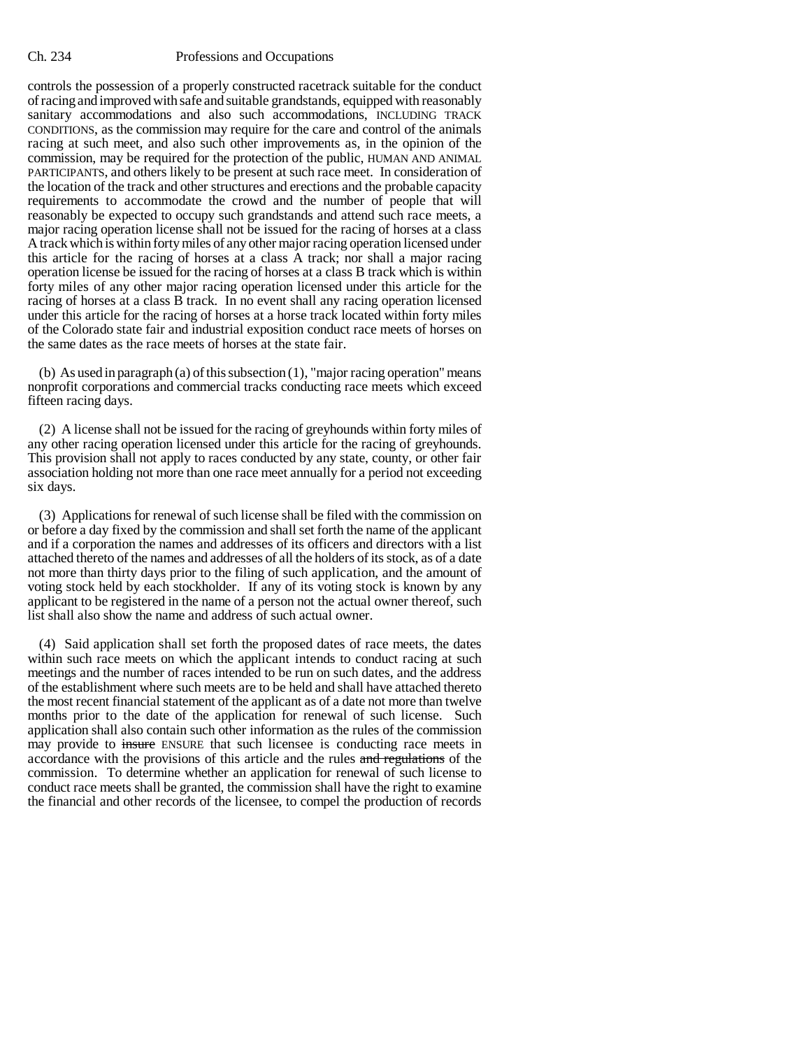controls the possession of a properly constructed racetrack suitable for the conduct of racing and improved with safe and suitable grandstands, equipped with reasonably sanitary accommodations and also such accommodations, INCLUDING TRACK CONDITIONS, as the commission may require for the care and control of the animals racing at such meet, and also such other improvements as, in the opinion of the commission, may be required for the protection of the public, HUMAN AND ANIMAL PARTICIPANTS, and others likely to be present at such race meet. In consideration of the location of the track and other structures and erections and the probable capacity requirements to accommodate the crowd and the number of people that will reasonably be expected to occupy such grandstands and attend such race meets, a major racing operation license shall not be issued for the racing of horses at a class A track which is within forty miles of any other major racing operation licensed under this article for the racing of horses at a class A track; nor shall a major racing operation license be issued for the racing of horses at a class B track which is within forty miles of any other major racing operation licensed under this article for the racing of horses at a class B track. In no event shall any racing operation licensed under this article for the racing of horses at a horse track located within forty miles of the Colorado state fair and industrial exposition conduct race meets of horses on the same dates as the race meets of horses at the state fair.

(b) As used in paragraph (a) of this subsection (1), "major racing operation" means nonprofit corporations and commercial tracks conducting race meets which exceed fifteen racing days.

(2) A license shall not be issued for the racing of greyhounds within forty miles of any other racing operation licensed under this article for the racing of greyhounds. This provision shall not apply to races conducted by any state, county, or other fair association holding not more than one race meet annually for a period not exceeding six days.

(3) Applications for renewal of such license shall be filed with the commission on or before a day fixed by the commission and shall set forth the name of the applicant and if a corporation the names and addresses of its officers and directors with a list attached thereto of the names and addresses of all the holders of its stock, as of a date not more than thirty days prior to the filing of such application, and the amount of voting stock held by each stockholder. If any of its voting stock is known by any applicant to be registered in the name of a person not the actual owner thereof, such list shall also show the name and address of such actual owner.

(4) Said application shall set forth the proposed dates of race meets, the dates within such race meets on which the applicant intends to conduct racing at such meetings and the number of races intended to be run on such dates, and the address of the establishment where such meets are to be held and shall have attached thereto the most recent financial statement of the applicant as of a date not more than twelve months prior to the date of the application for renewal of such license. Such application shall also contain such other information as the rules of the commission may provide to ~~insure~~ ENSURE that such licensee is conducting race meets in accordance with the provisions of this article and the rules ~~and regulations~~ of the commission. To determine whether an application for renewal of such license to conduct race meets shall be granted, the commission shall have the right to examine the financial and other records of the licensee, to compel the production of records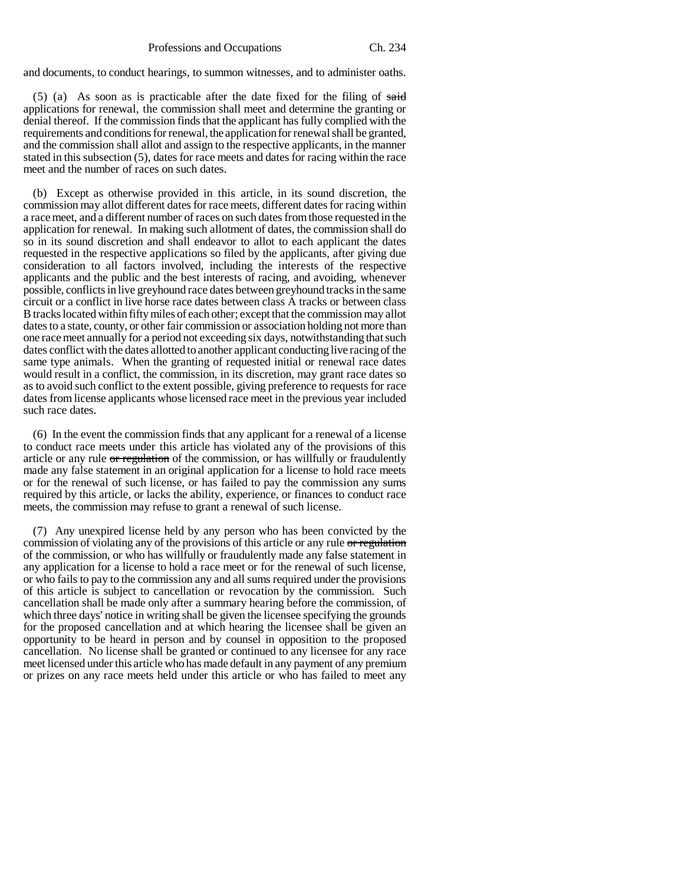and documents, to conduct hearings, to summon witnesses, and to administer oaths.

(5) (a) As soon as is practicable after the date fixed for the filing of ~~said~~ applications for renewal, the commission shall meet and determine the granting or denial thereof. If the commission finds that the applicant has fully complied with the requirements and conditions for renewal, the application for renewal shall be granted, and the commission shall allot and assign to the respective applicants, in the manner stated in this subsection (5), dates for race meets and dates for racing within the race meet and the number of races on such dates.

(b) Except as otherwise provided in this article, in its sound discretion, the commission may allot different dates for race meets, different dates for racing within a race meet, and a different number of races on such dates from those requested in the application for renewal. In making such allotment of dates, the commission shall do so in its sound discretion and shall endeavor to allot to each applicant the dates requested in the respective applications so filed by the applicants, after giving due consideration to all factors involved, including the interests of the respective applicants and the public and the best interests of racing, and avoiding, whenever possible, conflicts in live greyhound race dates between greyhound tracks in the same circuit or a conflict in live horse race dates between class A tracks or between class B tracks located within fifty miles of each other; except that the commission may allot dates to a state, county, or other fair commission or association holding not more than one race meet annually for a period not exceeding six days, notwithstanding that such dates conflict with the dates allotted to another applicant conducting live racing of the same type animals. When the granting of requested initial or renewal race dates would result in a conflict, the commission, in its discretion, may grant race dates so as to avoid such conflict to the extent possible, giving preference to requests for race dates from license applicants whose licensed race meet in the previous year included such race dates.

(6) In the event the commission finds that any applicant for a renewal of a license to conduct race meets under this article has violated any of the provisions of this article or any rule ~~or regulation~~ of the commission, or has willfully or fraudulently made any false statement in an original application for a license to hold race meets or for the renewal of such license, or has failed to pay the commission any sums required by this article, or lacks the ability, experience, or finances to conduct race meets, the commission may refuse to grant a renewal of such license.

(7) Any unexpired license held by any person who has been convicted by the commission of violating any of the provisions of this article or any rule ~~or regulation~~ of the commission, or who has willfully or fraudulently made any false statement in any application for a license to hold a race meet or for the renewal of such license, or who fails to pay to the commission any and all sums required under the provisions of this article is subject to cancellation or revocation by the commission. Such cancellation shall be made only after a summary hearing before the commission, of which three days' notice in writing shall be given the licensee specifying the grounds for the proposed cancellation and at which hearing the licensee shall be given an opportunity to be heard in person and by counsel in opposition to the proposed cancellation. No license shall be granted or continued to any licensee for any race meet licensed under this article who has made default in any payment of any premium or prizes on any race meets held under this article or who has failed to meet any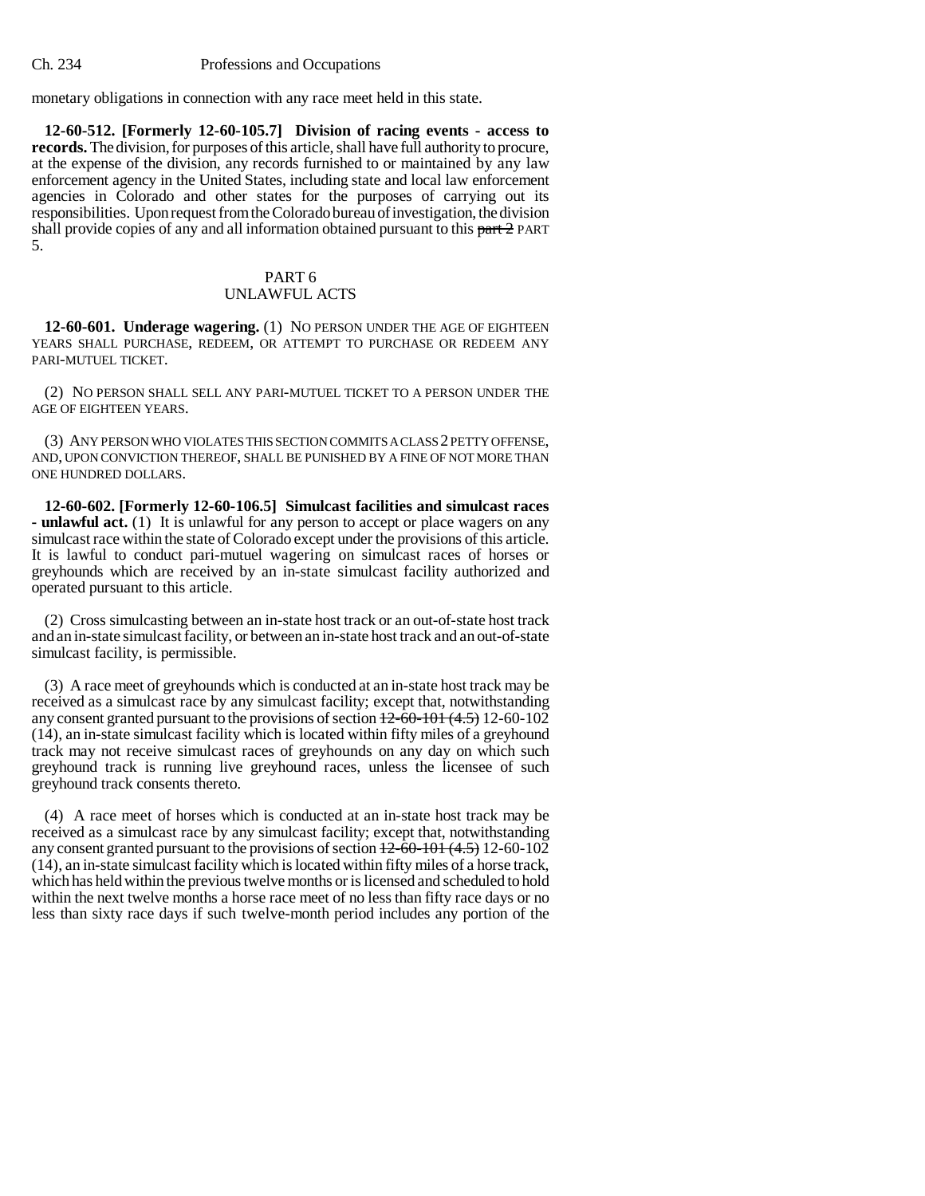monetary obligations in connection with any race meet held in this state.

**12-60-512. [Formerly 12-60-105.7] Division of racing events - access to records.** The division, for purposes of this article, shall have full authority to procure, at the expense of the division, any records furnished to or maintained by any law enforcement agency in the United States, including state and local law enforcement agencies in Colorado and other states for the purposes of carrying out its responsibilities. Upon request from the Colorado bureau of investigation, the division shall provide copies of any and all information obtained pursuant to this ~~part 2~~ PART 5.

## PART 6
## UNLAWFUL ACTS

**12-60-601. Underage wagering.** (1) NO PERSON UNDER THE AGE OF EIGHTEEN YEARS SHALL PURCHASE, REDEEM, OR ATTEMPT TO PURCHASE OR REDEEM ANY PARI-MUTUEL TICKET.

(2) NO PERSON SHALL SELL ANY PARI-MUTUEL TICKET TO A PERSON UNDER THE AGE OF EIGHTEEN YEARS.

(3) ANY PERSON WHO VIOLATES THIS SECTION COMMITS A CLASS 2 PETTY OFFENSE, AND, UPON CONVICTION THEREOF, SHALL BE PUNISHED BY A FINE OF NOT MORE THAN ONE HUNDRED DOLLARS.

**12-60-602. [Formerly 12-60-106.5] Simulcast facilities and simulcast races - unlawful act.** (1) It is unlawful for any person to accept or place wagers on any simulcast race within the state of Colorado except under the provisions of this article. It is lawful to conduct pari-mutuel wagering on simulcast races of horses or greyhounds which are received by an in-state simulcast facility authorized and operated pursuant to this article.

(2) Cross simulcasting between an in-state host track or an out-of-state host track and an in-state simulcast facility, or between an in-state host track and an out-of-state simulcast facility, is permissible.

(3) A race meet of greyhounds which is conducted at an in-state host track may be received as a simulcast race by any simulcast facility; except that, notwithstanding any consent granted pursuant to the provisions of section ~~12-60-101 (4.5)~~ 12-60-102 (14), an in-state simulcast facility which is located within fifty miles of a greyhound track may not receive simulcast races of greyhounds on any day on which such greyhound track is running live greyhound races, unless the licensee of such greyhound track consents thereto.

(4) A race meet of horses which is conducted at an in-state host track may be received as a simulcast race by any simulcast facility; except that, notwithstanding any consent granted pursuant to the provisions of section ~~12-60-101 (4.5)~~ 12-60-102 (14), an in-state simulcast facility which is located within fifty miles of a horse track, which has held within the previous twelve months or is licensed and scheduled to hold within the next twelve months a horse race meet of no less than fifty race days or no less than sixty race days if such twelve-month period includes any portion of the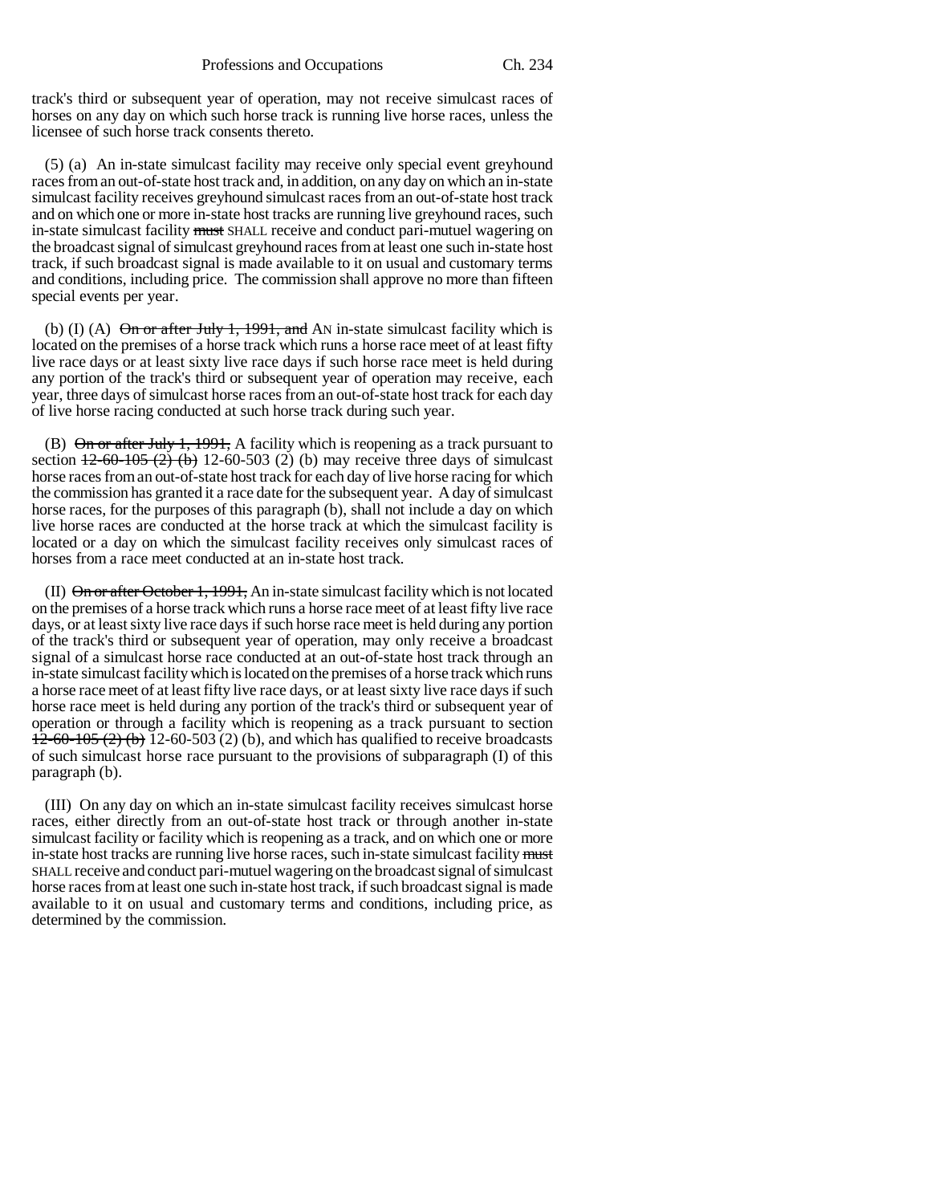track's third or subsequent year of operation, may not receive simulcast races of horses on any day on which such horse track is running live horse races, unless the licensee of such horse track consents thereto.

(5) (a) An in-state simulcast facility may receive only special event greyhound races from an out-of-state host track and, in addition, on any day on which an in-state simulcast facility receives greyhound simulcast races from an out-of-state host track and on which one or more in-state host tracks are running live greyhound races, such in-state simulcast facility ~~must~~ SHALL receive and conduct pari-mutuel wagering on the broadcast signal of simulcast greyhound races from at least one such in-state host track, if such broadcast signal is made available to it on usual and customary terms and conditions, including price. The commission shall approve no more than fifteen special events per year.

(b) (I) (A) ~~On or after July 1, 1991, and~~ AN in-state simulcast facility which is located on the premises of a horse track which runs a horse race meet of at least fifty live race days or at least sixty live race days if such horse race meet is held during any portion of the track's third or subsequent year of operation may receive, each year, three days of simulcast horse races from an out-of-state host track for each day of live horse racing conducted at such horse track during such year.

(B) ~~On or after July 1, 1991,~~ A facility which is reopening as a track pursuant to section ~~12-60-105 (2) (b)~~ 12-60-503 (2) (b) may receive three days of simulcast horse races from an out-of-state host track for each day of live horse racing for which the commission has granted it a race date for the subsequent year. A day of simulcast horse races, for the purposes of this paragraph (b), shall not include a day on which live horse races are conducted at the horse track at which the simulcast facility is located or a day on which the simulcast facility receives only simulcast races of horses from a race meet conducted at an in-state host track.

(II) ~~On or after October 1, 1991,~~ An in-state simulcast facility which is not located on the premises of a horse track which runs a horse race meet of at least fifty live race days, or at least sixty live race days if such horse race meet is held during any portion of the track's third or subsequent year of operation, may only receive a broadcast signal of a simulcast horse race conducted at an out-of-state host track through an in-state simulcast facility which is located on the premises of a horse track which runs a horse race meet of at least fifty live race days, or at least sixty live race days if such horse race meet is held during any portion of the track's third or subsequent year of operation or through a facility which is reopening as a track pursuant to section ~~12-60-105 (2) (b)~~ 12-60-503 (2) (b), and which has qualified to receive broadcasts of such simulcast horse race pursuant to the provisions of subparagraph (I) of this paragraph (b).

(III) On any day on which an in-state simulcast facility receives simulcast horse races, either directly from an out-of-state host track or through another in-state simulcast facility or facility which is reopening as a track, and on which one or more in-state host tracks are running live horse races, such in-state simulcast facility ~~must~~ SHALL receive and conduct pari-mutuel wagering on the broadcast signal of simulcast horse races from at least one such in-state host track, if such broadcast signal is made available to it on usual and customary terms and conditions, including price, as determined by the commission.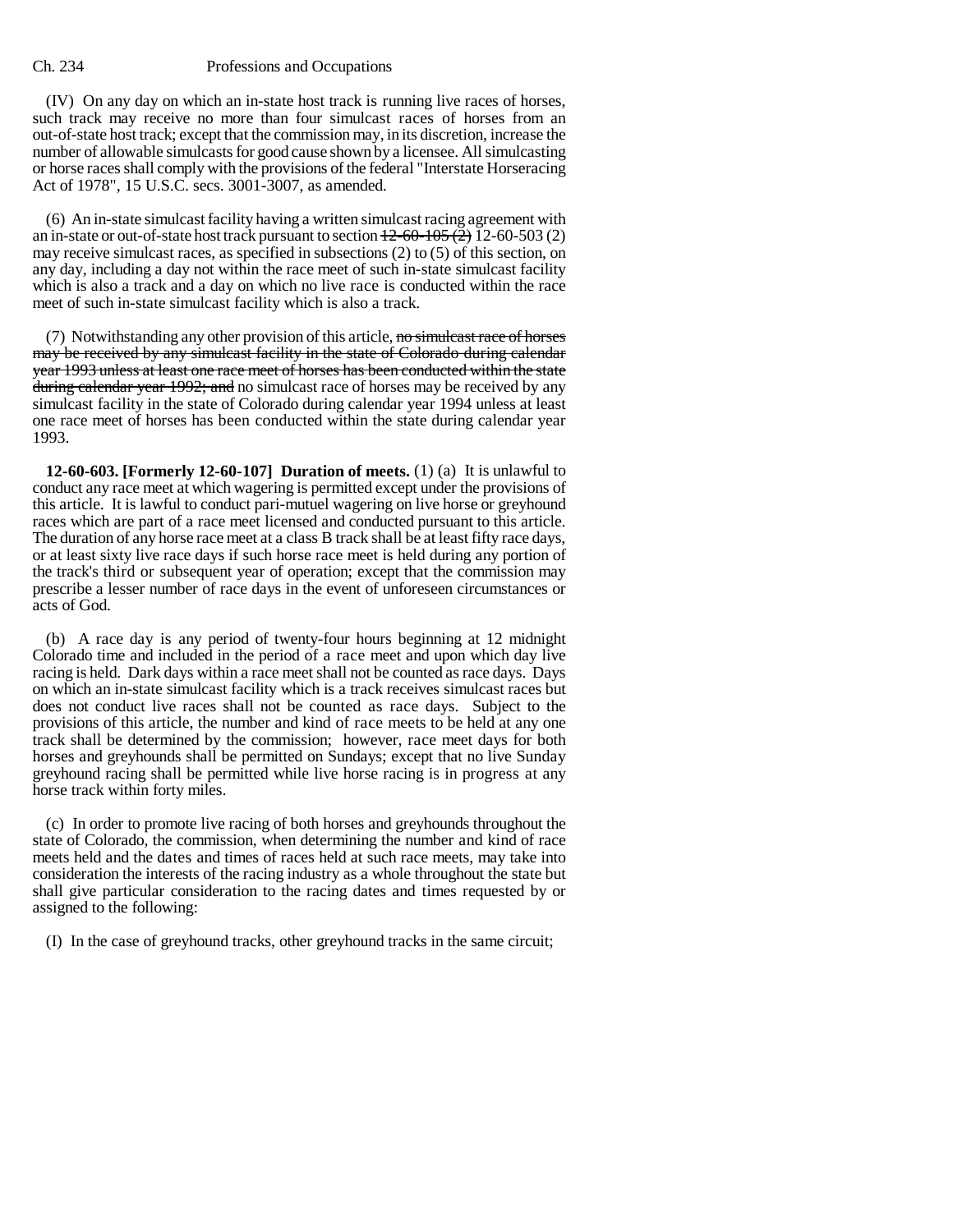(IV) On any day on which an in-state host track is running live races of horses, such track may receive no more than four simulcast races of horses from an out-of-state host track; except that the commission may, in its discretion, increase the number of allowable simulcasts for good cause shown by a licensee. All simulcasting or horse races shall comply with the provisions of the federal "Interstate Horseracing Act of 1978", 15 U.S.C. secs. 3001-3007, as amended.

(6) An in-state simulcast facility having a written simulcast racing agreement with an in-state or out-of-state host track pursuant to section ~~12-60-105 (2)~~ 12-60-503 (2) may receive simulcast races, as specified in subsections (2) to (5) of this section, on any day, including a day not within the race meet of such in-state simulcast facility which is also a track and a day on which no live race is conducted within the race meet of such in-state simulcast facility which is also a track.

(7) Notwithstanding any other provision of this article, ~~no simulcast race of horses may be received by any simulcast facility in the state of Colorado during calendar year 1993 unless at least one race meet of horses has been conducted within the state during calendar year 1992; and~~ no simulcast race of horses may be received by any simulcast facility in the state of Colorado during calendar year 1994 unless at least one race meet of horses has been conducted within the state during calendar year 1993.

**12-60-603. [Formerly 12-60-107] Duration of meets.** (1) (a) It is unlawful to conduct any race meet at which wagering is permitted except under the provisions of this article. It is lawful to conduct pari-mutuel wagering on live horse or greyhound races which are part of a race meet licensed and conducted pursuant to this article. The duration of any horse race meet at a class B track shall be at least fifty race days, or at least sixty live race days if such horse race meet is held during any portion of the track's third or subsequent year of operation; except that the commission may prescribe a lesser number of race days in the event of unforeseen circumstances or acts of God.

(b) A race day is any period of twenty-four hours beginning at 12 midnight Colorado time and included in the period of a race meet and upon which day live racing is held. Dark days within a race meet shall not be counted as race days. Days on which an in-state simulcast facility which is a track receives simulcast races but does not conduct live races shall not be counted as race days. Subject to the provisions of this article, the number and kind of race meets to be held at any one track shall be determined by the commission; however, race meet days for both horses and greyhounds shall be permitted on Sundays; except that no live Sunday greyhound racing shall be permitted while live horse racing is in progress at any horse track within forty miles.

(c) In order to promote live racing of both horses and greyhounds throughout the state of Colorado, the commission, when determining the number and kind of race meets held and the dates and times of races held at such race meets, may take into consideration the interests of the racing industry as a whole throughout the state but shall give particular consideration to the racing dates and times requested by or assigned to the following:

(I) In the case of greyhound tracks, other greyhound tracks in the same circuit;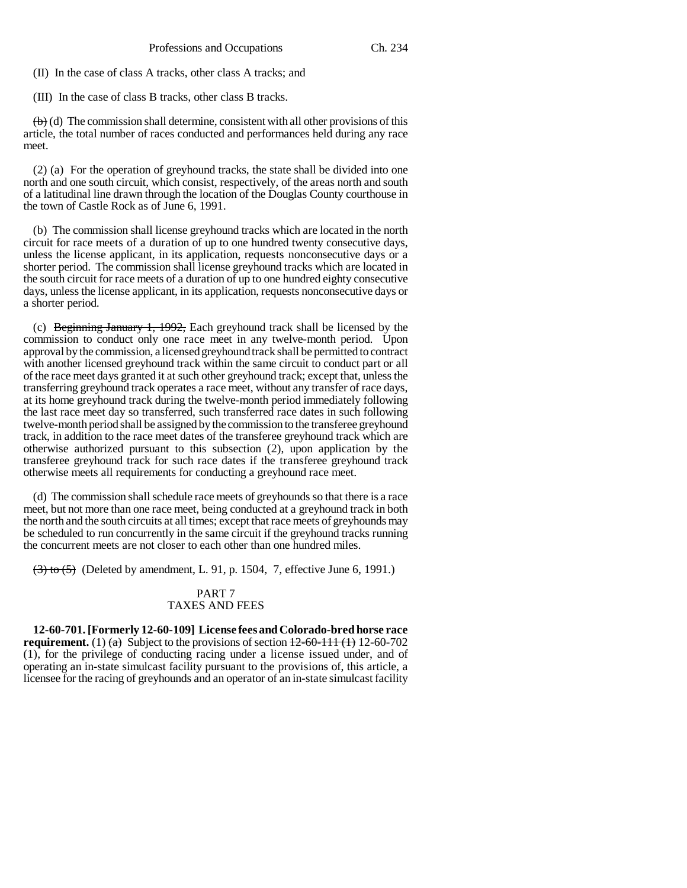(II) In the case of class A tracks, other class A tracks; and

(III) In the case of class B tracks, other class B tracks.

~~(b)~~ (d) The commission shall determine, consistent with all other provisions of this article, the total number of races conducted and performances held during any race meet.

(2) (a) For the operation of greyhound tracks, the state shall be divided into one north and one south circuit, which consist, respectively, of the areas north and south of a latitudinal line drawn through the location of the Douglas County courthouse in the town of Castle Rock as of June 6, 1991.

(b) The commission shall license greyhound tracks which are located in the north circuit for race meets of a duration of up to one hundred twenty consecutive days, unless the license applicant, in its application, requests nonconsecutive days or a shorter period. The commission shall license greyhound tracks which are located in the south circuit for race meets of a duration of up to one hundred eighty consecutive days, unless the license applicant, in its application, requests nonconsecutive days or a shorter period.

(c) ~~Beginning January 1, 1992,~~ Each greyhound track shall be licensed by the commission to conduct only one race meet in any twelve-month period. Upon approval by the commission, a licensed greyhound track shall be permitted to contract with another licensed greyhound track within the same circuit to conduct part or all of the race meet days granted it at such other greyhound track; except that, unless the transferring greyhound track operates a race meet, without any transfer of race days, at its home greyhound track during the twelve-month period immediately following the last race meet day so transferred, such transferred race dates in such following twelve-month period shall be assigned by the commission to the transferee greyhound track, in addition to the race meet dates of the transferee greyhound track which are otherwise authorized pursuant to this subsection (2), upon application by the transferee greyhound track for such race dates if the transferee greyhound track otherwise meets all requirements for conducting a greyhound race meet.

(d) The commission shall schedule race meets of greyhounds so that there is a race meet, but not more than one race meet, being conducted at a greyhound track in both the north and the south circuits at all times; except that race meets of greyhounds may be scheduled to run concurrently in the same circuit if the greyhound tracks running the concurrent meets are not closer to each other than one hundred miles.

~~(3) to (5)~~ (Deleted by amendment, L. 91, p. 1504, 7, effective June 6, 1991.)

## PART 7
## TAXES AND FEES

**12-60-701. [Formerly 12-60-109] License fees and Colorado-bred horse race requirement.** (1) ~~(a)~~ Subject to the provisions of section ~~12-60-111 (1)~~ 12-60-702 (1), for the privilege of conducting racing under a license issued under, and of operating an in-state simulcast facility pursuant to the provisions of, this article, a licensee for the racing of greyhounds and an operator of an in-state simulcast facility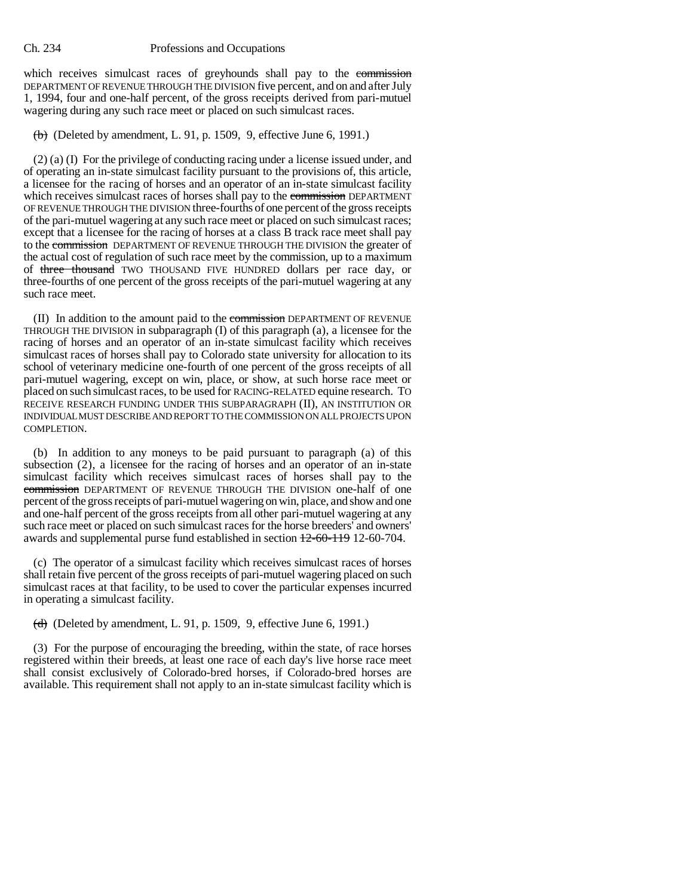which receives simulcast races of greyhounds shall pay to the ~~commission~~ DEPARTMENT OF REVENUE THROUGH THE DIVISION five percent, and on and after July 1, 1994, four and one-half percent, of the gross receipts derived from pari-mutuel wagering during any such race meet or placed on such simulcast races.

~~(b)~~ (Deleted by amendment, L. 91, p. 1509, 9, effective June 6, 1991.)

(2) (a) (I) For the privilege of conducting racing under a license issued under, and of operating an in-state simulcast facility pursuant to the provisions of, this article, a licensee for the racing of horses and an operator of an in-state simulcast facility which receives simulcast races of horses shall pay to the ~~commission~~ DEPARTMENT OF REVENUE THROUGH THE DIVISION three-fourths of one percent of the gross receipts of the pari-mutuel wagering at any such race meet or placed on such simulcast races; except that a licensee for the racing of horses at a class B track race meet shall pay to the ~~commission~~ DEPARTMENT OF REVENUE THROUGH THE DIVISION the greater of the actual cost of regulation of such race meet by the commission, up to a maximum of ~~three thousand~~ TWO THOUSAND FIVE HUNDRED dollars per race day, or three-fourths of one percent of the gross receipts of the pari-mutuel wagering at any such race meet.

(II) In addition to the amount paid to the ~~commission~~ DEPARTMENT OF REVENUE THROUGH THE DIVISION in subparagraph (I) of this paragraph (a), a licensee for the racing of horses and an operator of an in-state simulcast facility which receives simulcast races of horses shall pay to Colorado state university for allocation to its school of veterinary medicine one-fourth of one percent of the gross receipts of all pari-mutuel wagering, except on win, place, or show, at such horse race meet or placed on such simulcast races, to be used for RACING-RELATED equine research. TO RECEIVE RESEARCH FUNDING UNDER THIS SUBPARAGRAPH (II), AN INSTITUTION OR INDIVIDUAL MUST DESCRIBE AND REPORT TO THE COMMISSION ON ALL PROJECTS UPON COMPLETION.

(b) In addition to any moneys to be paid pursuant to paragraph (a) of this subsection (2), a licensee for the racing of horses and an operator of an in-state simulcast facility which receives simulcast races of horses shall pay to the ~~commission~~ DEPARTMENT OF REVENUE THROUGH THE DIVISION one-half of one percent of the gross receipts of pari-mutuel wagering on win, place, and show and one and one-half percent of the gross receipts from all other pari-mutuel wagering at any such race meet or placed on such simulcast races for the horse breeders' and owners' awards and supplemental purse fund established in section ~~12-60-119~~ 12-60-704.

(c) The operator of a simulcast facility which receives simulcast races of horses shall retain five percent of the gross receipts of pari-mutuel wagering placed on such simulcast races at that facility, to be used to cover the particular expenses incurred in operating a simulcast facility.

~~(d)~~ (Deleted by amendment, L. 91, p. 1509, 9, effective June 6, 1991.)

(3) For the purpose of encouraging the breeding, within the state, of race horses registered within their breeds, at least one race of each day's live horse race meet shall consist exclusively of Colorado-bred horses, if Colorado-bred horses are available. This requirement shall not apply to an in-state simulcast facility which is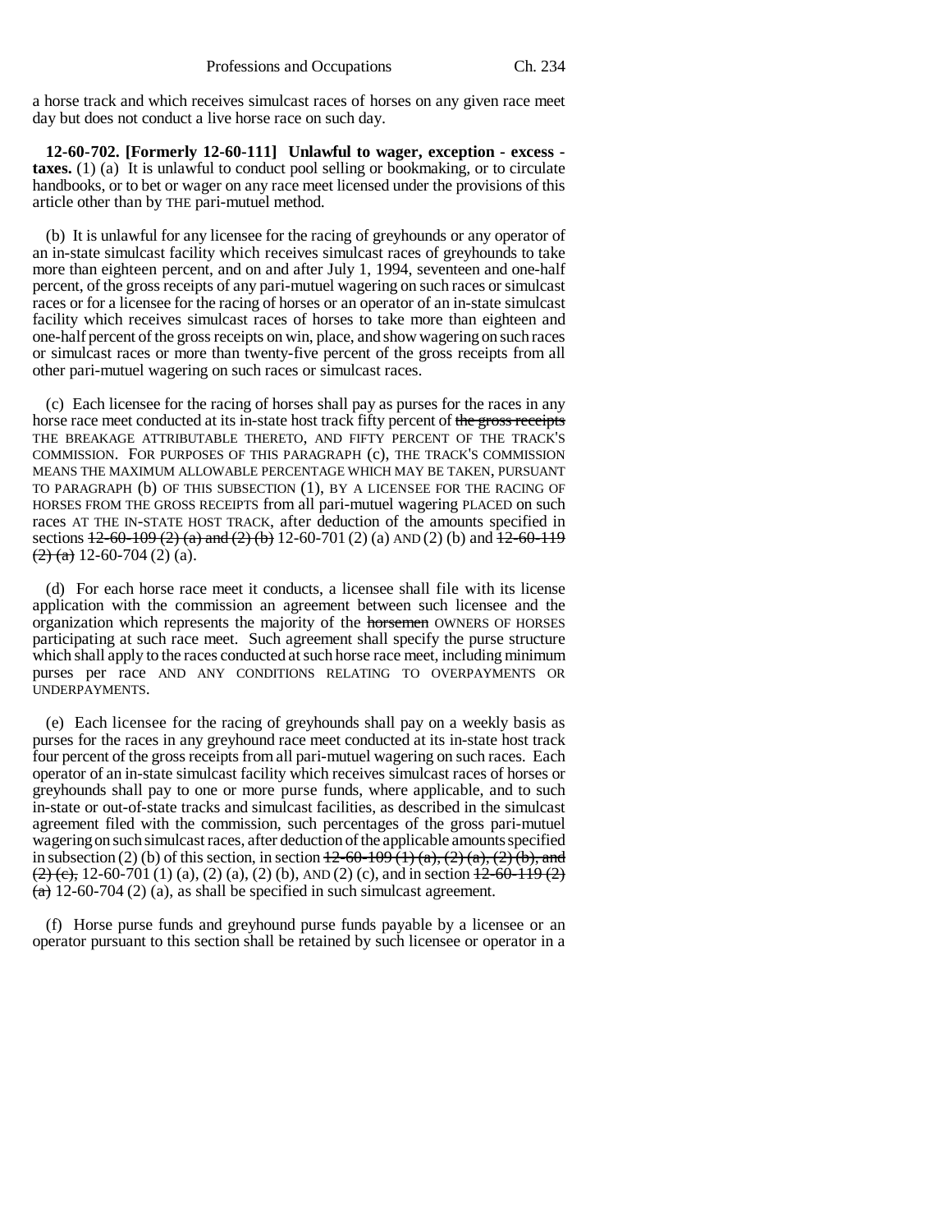a horse track and which receives simulcast races of horses on any given race meet day but does not conduct a live horse race on such day.

**12-60-702. [Formerly 12-60-111] Unlawful to wager, exception - excess - taxes.** (1) (a) It is unlawful to conduct pool selling or bookmaking, or to circulate handbooks, or to bet or wager on any race meet licensed under the provisions of this article other than by THE pari-mutuel method.

(b) It is unlawful for any licensee for the racing of greyhounds or any operator of an in-state simulcast facility which receives simulcast races of greyhounds to take more than eighteen percent, and on and after July 1, 1994, seventeen and one-half percent, of the gross receipts of any pari-mutuel wagering on such races or simulcast races or for a licensee for the racing of horses or an operator of an in-state simulcast facility which receives simulcast races of horses to take more than eighteen and one-half percent of the gross receipts on win, place, and show wagering on such races or simulcast races or more than twenty-five percent of the gross receipts from all other pari-mutuel wagering on such races or simulcast races.

(c) Each licensee for the racing of horses shall pay as purses for the races in any horse race meet conducted at its in-state host track fifty percent of ~~the gross receipts~~ THE BREAKAGE ATTRIBUTABLE THERETO, AND FIFTY PERCENT OF THE TRACK'S COMMISSION. FOR PURPOSES OF THIS PARAGRAPH (c), THE TRACK'S COMMISSION MEANS THE MAXIMUM ALLOWABLE PERCENTAGE WHICH MAY BE TAKEN, PURSUANT TO PARAGRAPH (b) OF THIS SUBSECTION (1), BY A LICENSEE FOR THE RACING OF HORSES FROM THE GROSS RECEIPTS from all pari-mutuel wagering PLACED on such races AT THE IN-STATE HOST TRACK, after deduction of the amounts specified in sections ~~12-60-109 (2) (a) and (2) (b)~~ 12-60-701 (2) (a) AND (2) (b) and ~~12-60-119 (2) (a)~~ 12-60-704 (2) (a).

(d) For each horse race meet it conducts, a licensee shall file with its license application with the commission an agreement between such licensee and the organization which represents the majority of the ~~horsemen~~ OWNERS OF HORSES participating at such race meet. Such agreement shall specify the purse structure which shall apply to the races conducted at such horse race meet, including minimum purses per race AND ANY CONDITIONS RELATING TO OVERPAYMENTS OR UNDERPAYMENTS.

(e) Each licensee for the racing of greyhounds shall pay on a weekly basis as purses for the races in any greyhound race meet conducted at its in-state host track four percent of the gross receipts from all pari-mutuel wagering on such races. Each operator of an in-state simulcast facility which receives simulcast races of horses or greyhounds shall pay to one or more purse funds, where applicable, and to such in-state or out-of-state tracks and simulcast facilities, as described in the simulcast agreement filed with the commission, such percentages of the gross pari-mutuel wagering on such simulcast races, after deduction of the applicable amounts specified in subsection (2) (b) of this section, in section ~~12-60-109 (1) (a), (2) (a), (2) (b), and (2) (c),~~ 12-60-701 (1) (a), (2) (a), (2) (b), AND (2) (c), and in section ~~12-60-119 (2) (a)~~ 12-60-704 (2) (a), as shall be specified in such simulcast agreement.

(f) Horse purse funds and greyhound purse funds payable by a licensee or an operator pursuant to this section shall be retained by such licensee or operator in a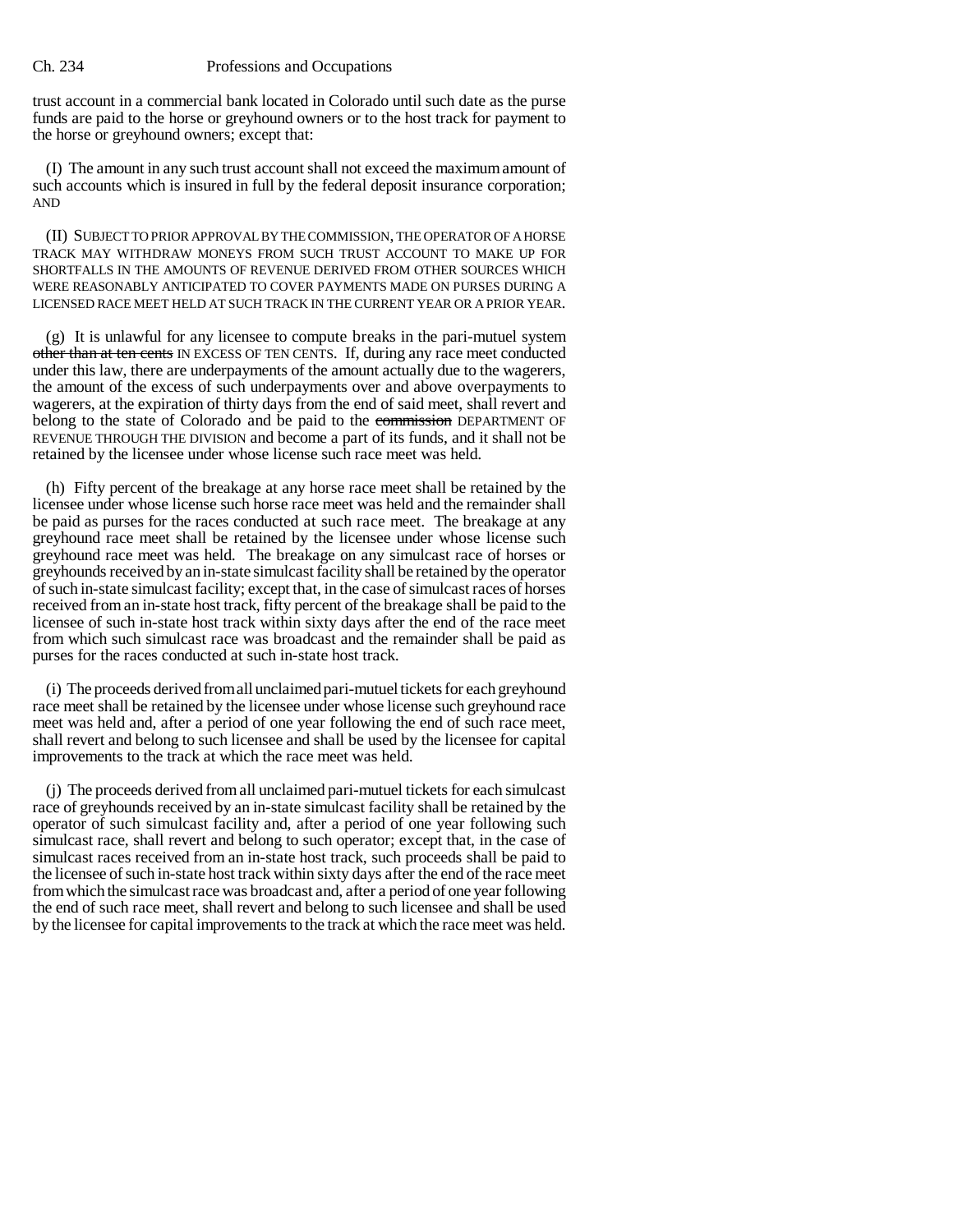trust account in a commercial bank located in Colorado until such date as the purse funds are paid to the horse or greyhound owners or to the host track for payment to the horse or greyhound owners; except that:

(I) The amount in any such trust account shall not exceed the maximum amount of such accounts which is insured in full by the federal deposit insurance corporation; AND

(II) SUBJECT TO PRIOR APPROVAL BY THE COMMISSION, THE OPERATOR OF A HORSE TRACK MAY WITHDRAW MONEYS FROM SUCH TRUST ACCOUNT TO MAKE UP FOR SHORTFALLS IN THE AMOUNTS OF REVENUE DERIVED FROM OTHER SOURCES WHICH WERE REASONABLY ANTICIPATED TO COVER PAYMENTS MADE ON PURSES DURING A LICENSED RACE MEET HELD AT SUCH TRACK IN THE CURRENT YEAR OR A PRIOR YEAR.

(g) It is unlawful for any licensee to compute breaks in the pari-mutuel system ~~other than at ten cents~~ IN EXCESS OF TEN CENTS. If, during any race meet conducted under this law, there are underpayments of the amount actually due to the wagerers, the amount of the excess of such underpayments over and above overpayments to wagerers, at the expiration of thirty days from the end of said meet, shall revert and belong to the state of Colorado and be paid to the ~~commission~~ DEPARTMENT OF REVENUE THROUGH THE DIVISION and become a part of its funds, and it shall not be retained by the licensee under whose license such race meet was held.

(h) Fifty percent of the breakage at any horse race meet shall be retained by the licensee under whose license such horse race meet was held and the remainder shall be paid as purses for the races conducted at such race meet. The breakage at any greyhound race meet shall be retained by the licensee under whose license such greyhound race meet was held. The breakage on any simulcast race of horses or greyhounds received by an in-state simulcast facility shall be retained by the operator of such in-state simulcast facility; except that, in the case of simulcast races of horses received from an in-state host track, fifty percent of the breakage shall be paid to the licensee of such in-state host track within sixty days after the end of the race meet from which such simulcast race was broadcast and the remainder shall be paid as purses for the races conducted at such in-state host track.

(i) The proceeds derived from all unclaimed pari-mutuel tickets for each greyhound race meet shall be retained by the licensee under whose license such greyhound race meet was held and, after a period of one year following the end of such race meet, shall revert and belong to such licensee and shall be used by the licensee for capital improvements to the track at which the race meet was held.

(j) The proceeds derived from all unclaimed pari-mutuel tickets for each simulcast race of greyhounds received by an in-state simulcast facility shall be retained by the operator of such simulcast facility and, after a period of one year following such simulcast race, shall revert and belong to such operator; except that, in the case of simulcast races received from an in-state host track, such proceeds shall be paid to the licensee of such in-state host track within sixty days after the end of the race meet from which the simulcast race was broadcast and, after a period of one year following the end of such race meet, shall revert and belong to such licensee and shall be used by the licensee for capital improvements to the track at which the race meet was held.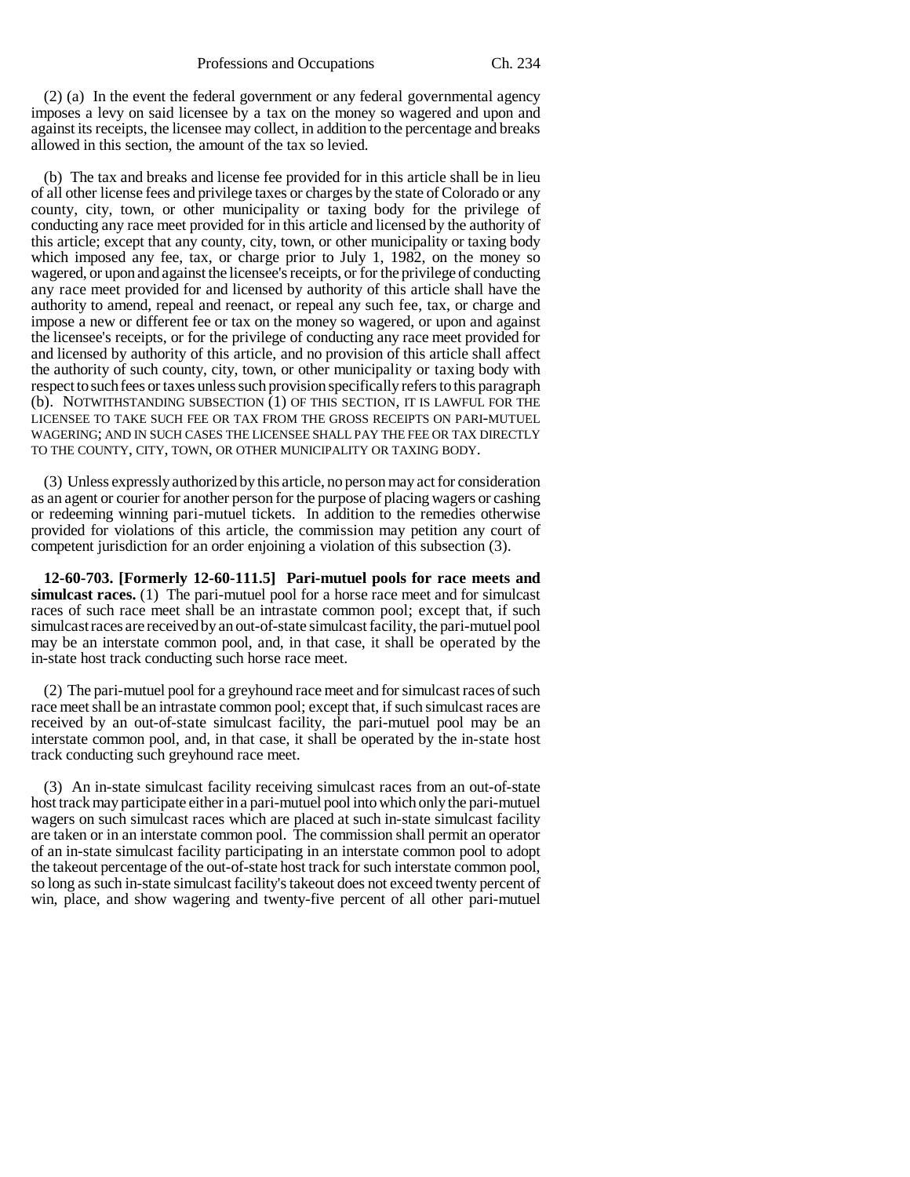(2) (a) In the event the federal government or any federal governmental agency imposes a levy on said licensee by a tax on the money so wagered and upon and against its receipts, the licensee may collect, in addition to the percentage and breaks allowed in this section, the amount of the tax so levied.

(b) The tax and breaks and license fee provided for in this article shall be in lieu of all other license fees and privilege taxes or charges by the state of Colorado or any county, city, town, or other municipality or taxing body for the privilege of conducting any race meet provided for in this article and licensed by the authority of this article; except that any county, city, town, or other municipality or taxing body which imposed any fee, tax, or charge prior to July 1, 1982, on the money so wagered, or upon and against the licensee's receipts, or for the privilege of conducting any race meet provided for and licensed by authority of this article shall have the authority to amend, repeal and reenact, or repeal any such fee, tax, or charge and impose a new or different fee or tax on the money so wagered, or upon and against the licensee's receipts, or for the privilege of conducting any race meet provided for and licensed by authority of this article, and no provision of this article shall affect the authority of such county, city, town, or other municipality or taxing body with respect to such fees or taxes unless such provision specifically refers to this paragraph (b). NOTWITHSTANDING SUBSECTION (1) OF THIS SECTION, IT IS LAWFUL FOR THE LICENSEE TO TAKE SUCH FEE OR TAX FROM THE GROSS RECEIPTS ON PARI-MUTUEL WAGERING; AND IN SUCH CASES THE LICENSEE SHALL PAY THE FEE OR TAX DIRECTLY TO THE COUNTY, CITY, TOWN, OR OTHER MUNICIPALITY OR TAXING BODY.

(3) Unless expressly authorized by this article, no person may act for consideration as an agent or courier for another person for the purpose of placing wagers or cashing or redeeming winning pari-mutuel tickets. In addition to the remedies otherwise provided for violations of this article, the commission may petition any court of competent jurisdiction for an order enjoining a violation of this subsection (3).

**12-60-703. [Formerly 12-60-111.5] Pari-mutuel pools for race meets and simulcast races.** (1) The pari-mutuel pool for a horse race meet and for simulcast races of such race meet shall be an intrastate common pool; except that, if such simulcast races are received by an out-of-state simulcast facility, the pari-mutuel pool may be an interstate common pool, and, in that case, it shall be operated by the in-state host track conducting such horse race meet.

(2) The pari-mutuel pool for a greyhound race meet and for simulcast races of such race meet shall be an intrastate common pool; except that, if such simulcast races are received by an out-of-state simulcast facility, the pari-mutuel pool may be an interstate common pool, and, in that case, it shall be operated by the in-state host track conducting such greyhound race meet.

(3) An in-state simulcast facility receiving simulcast races from an out-of-state host track may participate either in a pari-mutuel pool into which only the pari-mutuel wagers on such simulcast races which are placed at such in-state simulcast facility are taken or in an interstate common pool. The commission shall permit an operator of an in-state simulcast facility participating in an interstate common pool to adopt the takeout percentage of the out-of-state host track for such interstate common pool, so long as such in-state simulcast facility's takeout does not exceed twenty percent of win, place, and show wagering and twenty-five percent of all other pari-mutuel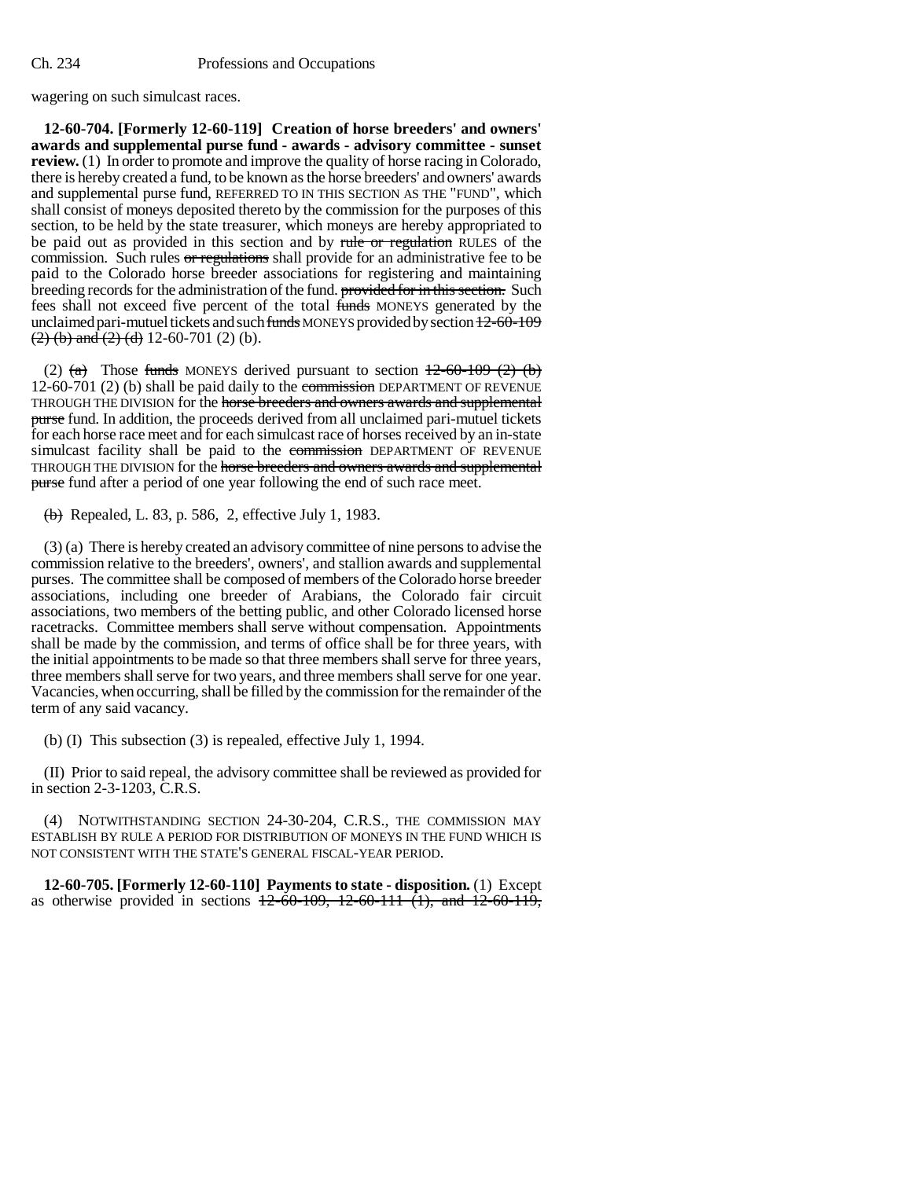wagering on such simulcast races.

**12-60-704. [Formerly 12-60-119] Creation of horse breeders' and owners' awards and supplemental purse fund - awards - advisory committee - sunset review.** (1) In order to promote and improve the quality of horse racing in Colorado, there is hereby created a fund, to be known as the horse breeders' and owners' awards and supplemental purse fund, REFERRED TO IN THIS SECTION AS THE "FUND", which shall consist of moneys deposited thereto by the commission for the purposes of this section, to be held by the state treasurer, which moneys are hereby appropriated to be paid out as provided in this section and by ~~rule or regulation~~ RULES of the commission. Such rules ~~or regulations~~ shall provide for an administrative fee to be paid to the Colorado horse breeder associations for registering and maintaining breeding records for the administration of the fund. ~~provided for in this section.~~ Such fees shall not exceed five percent of the total ~~funds~~ MONEYS generated by the unclaimed pari-mutuel tickets and such ~~funds~~ MONEYS provided by section ~~12-60-109 (2) (b) and (2) (d)~~ 12-60-701 (2) (b).

(2) ~~(a)~~ Those ~~funds~~ MONEYS derived pursuant to section ~~12-60-109 (2) (b)~~ 12-60-701 (2) (b) shall be paid daily to the ~~commission~~ DEPARTMENT OF REVENUE THROUGH THE DIVISION for the ~~horse breeders and owners awards and supplemental purse~~ fund. In addition, the proceeds derived from all unclaimed pari-mutuel tickets for each horse race meet and for each simulcast race of horses received by an in-state simulcast facility shall be paid to the ~~commission~~ DEPARTMENT OF REVENUE THROUGH THE DIVISION for the ~~horse breeders and owners awards and supplemental purse~~ fund after a period of one year following the end of such race meet.

~~(b)~~ Repealed, L. 83, p. 586, 2, effective July 1, 1983.

(3) (a) There is hereby created an advisory committee of nine persons to advise the commission relative to the breeders', owners', and stallion awards and supplemental purses. The committee shall be composed of members of the Colorado horse breeder associations, including one breeder of Arabians, the Colorado fair circuit associations, two members of the betting public, and other Colorado licensed horse racetracks. Committee members shall serve without compensation. Appointments shall be made by the commission, and terms of office shall be for three years, with the initial appointments to be made so that three members shall serve for three years, three members shall serve for two years, and three members shall serve for one year. Vacancies, when occurring, shall be filled by the commission for the remainder of the term of any said vacancy.

(b) (I) This subsection (3) is repealed, effective July 1, 1994.

(II) Prior to said repeal, the advisory committee shall be reviewed as provided for in section 2-3-1203, C.R.S.

(4) NOTWITHSTANDING SECTION 24-30-204, C.R.S., THE COMMISSION MAY ESTABLISH BY RULE A PERIOD FOR DISTRIBUTION OF MONEYS IN THE FUND WHICH IS NOT CONSISTENT WITH THE STATE'S GENERAL FISCAL-YEAR PERIOD.

**12-60-705. [Formerly 12-60-110] Payments to state - disposition.** (1) Except as otherwise provided in sections ~~12-60-109, 12-60-111 (1), and 12-60-119,~~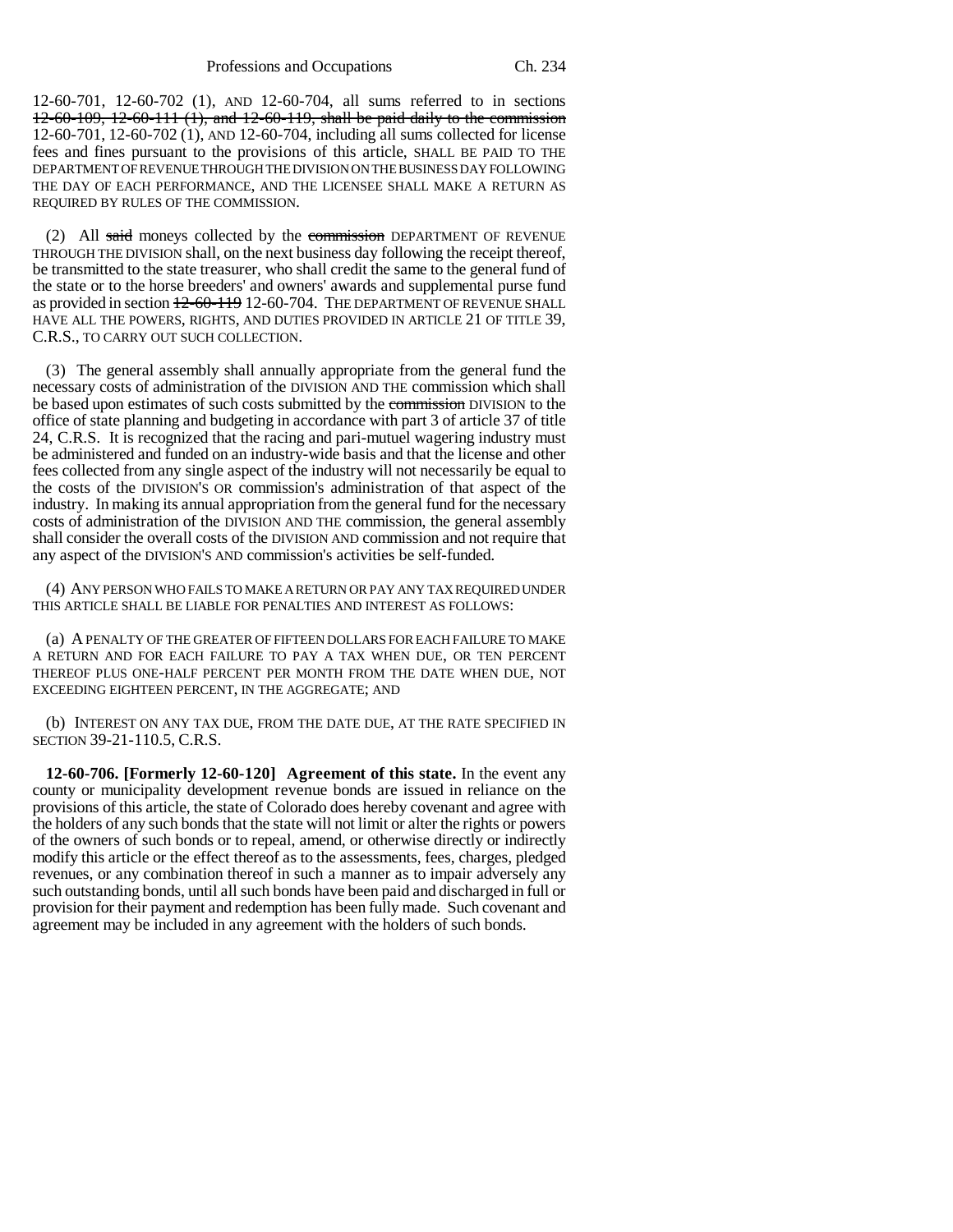12-60-701, 12-60-702 (1), AND 12-60-704, all sums referred to in sections ~~12-60-109, 12-60-111 (1), and 12-60-119, shall be paid daily to the commission~~ 12-60-701, 12-60-702 (1), AND 12-60-704, including all sums collected for license fees and fines pursuant to the provisions of this article, SHALL BE PAID TO THE DEPARTMENT OF REVENUE THROUGH THE DIVISION ON THE BUSINESS DAY FOLLOWING THE DAY OF EACH PERFORMANCE, AND THE LICENSEE SHALL MAKE A RETURN AS REQUIRED BY RULES OF THE COMMISSION.

(2) All ~~said~~ moneys collected by the ~~commission~~ DEPARTMENT OF REVENUE THROUGH THE DIVISION shall, on the next business day following the receipt thereof, be transmitted to the state treasurer, who shall credit the same to the general fund of the state or to the horse breeders' and owners' awards and supplemental purse fund as provided in section ~~12-60-119~~ 12-60-704. THE DEPARTMENT OF REVENUE SHALL HAVE ALL THE POWERS, RIGHTS, AND DUTIES PROVIDED IN ARTICLE 21 OF TITLE 39, C.R.S., TO CARRY OUT SUCH COLLECTION.

(3) The general assembly shall annually appropriate from the general fund the necessary costs of administration of the DIVISION AND THE commission which shall be based upon estimates of such costs submitted by the ~~commission~~ DIVISION to the office of state planning and budgeting in accordance with part 3 of article 37 of title 24, C.R.S. It is recognized that the racing and pari-mutuel wagering industry must be administered and funded on an industry-wide basis and that the license and other fees collected from any single aspect of the industry will not necessarily be equal to the costs of the DIVISION'S OR commission's administration of that aspect of the industry. In making its annual appropriation from the general fund for the necessary costs of administration of the DIVISION AND THE commission, the general assembly shall consider the overall costs of the DIVISION AND commission and not require that any aspect of the DIVISION'S AND commission's activities be self-funded.

(4) ANY PERSON WHO FAILS TO MAKE A RETURN OR PAY ANY TAX REQUIRED UNDER THIS ARTICLE SHALL BE LIABLE FOR PENALTIES AND INTEREST AS FOLLOWS:

(a) A PENALTY OF THE GREATER OF FIFTEEN DOLLARS FOR EACH FAILURE TO MAKE A RETURN AND FOR EACH FAILURE TO PAY A TAX WHEN DUE, OR TEN PERCENT THEREOF PLUS ONE-HALF PERCENT PER MONTH FROM THE DATE WHEN DUE, NOT EXCEEDING EIGHTEEN PERCENT, IN THE AGGREGATE; AND

(b) INTEREST ON ANY TAX DUE, FROM THE DATE DUE, AT THE RATE SPECIFIED IN SECTION 39-21-110.5, C.R.S.

**12-60-706. [Formerly 12-60-120] Agreement of this state.** In the event any county or municipality development revenue bonds are issued in reliance on the provisions of this article, the state of Colorado does hereby covenant and agree with the holders of any such bonds that the state will not limit or alter the rights or powers of the owners of such bonds or to repeal, amend, or otherwise directly or indirectly modify this article or the effect thereof as to the assessments, fees, charges, pledged revenues, or any combination thereof in such a manner as to impair adversely any such outstanding bonds, until all such bonds have been paid and discharged in full or provision for their payment and redemption has been fully made. Such covenant and agreement may be included in any agreement with the holders of such bonds.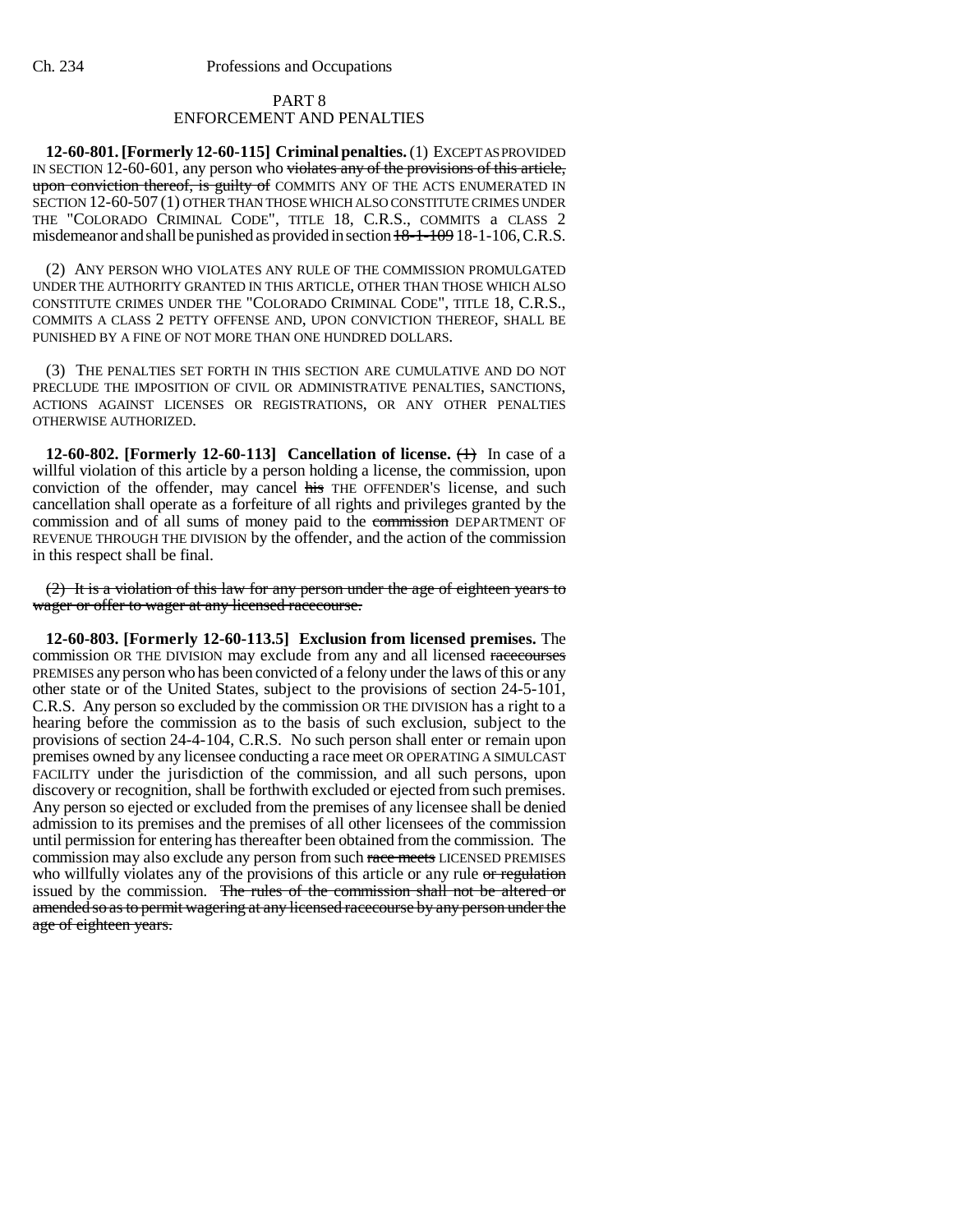## PART 8
## ENFORCEMENT AND PENALTIES

**12-60-801. [Formerly 12-60-115] Criminal penalties.** (1) EXCEPT AS PROVIDED IN SECTION 12-60-601, any person who violates any of the provisions of this article, upon conviction thereof, is guilty of COMMITS ANY OF THE ACTS ENUMERATED IN SECTION 12-60-507 (1) OTHER THAN THOSE WHICH ALSO CONSTITUTE CRIMES UNDER THE "COLORADO CRIMINAL CODE", TITLE 18, C.R.S., COMMITS a CLASS 2 misdemeanor and shall be punished as provided in section 18-1-109 18-1-106, C.R.S.

(2) ANY PERSON WHO VIOLATES ANY RULE OF THE COMMISSION PROMULGATED UNDER THE AUTHORITY GRANTED IN THIS ARTICLE, OTHER THAN THOSE WHICH ALSO CONSTITUTE CRIMES UNDER THE "COLORADO CRIMINAL CODE", TITLE 18, C.R.S., COMMITS A CLASS 2 PETTY OFFENSE AND, UPON CONVICTION THEREOF, SHALL BE PUNISHED BY A FINE OF NOT MORE THAN ONE HUNDRED DOLLARS.

(3) THE PENALTIES SET FORTH IN THIS SECTION ARE CUMULATIVE AND DO NOT PRECLUDE THE IMPOSITION OF CIVIL OR ADMINISTRATIVE PENALTIES, SANCTIONS, ACTIONS AGAINST LICENSES OR REGISTRATIONS, OR ANY OTHER PENALTIES OTHERWISE AUTHORIZED.

**12-60-802. [Formerly 12-60-113] Cancellation of license.** (1) In case of a willful violation of this article by a person holding a license, the commission, upon conviction of the offender, may cancel his THE OFFENDER'S license, and such cancellation shall operate as a forfeiture of all rights and privileges granted by the commission and of all sums of money paid to the commission DEPARTMENT OF REVENUE THROUGH THE DIVISION by the offender, and the action of the commission in this respect shall be final.

(2) It is a violation of this law for any person under the age of eighteen years to wager or offer to wager at any licensed racecourse.

**12-60-803. [Formerly 12-60-113.5] Exclusion from licensed premises.** The commission OR THE DIVISION may exclude from any and all licensed racecourses PREMISES any person who has been convicted of a felony under the laws of this or any other state or of the United States, subject to the provisions of section 24-5-101, C.R.S. Any person so excluded by the commission OR THE DIVISION has a right to a hearing before the commission as to the basis of such exclusion, subject to the provisions of section 24-4-104, C.R.S. No such person shall enter or remain upon premises owned by any licensee conducting a race meet OR OPERATING A SIMULCAST FACILITY under the jurisdiction of the commission, and all such persons, upon discovery or recognition, shall be forthwith excluded or ejected from such premises. Any person so ejected or excluded from the premises of any licensee shall be denied admission to its premises and the premises of all other licensees of the commission until permission for entering has thereafter been obtained from the commission. The commission may also exclude any person from such race meets LICENSED PREMISES who willfully violates any of the provisions of this article or any rule or regulation issued by the commission. The rules of the commission shall not be altered or amended so as to permit wagering at any licensed racecourse by any person under the age of eighteen years.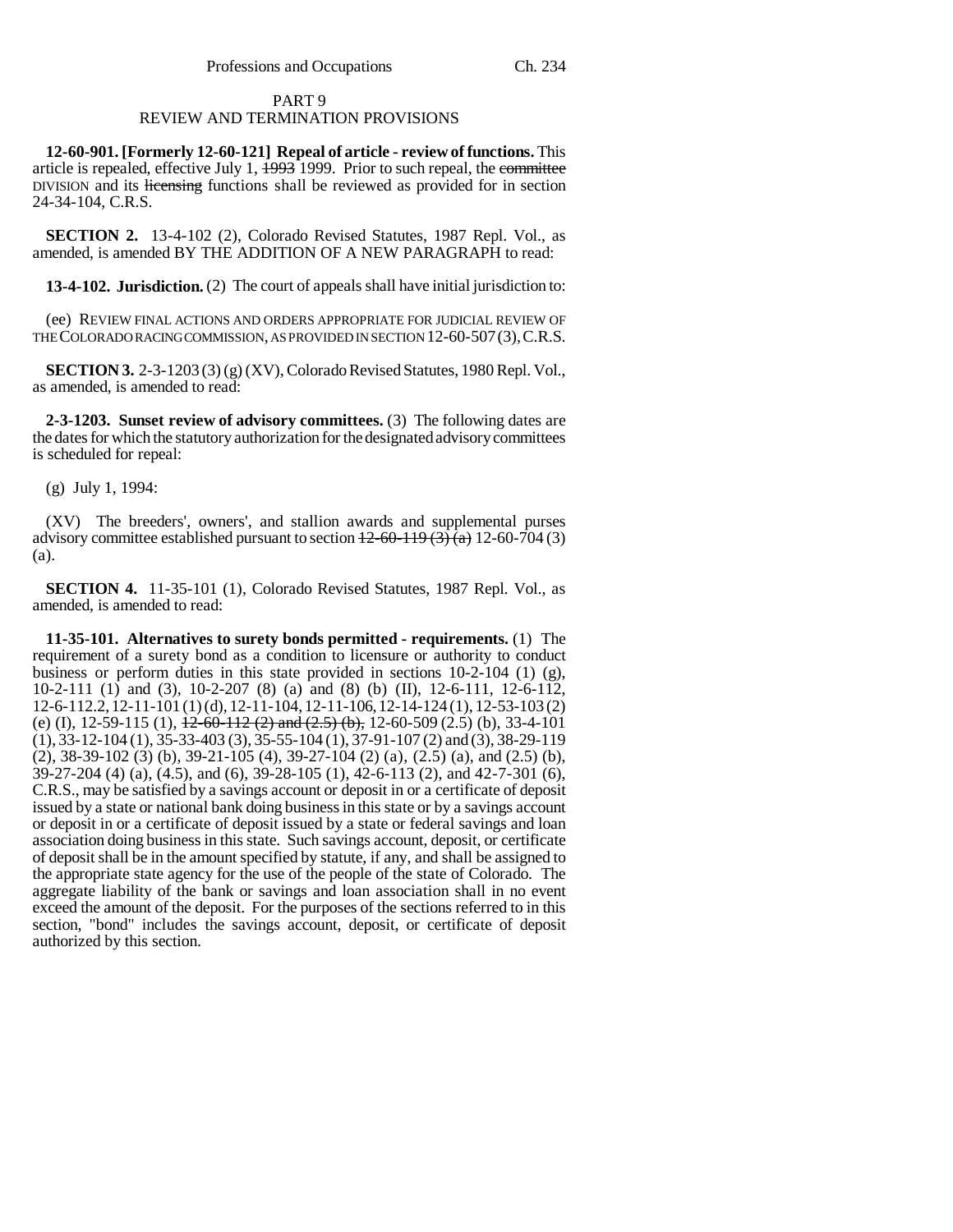PART 9
REVIEW AND TERMINATION PROVISIONS

**12-60-901. [Formerly 12-60-121] Repeal of article - review of functions.** This article is repealed, effective July 1, ~~1993~~ 1999. Prior to such repeal, the ~~committee~~ DIVISION and its ~~licensing~~ functions shall be reviewed as provided for in section 24-34-104, C.R.S.

**SECTION 2.** 13-4-102 (2), Colorado Revised Statutes, 1987 Repl. Vol., as amended, is amended BY THE ADDITION OF A NEW PARAGRAPH to read:

**13-4-102. Jurisdiction.** (2) The court of appeals shall have initial jurisdiction to:

(ee) REVIEW FINAL ACTIONS AND ORDERS APPROPRIATE FOR JUDICIAL REVIEW OF THE COLORADO RACING COMMISSION, AS PROVIDED IN SECTION 12-60-507 (3), C.R.S.

**SECTION 3.** 2-3-1203 (3) (g) (XV), Colorado Revised Statutes, 1980 Repl. Vol., as amended, is amended to read:

**2-3-1203. Sunset review of advisory committees.** (3) The following dates are the dates for which the statutory authorization for the designated advisory committees is scheduled for repeal:

(g) July 1, 1994:

(XV) The breeders', owners', and stallion awards and supplemental purses advisory committee established pursuant to section ~~12-60-119 (3) (a)~~ 12-60-704 (3) (a).

**SECTION 4.** 11-35-101 (1), Colorado Revised Statutes, 1987 Repl. Vol., as amended, is amended to read:

**11-35-101. Alternatives to surety bonds permitted - requirements.** (1) The requirement of a surety bond as a condition to licensure or authority to conduct business or perform duties in this state provided in sections 10-2-104 (1) (g), 10-2-111 (1) and (3), 10-2-207 (8) (a) and (8) (b) (II), 12-6-111, 12-6-112, 12-6-112.2, 12-11-101 (1) (d), 12-11-104, 12-11-106, 12-14-124 (1), 12-53-103 (2) (e) (I), 12-59-115 (1), ~~12-60-112 (2) and (2.5) (b),~~ 12-60-509 (2.5) (b), 33-4-101 (1), 33-12-104 (1), 35-33-403 (3), 35-55-104 (1), 37-91-107 (2) and (3), 38-29-119 (2), 38-39-102 (3) (b), 39-21-105 (4), 39-27-104 (2) (a), (2.5) (a), and (2.5) (b), 39-27-204 (4) (a), (4.5), and (6), 39-28-105 (1), 42-6-113 (2), and 42-7-301 (6), C.R.S., may be satisfied by a savings account or deposit in or a certificate of deposit issued by a state or national bank doing business in this state or by a savings account or deposit in or a certificate of deposit issued by a state or federal savings and loan association doing business in this state. Such savings account, deposit, or certificate of deposit shall be in the amount specified by statute, if any, and shall be assigned to the appropriate state agency for the use of the people of the state of Colorado. The aggregate liability of the bank or savings and loan association shall in no event exceed the amount of the deposit. For the purposes of the sections referred to in this section, "bond" includes the savings account, deposit, or certificate of deposit authorized by this section.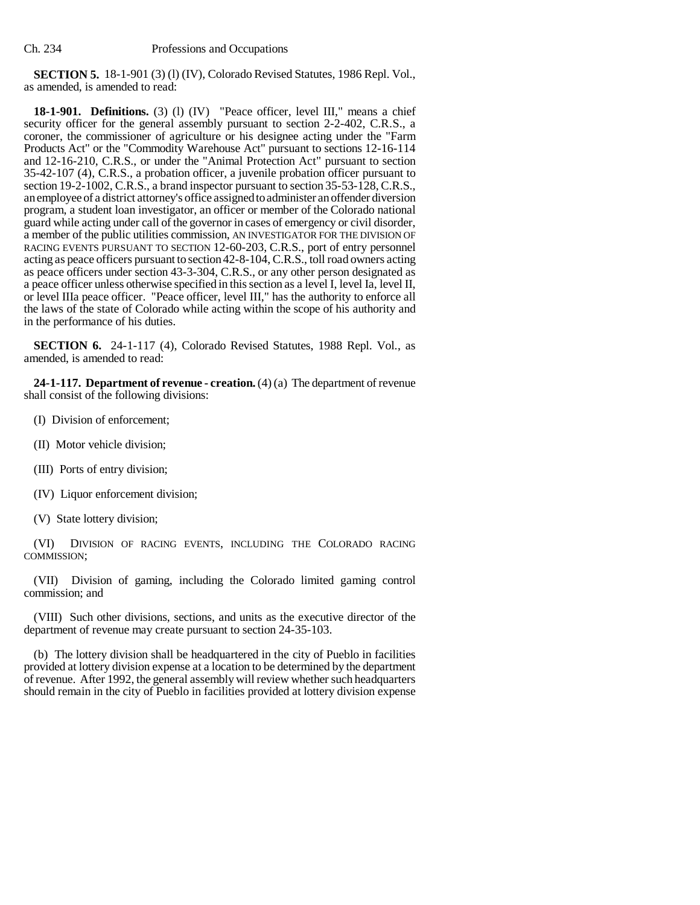**SECTION 5.** 18-1-901 (3) (l) (IV), Colorado Revised Statutes, 1986 Repl. Vol., as amended, is amended to read:

**18-1-901. Definitions.** (3) (l) (IV) "Peace officer, level III," means a chief security officer for the general assembly pursuant to section 2-2-402, C.R.S., a coroner, the commissioner of agriculture or his designee acting under the "Farm Products Act" or the "Commodity Warehouse Act" pursuant to sections 12-16-114 and 12-16-210, C.R.S., or under the "Animal Protection Act" pursuant to section 35-42-107 (4), C.R.S., a probation officer, a juvenile probation officer pursuant to section 19-2-1002, C.R.S., a brand inspector pursuant to section 35-53-128, C.R.S., an employee of a district attorney's office assigned to administer an offender diversion program, a student loan investigator, an officer or member of the Colorado national guard while acting under call of the governor in cases of emergency or civil disorder, a member of the public utilities commission, AN INVESTIGATOR FOR THE DIVISION OF RACING EVENTS PURSUANT TO SECTION 12-60-203, C.R.S., port of entry personnel acting as peace officers pursuant to section 42-8-104, C.R.S., toll road owners acting as peace officers under section 43-3-304, C.R.S., or any other person designated as a peace officer unless otherwise specified in this section as a level I, level Ia, level II, or level IIIa peace officer. "Peace officer, level III," has the authority to enforce all the laws of the state of Colorado while acting within the scope of his authority and in the performance of his duties.

**SECTION 6.** 24-1-117 (4), Colorado Revised Statutes, 1988 Repl. Vol., as amended, is amended to read:

**24-1-117. Department of revenue - creation.** (4) (a) The department of revenue shall consist of the following divisions:

(I) Division of enforcement;

(II) Motor vehicle division;

(III) Ports of entry division;

(IV) Liquor enforcement division;

(V) State lottery division;

(VI) DIVISION OF RACING EVENTS, INCLUDING THE COLORADO RACING COMMISSION;

(VII) Division of gaming, including the Colorado limited gaming control commission; and

(VIII) Such other divisions, sections, and units as the executive director of the department of revenue may create pursuant to section 24-35-103.

(b) The lottery division shall be headquartered in the city of Pueblo in facilities provided at lottery division expense at a location to be determined by the department of revenue. After 1992, the general assembly will review whether such headquarters should remain in the city of Pueblo in facilities provided at lottery division expense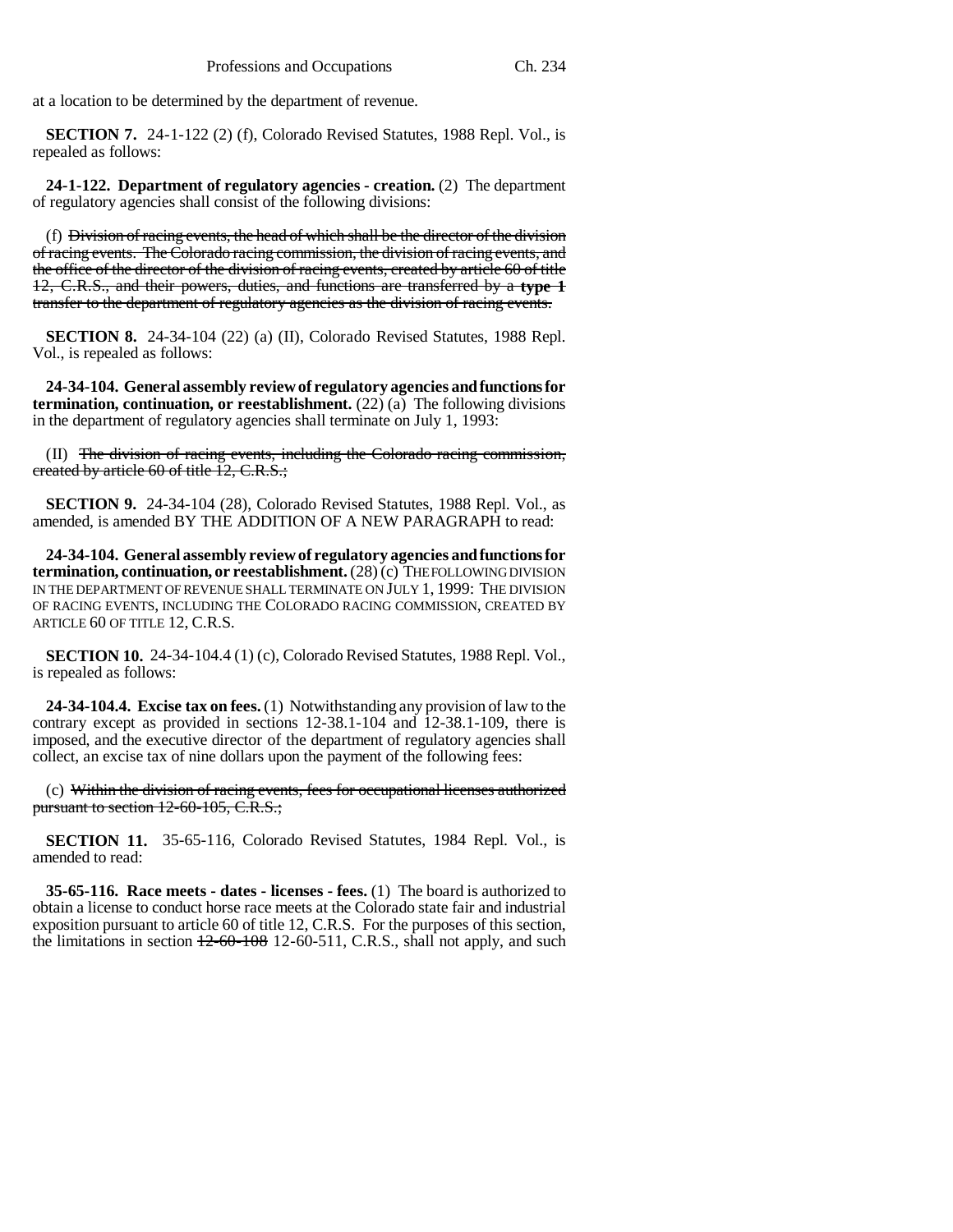at a location to be determined by the department of revenue.

**SECTION 7.** 24-1-122 (2) (f), Colorado Revised Statutes, 1988 Repl. Vol., is repealed as follows:

**24-1-122. Department of regulatory agencies - creation.** (2) The department of regulatory agencies shall consist of the following divisions:

(f) ~~Division of racing events, the head of which shall be the director of the division of racing events. The Colorado racing commission, the division of racing events, and the office of the director of the division of racing events, created by article 60 of title 12, C.R.S., and their powers, duties, and functions are transferred by a **type 1** transfer to the department of regulatory agencies as the division of racing events.~~

**SECTION 8.** 24-34-104 (22) (a) (II), Colorado Revised Statutes, 1988 Repl. Vol., is repealed as follows:

**24-34-104. General assembly review of regulatory agencies and functions for termination, continuation, or reestablishment.** (22) (a) The following divisions in the department of regulatory agencies shall terminate on July 1, 1993:

(II) ~~The division of racing events, including the Colorado racing commission, created by article 60 of title 12, C.R.S.;~~

**SECTION 9.** 24-34-104 (28), Colorado Revised Statutes, 1988 Repl. Vol., as amended, is amended BY THE ADDITION OF A NEW PARAGRAPH to read:

**24-34-104. General assembly review of regulatory agencies and functions for termination, continuation, or reestablishment.** (28) (c) THE FOLLOWING DIVISION IN THE DEPARTMENT OF REVENUE SHALL TERMINATE ON JULY 1, 1999: THE DIVISION OF RACING EVENTS, INCLUDING THE COLORADO RACING COMMISSION, CREATED BY ARTICLE 60 OF TITLE 12, C.R.S.

**SECTION 10.** 24-34-104.4 (1) (c), Colorado Revised Statutes, 1988 Repl. Vol., is repealed as follows:

**24-34-104.4. Excise tax on fees.** (1) Notwithstanding any provision of law to the contrary except as provided in sections 12-38.1-104 and 12-38.1-109, there is imposed, and the executive director of the department of regulatory agencies shall collect, an excise tax of nine dollars upon the payment of the following fees:

(c) ~~Within the division of racing events, fees for occupational licenses authorized pursuant to section 12-60-105, C.R.S.;~~

**SECTION 11.** 35-65-116, Colorado Revised Statutes, 1984 Repl. Vol., is amended to read:

**35-65-116. Race meets - dates - licenses - fees.** (1) The board is authorized to obtain a license to conduct horse race meets at the Colorado state fair and industrial exposition pursuant to article 60 of title 12, C.R.S. For the purposes of this section, the limitations in section ~~12-60-108~~ 12-60-511, C.R.S., shall not apply, and such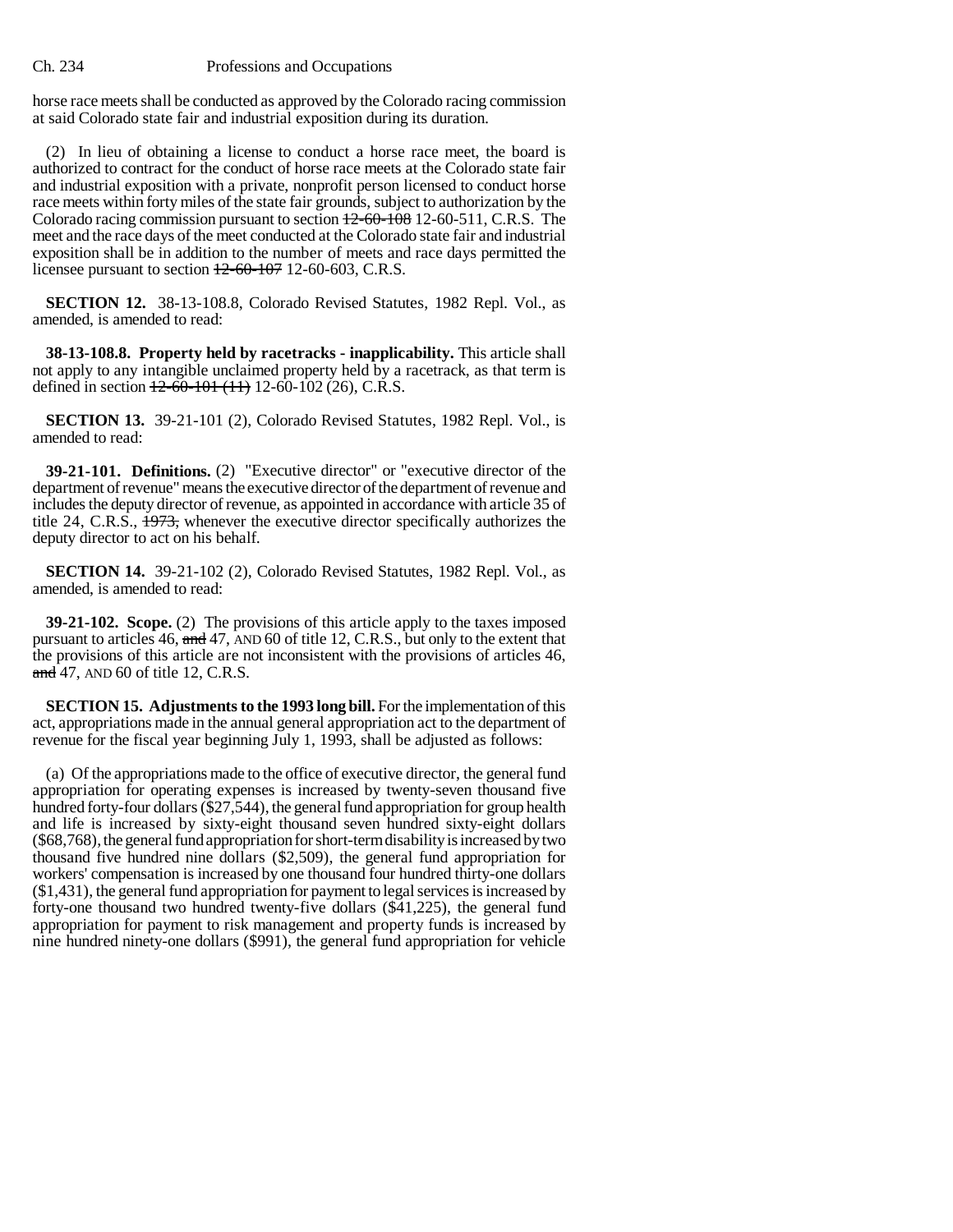horse race meets shall be conducted as approved by the Colorado racing commission at said Colorado state fair and industrial exposition during its duration.

(2) In lieu of obtaining a license to conduct a horse race meet, the board is authorized to contract for the conduct of horse race meets at the Colorado state fair and industrial exposition with a private, nonprofit person licensed to conduct horse race meets within forty miles of the state fair grounds, subject to authorization by the Colorado racing commission pursuant to section ~~12-60-108~~ 12-60-511, C.R.S. The meet and the race days of the meet conducted at the Colorado state fair and industrial exposition shall be in addition to the number of meets and race days permitted the licensee pursuant to section ~~12-60-107~~ 12-60-603, C.R.S.

**SECTION 12.** 38-13-108.8, Colorado Revised Statutes, 1982 Repl. Vol., as amended, is amended to read:

**38-13-108.8. Property held by racetracks - inapplicability.** This article shall not apply to any intangible unclaimed property held by a racetrack, as that term is defined in section ~~12-60-101 (11)~~ 12-60-102 (26), C.R.S.

**SECTION 13.** 39-21-101 (2), Colorado Revised Statutes, 1982 Repl. Vol., is amended to read:

**39-21-101. Definitions.** (2) "Executive director" or "executive director of the department of revenue" means the executive director of the department of revenue and includes the deputy director of revenue, as appointed in accordance with article 35 of title 24, C.R.S., ~~1973,~~ whenever the executive director specifically authorizes the deputy director to act on his behalf.

**SECTION 14.** 39-21-102 (2), Colorado Revised Statutes, 1982 Repl. Vol., as amended, is amended to read:

**39-21-102. Scope.** (2) The provisions of this article apply to the taxes imposed pursuant to articles 46, ~~and~~ 47, AND 60 of title 12, C.R.S., but only to the extent that the provisions of this article are not inconsistent with the provisions of articles 46, ~~and~~ 47, AND 60 of title 12, C.R.S.

**SECTION 15. Adjustments to the 1993 long bill.** For the implementation of this act, appropriations made in the annual general appropriation act to the department of revenue for the fiscal year beginning July 1, 1993, shall be adjusted as follows:

(a) Of the appropriations made to the office of executive director, the general fund appropriation for operating expenses is increased by twenty-seven thousand five hundred forty-four dollars ($27,544), the general fund appropriation for group health and life is increased by sixty-eight thousand seven hundred sixty-eight dollars ($68,768), the general fund appropriation for short-term disability is increased by two thousand five hundred nine dollars ($2,509), the general fund appropriation for workers' compensation is increased by one thousand four hundred thirty-one dollars ($1,431), the general fund appropriation for payment to legal services is increased by forty-one thousand two hundred twenty-five dollars ($41,225), the general fund appropriation for payment to risk management and property funds is increased by nine hundred ninety-one dollars ($991), the general fund appropriation for vehicle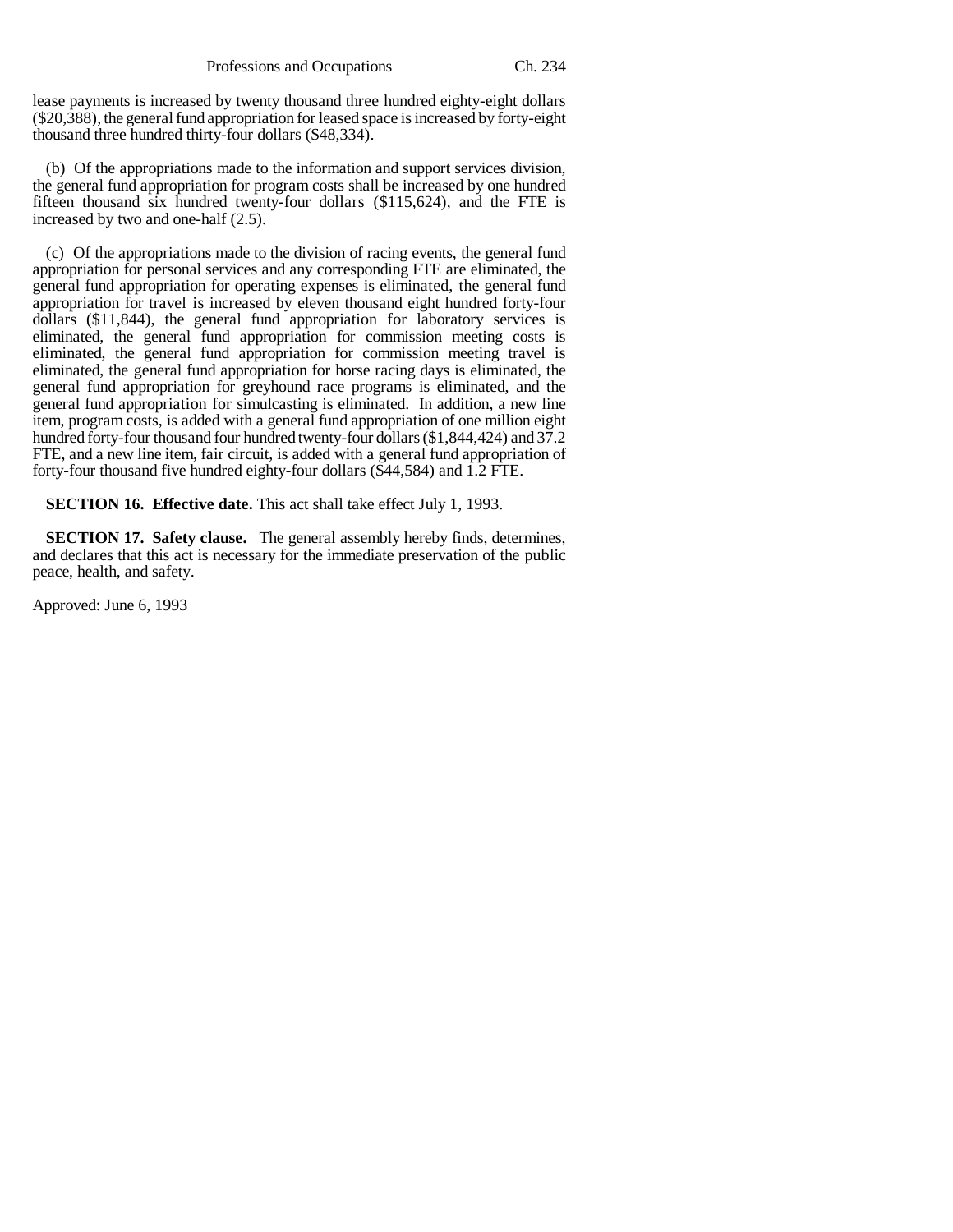lease payments is increased by twenty thousand three hundred eighty-eight dollars ($20,388), the general fund appropriation for leased space is increased by forty-eight thousand three hundred thirty-four dollars ($48,334).

(b) Of the appropriations made to the information and support services division, the general fund appropriation for program costs shall be increased by one hundred fifteen thousand six hundred twenty-four dollars ($115,624), and the FTE is increased by two and one-half (2.5).

(c) Of the appropriations made to the division of racing events, the general fund appropriation for personal services and any corresponding FTE are eliminated, the general fund appropriation for operating expenses is eliminated, the general fund appropriation for travel is increased by eleven thousand eight hundred forty-four dollars ($11,844), the general fund appropriation for laboratory services is eliminated, the general fund appropriation for commission meeting costs is eliminated, the general fund appropriation for commission meeting travel is eliminated, the general fund appropriation for horse racing days is eliminated, the general fund appropriation for greyhound race programs is eliminated, and the general fund appropriation for simulcasting is eliminated. In addition, a new line item, program costs, is added with a general fund appropriation of one million eight hundred forty-four thousand four hundred twenty-four dollars ($1,844,424) and 37.2 FTE, and a new line item, fair circuit, is added with a general fund appropriation of forty-four thousand five hundred eighty-four dollars ($44,584) and 1.2 FTE.

**SECTION 16. Effective date.** This act shall take effect July 1, 1993.

**SECTION 17. Safety clause.** The general assembly hereby finds, determines, and declares that this act is necessary for the immediate preservation of the public peace, health, and safety.

Approved: June 6, 1993